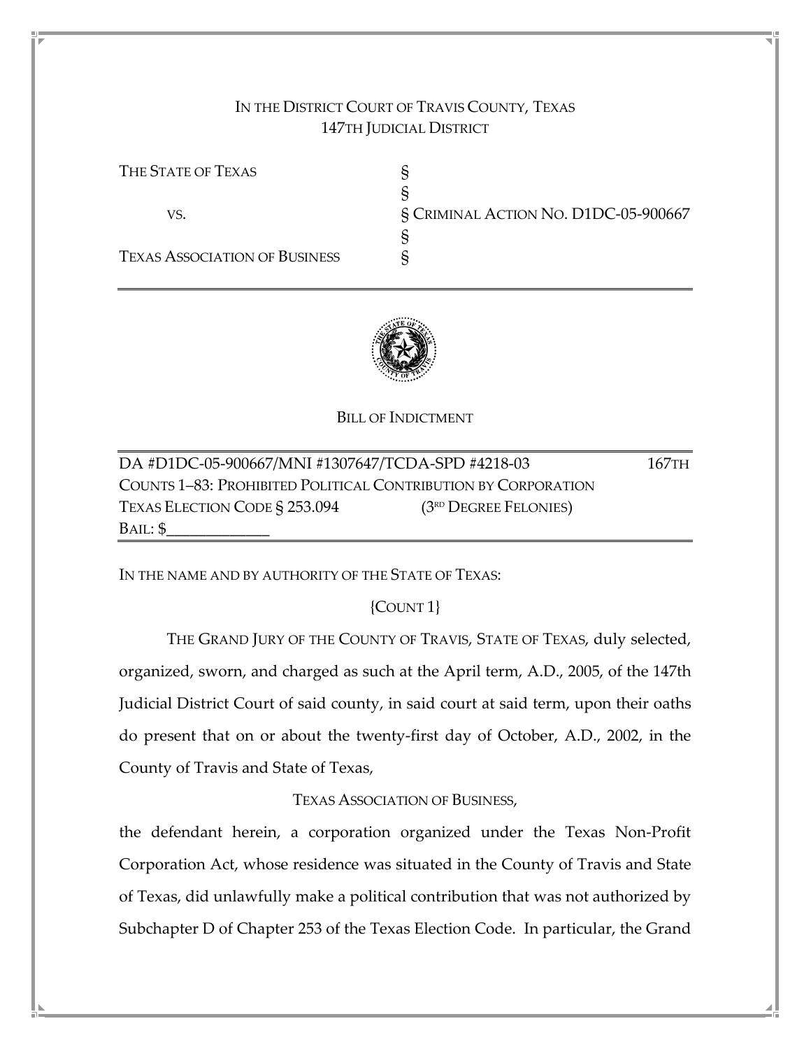IN THE DISTRICT COURT OF TRAVIS COUNTY, TEXAS
147TH JUDICIAL DISTRICT

| | | |
|---|---|---|
| THE STATE OF TEXAS | § | |
| | § | |
| VS. | § | CRIMINAL ACTION NO. D1DC-05-900667 |
| | § | |
| TEXAS ASSOCIATION OF BUSINESS | § | |

# BILL OF INDICTMENT

DA #D1DC-05-900667/MNI #1307647/TCDA-SPD #4218-03 167TH
COUNTS 1–83: PROHIBITED POLITICAL CONTRIBUTION BY CORPORATION
TEXAS ELECTION CODE § 253.094 (3RD DEGREE FELONIES)
BAIL: $_____________

IN THE NAME AND BY AUTHORITY OF THE STATE OF TEXAS:

{COUNT 1}

THE GRAND JURY OF THE COUNTY OF TRAVIS, STATE OF TEXAS, duly selected, organized, sworn, and charged as such at the April term, A.D., 2005, of the 147th Judicial District Court of said county, in said court at said term, upon their oaths do present that on or about the twenty-first day of October, A.D., 2002, in the County of Travis and State of Texas,

TEXAS ASSOCIATION OF BUSINESS,

the defendant herein, a corporation organized under the Texas Non-Profit Corporation Act, whose residence was situated in the County of Travis and State of Texas, did unlawfully make a political contribution that was not authorized by Subchapter D of Chapter 253 of the Texas Election Code. In particular, the Grand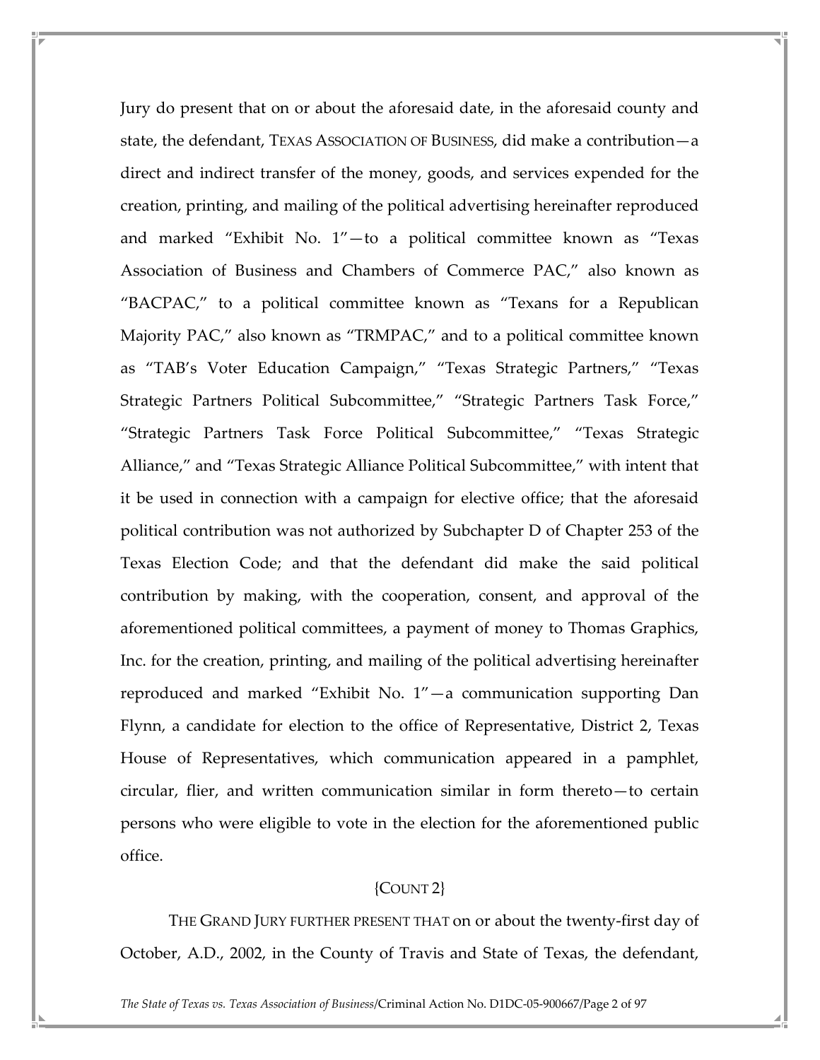Jury do present that on or about the aforesaid date, in the aforesaid county and state, the defendant, TEXAS ASSOCIATION OF BUSINESS, did make a contribution—a direct and indirect transfer of the money, goods, and services expended for the creation, printing, and mailing of the political advertising hereinafter reproduced and marked "Exhibit No. 1"—to a political committee known as "Texas Association of Business and Chambers of Commerce PAC," also known as "BACPAC," to a political committee known as "Texans for a Republican Majority PAC," also known as "TRMPAC," and to a political committee known as "TAB's Voter Education Campaign," "Texas Strategic Partners," "Texas Strategic Partners Political Subcommittee," "Strategic Partners Task Force," "Strategic Partners Task Force Political Subcommittee," "Texas Strategic Alliance," and "Texas Strategic Alliance Political Subcommittee," with intent that it be used in connection with a campaign for elective office; that the aforesaid political contribution was not authorized by Subchapter D of Chapter 253 of the Texas Election Code; and that the defendant did make the said political contribution by making, with the cooperation, consent, and approval of the aforementioned political committees, a payment of money to Thomas Graphics, Inc. for the creation, printing, and mailing of the political advertising hereinafter reproduced and marked "Exhibit No. 1"—a communication supporting Dan Flynn, a candidate for election to the office of Representative, District 2, Texas House of Representatives, which communication appeared in a pamphlet, circular, flier, and written communication similar in form thereto—to certain persons who were eligible to vote in the election for the aforementioned public office.

{COUNT 2}

THE GRAND JURY FURTHER PRESENT THAT on or about the twenty-first day of October, A.D., 2002, in the County of Travis and State of Texas, the defendant,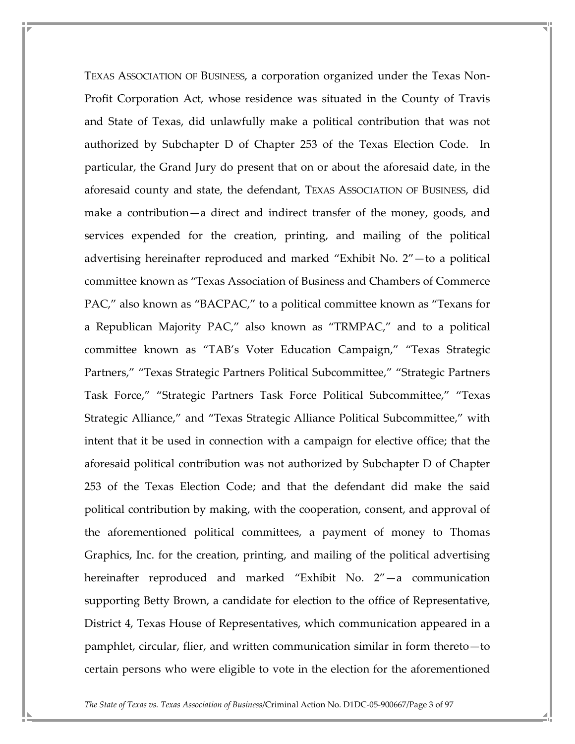Texas Association of Business, a corporation organized under the Texas Non-Profit Corporation Act, whose residence was situated in the County of Travis and State of Texas, did unlawfully make a political contribution that was not authorized by Subchapter D of Chapter 253 of the Texas Election Code. In particular, the Grand Jury do present that on or about the aforesaid date, in the aforesaid county and state, the defendant, Texas Association of Business, did make a contribution—a direct and indirect transfer of the money, goods, and services expended for the creation, printing, and mailing of the political advertising hereinafter reproduced and marked "Exhibit No. 2"—to a political committee known as "Texas Association of Business and Chambers of Commerce PAC," also known as "BACPAC," to a political committee known as "Texans for a Republican Majority PAC," also known as "TRMPAC," and to a political committee known as "TAB's Voter Education Campaign," "Texas Strategic Partners," "Texas Strategic Partners Political Subcommittee," "Strategic Partners Task Force," "Strategic Partners Task Force Political Subcommittee," "Texas Strategic Alliance," and "Texas Strategic Alliance Political Subcommittee," with intent that it be used in connection with a campaign for elective office; that the aforesaid political contribution was not authorized by Subchapter D of Chapter 253 of the Texas Election Code; and that the defendant did make the said political contribution by making, with the cooperation, consent, and approval of the aforementioned political committees, a payment of money to Thomas Graphics, Inc. for the creation, printing, and mailing of the political advertising hereinafter reproduced and marked "Exhibit No. 2"—a communication supporting Betty Brown, a candidate for election to the office of Representative, District 4, Texas House of Representatives, which communication appeared in a pamphlet, circular, flier, and written communication similar in form thereto—to certain persons who were eligible to vote in the election for the aforementioned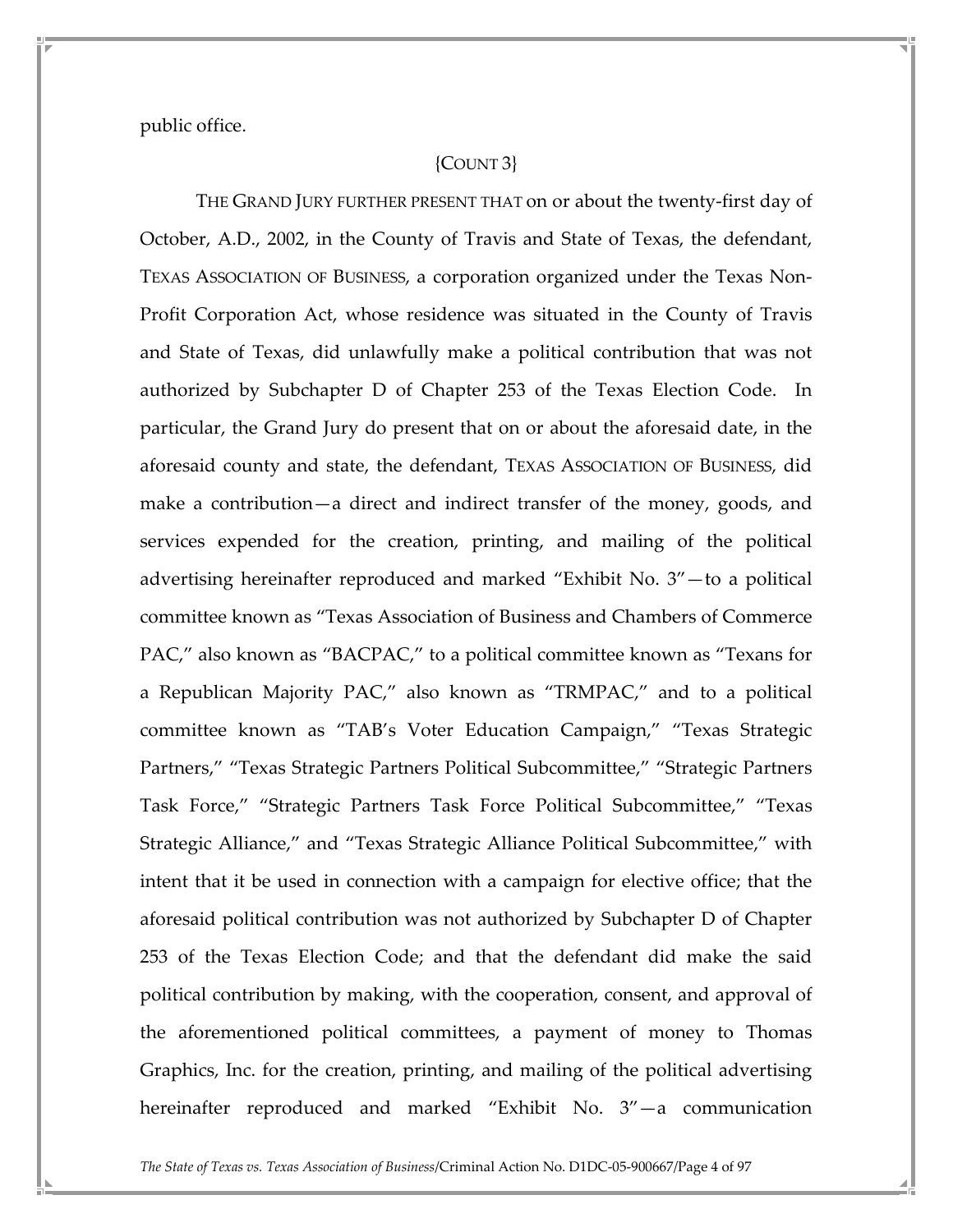public office.

{COUNT 3}

THE GRAND JURY FURTHER PRESENT THAT on or about the twenty-first day of October, A.D., 2002, in the County of Travis and State of Texas, the defendant, TEXAS ASSOCIATION OF BUSINESS, a corporation organized under the Texas Non-Profit Corporation Act, whose residence was situated in the County of Travis and State of Texas, did unlawfully make a political contribution that was not authorized by Subchapter D of Chapter 253 of the Texas Election Code. In particular, the Grand Jury do present that on or about the aforesaid date, in the aforesaid county and state, the defendant, TEXAS ASSOCIATION OF BUSINESS, did make a contribution—a direct and indirect transfer of the money, goods, and services expended for the creation, printing, and mailing of the political advertising hereinafter reproduced and marked "Exhibit No. 3"—to a political committee known as "Texas Association of Business and Chambers of Commerce PAC," also known as "BACPAC," to a political committee known as "Texans for a Republican Majority PAC," also known as "TRMPAC," and to a political committee known as "TAB's Voter Education Campaign," "Texas Strategic Partners," "Texas Strategic Partners Political Subcommittee," "Strategic Partners Task Force," "Strategic Partners Task Force Political Subcommittee," "Texas Strategic Alliance," and "Texas Strategic Alliance Political Subcommittee," with intent that it be used in connection with a campaign for elective office; that the aforesaid political contribution was not authorized by Subchapter D of Chapter 253 of the Texas Election Code; and that the defendant did make the said political contribution by making, with the cooperation, consent, and approval of the aforementioned political committees, a payment of money to Thomas Graphics, Inc. for the creation, printing, and mailing of the political advertising hereinafter reproduced and marked "Exhibit No. 3"—a communication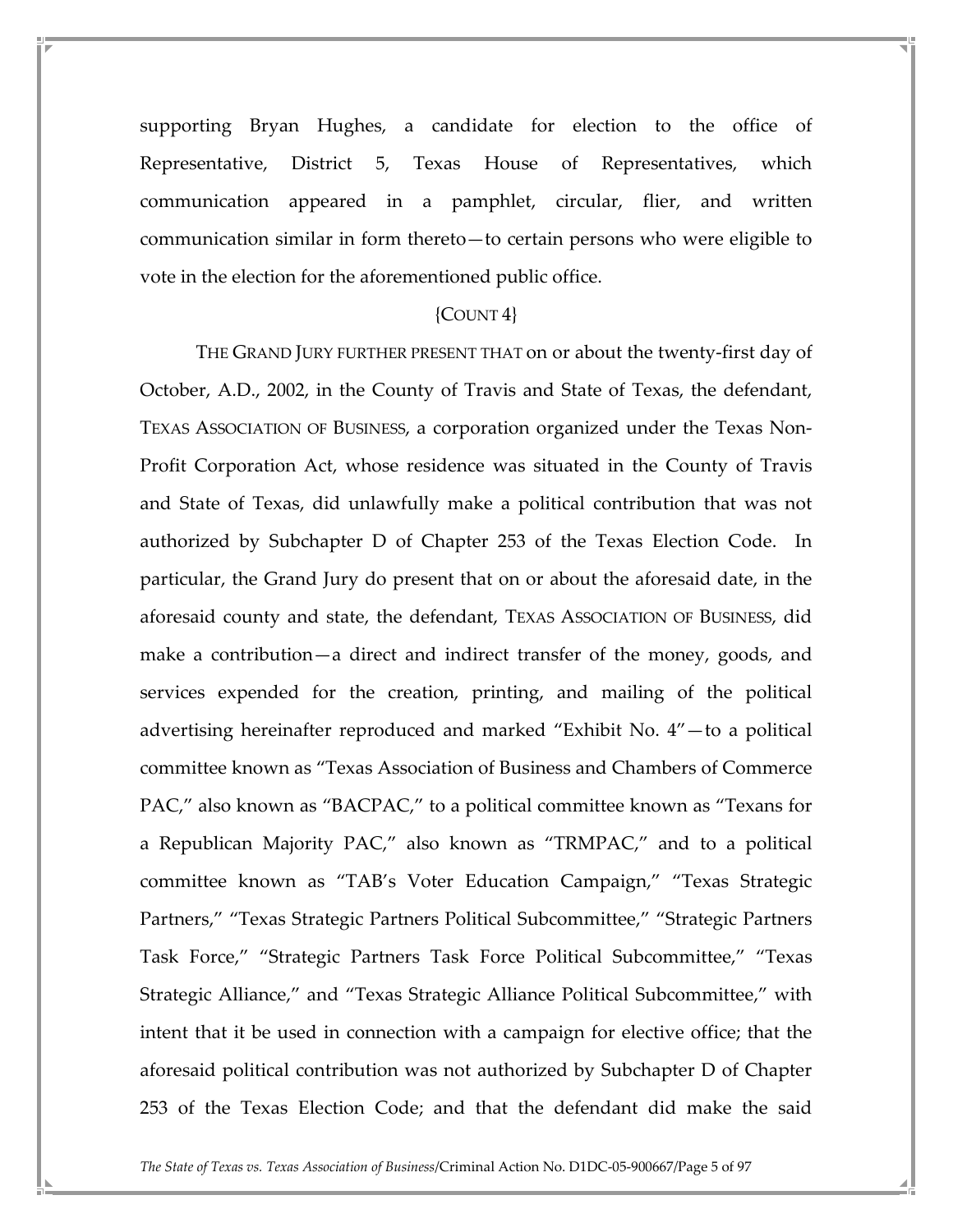supporting Bryan Hughes, a candidate for election to the office of Representative, District 5, Texas House of Representatives, which communication appeared in a pamphlet, circular, flier, and written communication similar in form thereto—to certain persons who were eligible to vote in the election for the aforementioned public office.

{COUNT 4}

THE GRAND JURY FURTHER PRESENT THAT on or about the twenty-first day of October, A.D., 2002, in the County of Travis and State of Texas, the defendant, TEXAS ASSOCIATION OF BUSINESS, a corporation organized under the Texas Non-Profit Corporation Act, whose residence was situated in the County of Travis and State of Texas, did unlawfully make a political contribution that was not authorized by Subchapter D of Chapter 253 of the Texas Election Code. In particular, the Grand Jury do present that on or about the aforesaid date, in the aforesaid county and state, the defendant, TEXAS ASSOCIATION OF BUSINESS, did make a contribution—a direct and indirect transfer of the money, goods, and services expended for the creation, printing, and mailing of the political advertising hereinafter reproduced and marked "Exhibit No. 4"—to a political committee known as "Texas Association of Business and Chambers of Commerce PAC," also known as "BACPAC," to a political committee known as "Texans for a Republican Majority PAC," also known as "TRMPAC," and to a political committee known as "TAB's Voter Education Campaign," "Texas Strategic Partners," "Texas Strategic Partners Political Subcommittee," "Strategic Partners Task Force," "Strategic Partners Task Force Political Subcommittee," "Texas Strategic Alliance," and "Texas Strategic Alliance Political Subcommittee," with intent that it be used in connection with a campaign for elective office; that the aforesaid political contribution was not authorized by Subchapter D of Chapter 253 of the Texas Election Code; and that the defendant did make the said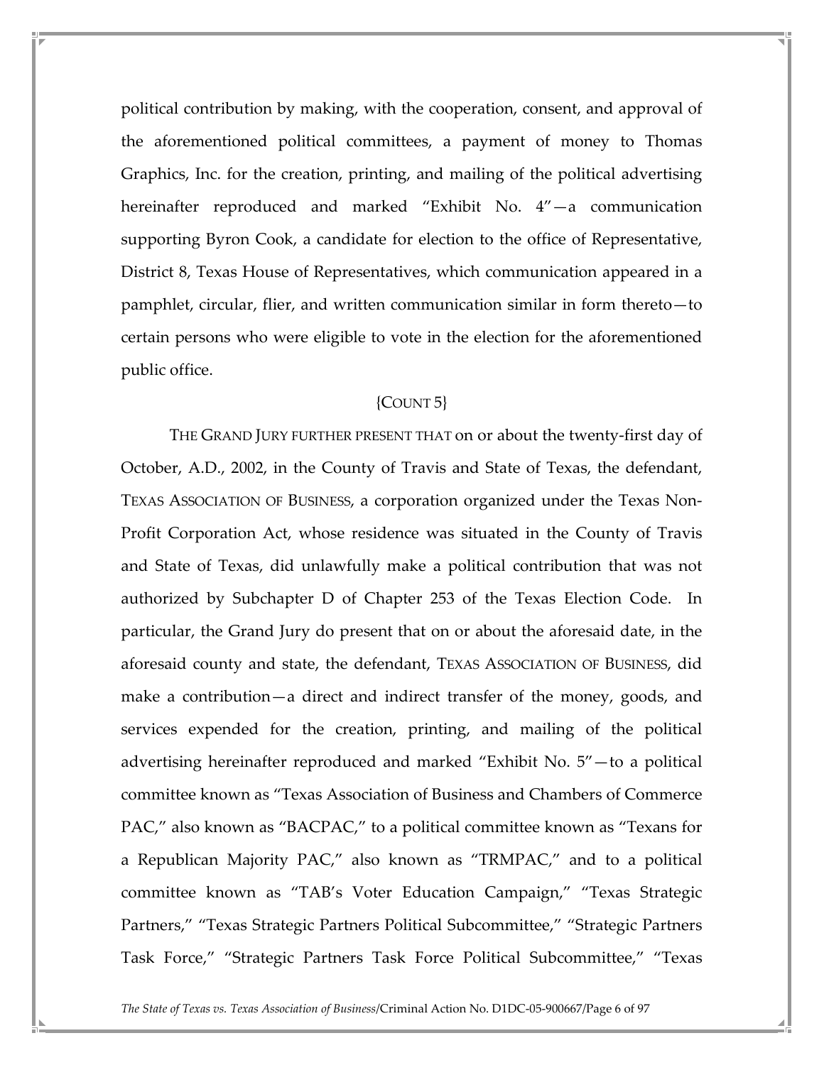political contribution by making, with the cooperation, consent, and approval of the aforementioned political committees, a payment of money to Thomas Graphics, Inc. for the creation, printing, and mailing of the political advertising hereinafter reproduced and marked "Exhibit No. 4"—a communication supporting Byron Cook, a candidate for election to the office of Representative, District 8, Texas House of Representatives, which communication appeared in a pamphlet, circular, flier, and written communication similar in form thereto—to certain persons who were eligible to vote in the election for the aforementioned public office.

{COUNT 5}

THE GRAND JURY FURTHER PRESENT THAT on or about the twenty-first day of October, A.D., 2002, in the County of Travis and State of Texas, the defendant, TEXAS ASSOCIATION OF BUSINESS, a corporation organized under the Texas Non-Profit Corporation Act, whose residence was situated in the County of Travis and State of Texas, did unlawfully make a political contribution that was not authorized by Subchapter D of Chapter 253 of the Texas Election Code. In particular, the Grand Jury do present that on or about the aforesaid date, in the aforesaid county and state, the defendant, TEXAS ASSOCIATION OF BUSINESS, did make a contribution—a direct and indirect transfer of the money, goods, and services expended for the creation, printing, and mailing of the political advertising hereinafter reproduced and marked "Exhibit No. 5"—to a political committee known as "Texas Association of Business and Chambers of Commerce PAC," also known as "BACPAC," to a political committee known as "Texans for a Republican Majority PAC," also known as "TRMPAC," and to a political committee known as "TAB's Voter Education Campaign," "Texas Strategic Partners," "Texas Strategic Partners Political Subcommittee," "Strategic Partners Task Force," "Strategic Partners Task Force Political Subcommittee," "Texas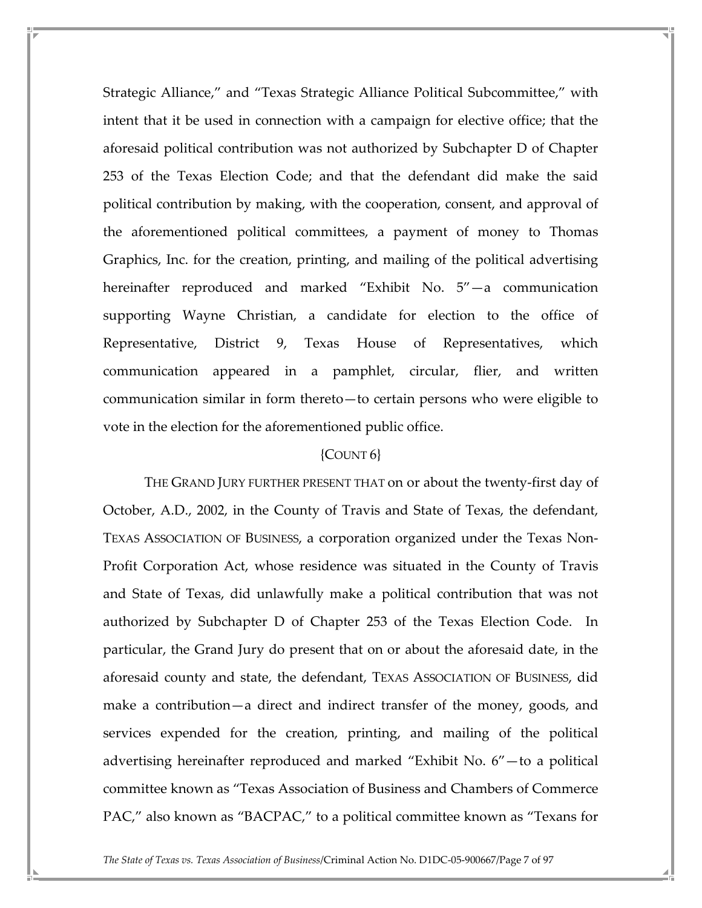Strategic Alliance," and "Texas Strategic Alliance Political Subcommittee," with intent that it be used in connection with a campaign for elective office; that the aforesaid political contribution was not authorized by Subchapter D of Chapter 253 of the Texas Election Code; and that the defendant did make the said political contribution by making, with the cooperation, consent, and approval of the aforementioned political committees, a payment of money to Thomas Graphics, Inc. for the creation, printing, and mailing of the political advertising hereinafter reproduced and marked "Exhibit No. 5"—a communication supporting Wayne Christian, a candidate for election to the office of Representative, District 9, Texas House of Representatives, which communication appeared in a pamphlet, circular, flier, and written communication similar in form thereto—to certain persons who were eligible to vote in the election for the aforementioned public office.

{COUNT 6}

THE GRAND JURY FURTHER PRESENT THAT on or about the twenty-first day of October, A.D., 2002, in the County of Travis and State of Texas, the defendant, TEXAS ASSOCIATION OF BUSINESS, a corporation organized under the Texas Non-Profit Corporation Act, whose residence was situated in the County of Travis and State of Texas, did unlawfully make a political contribution that was not authorized by Subchapter D of Chapter 253 of the Texas Election Code. In particular, the Grand Jury do present that on or about the aforesaid date, in the aforesaid county and state, the defendant, TEXAS ASSOCIATION OF BUSINESS, did make a contribution—a direct and indirect transfer of the money, goods, and services expended for the creation, printing, and mailing of the political advertising hereinafter reproduced and marked "Exhibit No. 6"—to a political committee known as "Texas Association of Business and Chambers of Commerce PAC," also known as "BACPAC," to a political committee known as "Texans for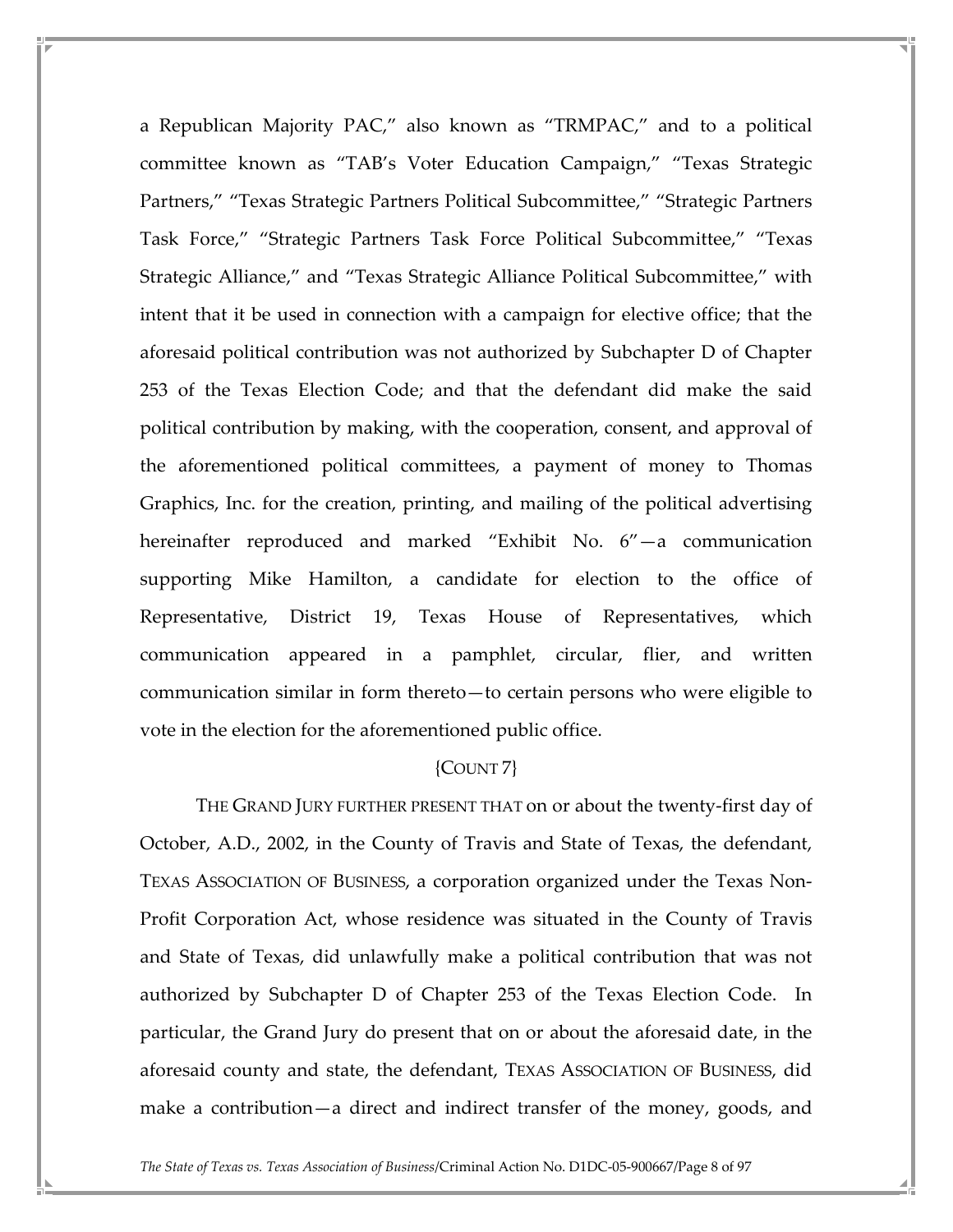a Republican Majority PAC," also known as "TRMPAC," and to a political committee known as "TAB's Voter Education Campaign," "Texas Strategic Partners," "Texas Strategic Partners Political Subcommittee," "Strategic Partners Task Force," "Strategic Partners Task Force Political Subcommittee," "Texas Strategic Alliance," and "Texas Strategic Alliance Political Subcommittee," with intent that it be used in connection with a campaign for elective office; that the aforesaid political contribution was not authorized by Subchapter D of Chapter 253 of the Texas Election Code; and that the defendant did make the said political contribution by making, with the cooperation, consent, and approval of the aforementioned political committees, a payment of money to Thomas Graphics, Inc. for the creation, printing, and mailing of the political advertising hereinafter reproduced and marked "Exhibit No. 6"—a communication supporting Mike Hamilton, a candidate for election to the office of Representative, District 19, Texas House of Representatives, which communication appeared in a pamphlet, circular, flier, and written communication similar in form thereto—to certain persons who were eligible to vote in the election for the aforementioned public office.

{COUNT 7}

THE GRAND JURY FURTHER PRESENT THAT on or about the twenty-first day of October, A.D., 2002, in the County of Travis and State of Texas, the defendant, TEXAS ASSOCIATION OF BUSINESS, a corporation organized under the Texas Non-Profit Corporation Act, whose residence was situated in the County of Travis and State of Texas, did unlawfully make a political contribution that was not authorized by Subchapter D of Chapter 253 of the Texas Election Code. In particular, the Grand Jury do present that on or about the aforesaid date, in the aforesaid county and state, the defendant, TEXAS ASSOCIATION OF BUSINESS, did make a contribution—a direct and indirect transfer of the money, goods, and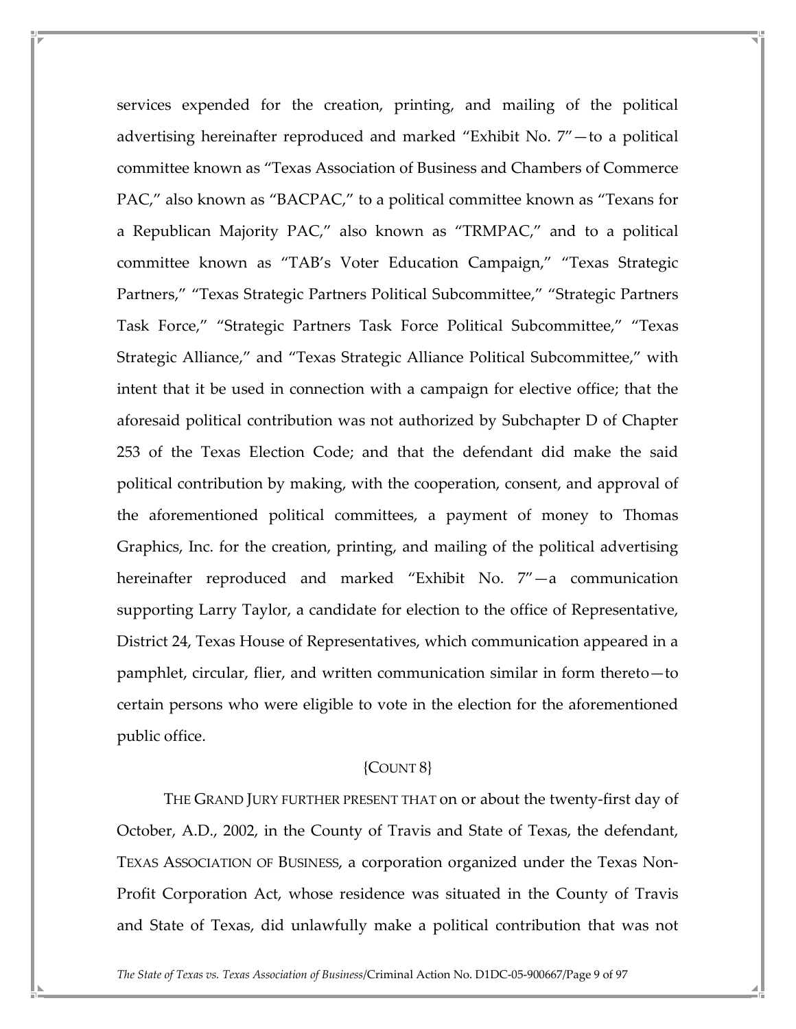services expended for the creation, printing, and mailing of the political advertising hereinafter reproduced and marked "Exhibit No. 7"—to a political committee known as "Texas Association of Business and Chambers of Commerce PAC," also known as "BACPAC," to a political committee known as "Texans for a Republican Majority PAC," also known as "TRMPAC," and to a political committee known as "TAB's Voter Education Campaign," "Texas Strategic Partners," "Texas Strategic Partners Political Subcommittee," "Strategic Partners Task Force," "Strategic Partners Task Force Political Subcommittee," "Texas Strategic Alliance," and "Texas Strategic Alliance Political Subcommittee," with intent that it be used in connection with a campaign for elective office; that the aforesaid political contribution was not authorized by Subchapter D of Chapter 253 of the Texas Election Code; and that the defendant did make the said political contribution by making, with the cooperation, consent, and approval of the aforementioned political committees, a payment of money to Thomas Graphics, Inc. for the creation, printing, and mailing of the political advertising hereinafter reproduced and marked "Exhibit No. 7"—a communication supporting Larry Taylor, a candidate for election to the office of Representative, District 24, Texas House of Representatives, which communication appeared in a pamphlet, circular, flier, and written communication similar in form thereto—to certain persons who were eligible to vote in the election for the aforementioned public office.

{COUNT 8}

THE GRAND JURY FURTHER PRESENT THAT on or about the twenty-first day of October, A.D., 2002, in the County of Travis and State of Texas, the defendant, TEXAS ASSOCIATION OF BUSINESS, a corporation organized under the Texas Non-Profit Corporation Act, whose residence was situated in the County of Travis and State of Texas, did unlawfully make a political contribution that was not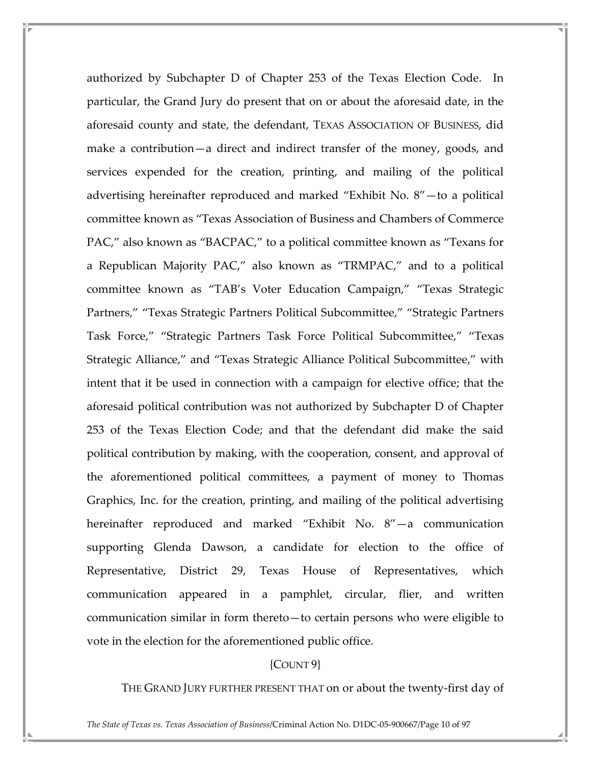authorized by Subchapter D of Chapter 253 of the Texas Election Code. In particular, the Grand Jury do present that on or about the aforesaid date, in the aforesaid county and state, the defendant, TEXAS ASSOCIATION OF BUSINESS, did make a contribution—a direct and indirect transfer of the money, goods, and services expended for the creation, printing, and mailing of the political advertising hereinafter reproduced and marked "Exhibit No. 8"—to a political committee known as "Texas Association of Business and Chambers of Commerce PAC," also known as "BACPAC," to a political committee known as "Texans for a Republican Majority PAC," also known as "TRMPAC," and to a political committee known as "TAB's Voter Education Campaign," "Texas Strategic Partners," "Texas Strategic Partners Political Subcommittee," "Strategic Partners Task Force," "Strategic Partners Task Force Political Subcommittee," "Texas Strategic Alliance," and "Texas Strategic Alliance Political Subcommittee," with intent that it be used in connection with a campaign for elective office; that the aforesaid political contribution was not authorized by Subchapter D of Chapter 253 of the Texas Election Code; and that the defendant did make the said political contribution by making, with the cooperation, consent, and approval of the aforementioned political committees, a payment of money to Thomas Graphics, Inc. for the creation, printing, and mailing of the political advertising hereinafter reproduced and marked "Exhibit No. 8"—a communication supporting Glenda Dawson, a candidate for election to the office of Representative, District 29, Texas House of Representatives, which communication appeared in a pamphlet, circular, flier, and written communication similar in form thereto—to certain persons who were eligible to vote in the election for the aforementioned public office.

{COUNT 9}

THE GRAND JURY FURTHER PRESENT THAT on or about the twenty-first day of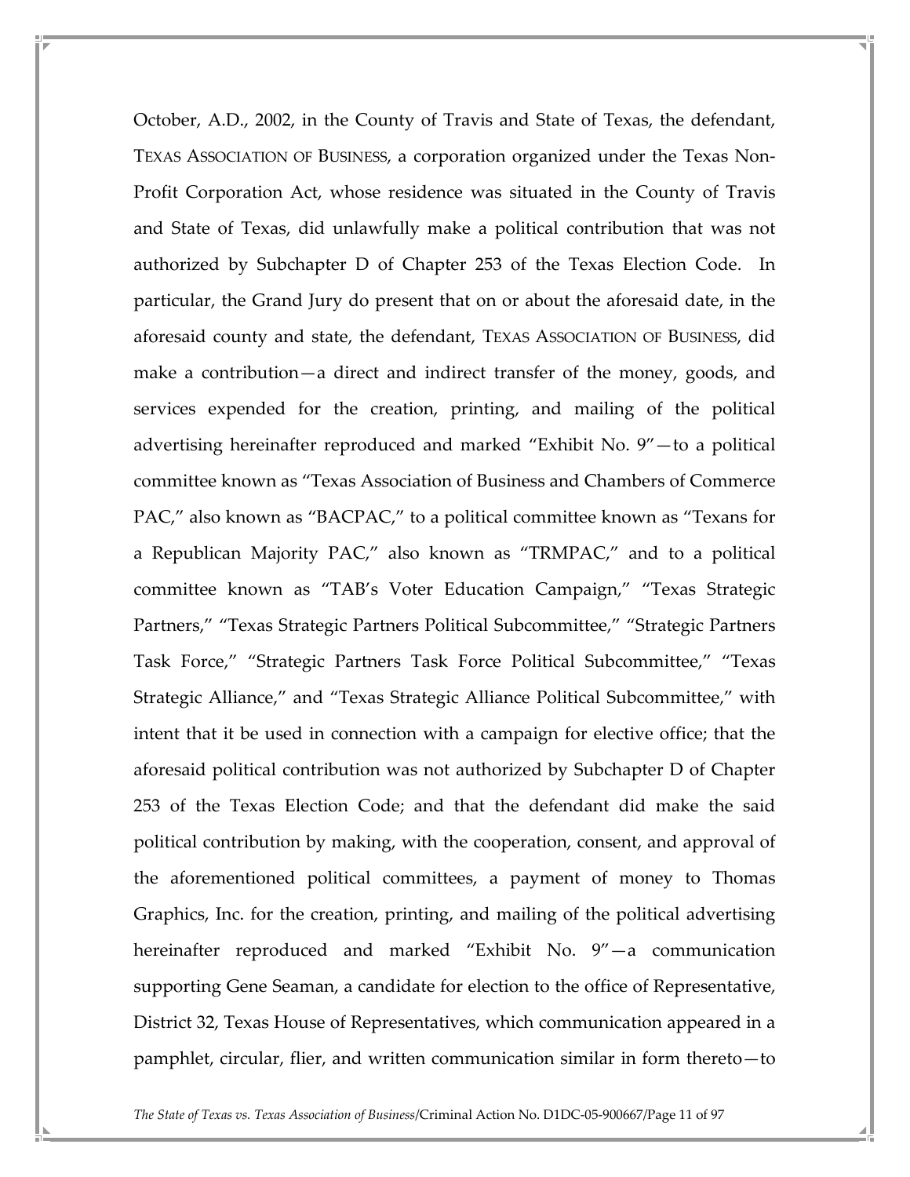October, A.D., 2002, in the County of Travis and State of Texas, the defendant, TEXAS ASSOCIATION OF BUSINESS, a corporation organized under the Texas Non-Profit Corporation Act, whose residence was situated in the County of Travis and State of Texas, did unlawfully make a political contribution that was not authorized by Subchapter D of Chapter 253 of the Texas Election Code. In particular, the Grand Jury do present that on or about the aforesaid date, in the aforesaid county and state, the defendant, TEXAS ASSOCIATION OF BUSINESS, did make a contribution—a direct and indirect transfer of the money, goods, and services expended for the creation, printing, and mailing of the political advertising hereinafter reproduced and marked "Exhibit No. 9"—to a political committee known as "Texas Association of Business and Chambers of Commerce PAC," also known as "BACPAC," to a political committee known as "Texans for a Republican Majority PAC," also known as "TRMPAC," and to a political committee known as "TAB's Voter Education Campaign," "Texas Strategic Partners," "Texas Strategic Partners Political Subcommittee," "Strategic Partners Task Force," "Strategic Partners Task Force Political Subcommittee," "Texas Strategic Alliance," and "Texas Strategic Alliance Political Subcommittee," with intent that it be used in connection with a campaign for elective office; that the aforesaid political contribution was not authorized by Subchapter D of Chapter 253 of the Texas Election Code; and that the defendant did make the said political contribution by making, with the cooperation, consent, and approval of the aforementioned political committees, a payment of money to Thomas Graphics, Inc. for the creation, printing, and mailing of the political advertising hereinafter reproduced and marked "Exhibit No. 9"—a communication supporting Gene Seaman, a candidate for election to the office of Representative, District 32, Texas House of Representatives, which communication appeared in a pamphlet, circular, flier, and written communication similar in form thereto—to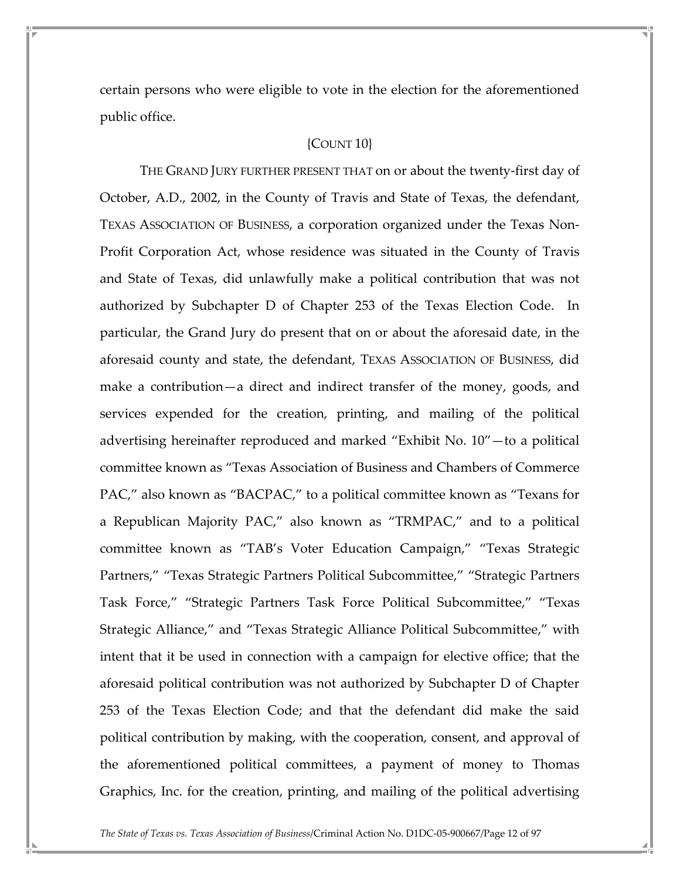certain persons who were eligible to vote in the election for the aforementioned public office.

{COUNT 10}

THE GRAND JURY FURTHER PRESENT THAT on or about the twenty-first day of October, A.D., 2002, in the County of Travis and State of Texas, the defendant, TEXAS ASSOCIATION OF BUSINESS, a corporation organized under the Texas Non-Profit Corporation Act, whose residence was situated in the County of Travis and State of Texas, did unlawfully make a political contribution that was not authorized by Subchapter D of Chapter 253 of the Texas Election Code. In particular, the Grand Jury do present that on or about the aforesaid date, in the aforesaid county and state, the defendant, TEXAS ASSOCIATION OF BUSINESS, did make a contribution—a direct and indirect transfer of the money, goods, and services expended for the creation, printing, and mailing of the political advertising hereinafter reproduced and marked "Exhibit No. 10"—to a political committee known as "Texas Association of Business and Chambers of Commerce PAC," also known as "BACPAC," to a political committee known as "Texans for a Republican Majority PAC," also known as "TRMPAC," and to a political committee known as "TAB's Voter Education Campaign," "Texas Strategic Partners," "Texas Strategic Partners Political Subcommittee," "Strategic Partners Task Force," "Strategic Partners Task Force Political Subcommittee," "Texas Strategic Alliance," and "Texas Strategic Alliance Political Subcommittee," with intent that it be used in connection with a campaign for elective office; that the aforesaid political contribution was not authorized by Subchapter D of Chapter 253 of the Texas Election Code; and that the defendant did make the said political contribution by making, with the cooperation, consent, and approval of the aforementioned political committees, a payment of money to Thomas Graphics, Inc. for the creation, printing, and mailing of the political advertising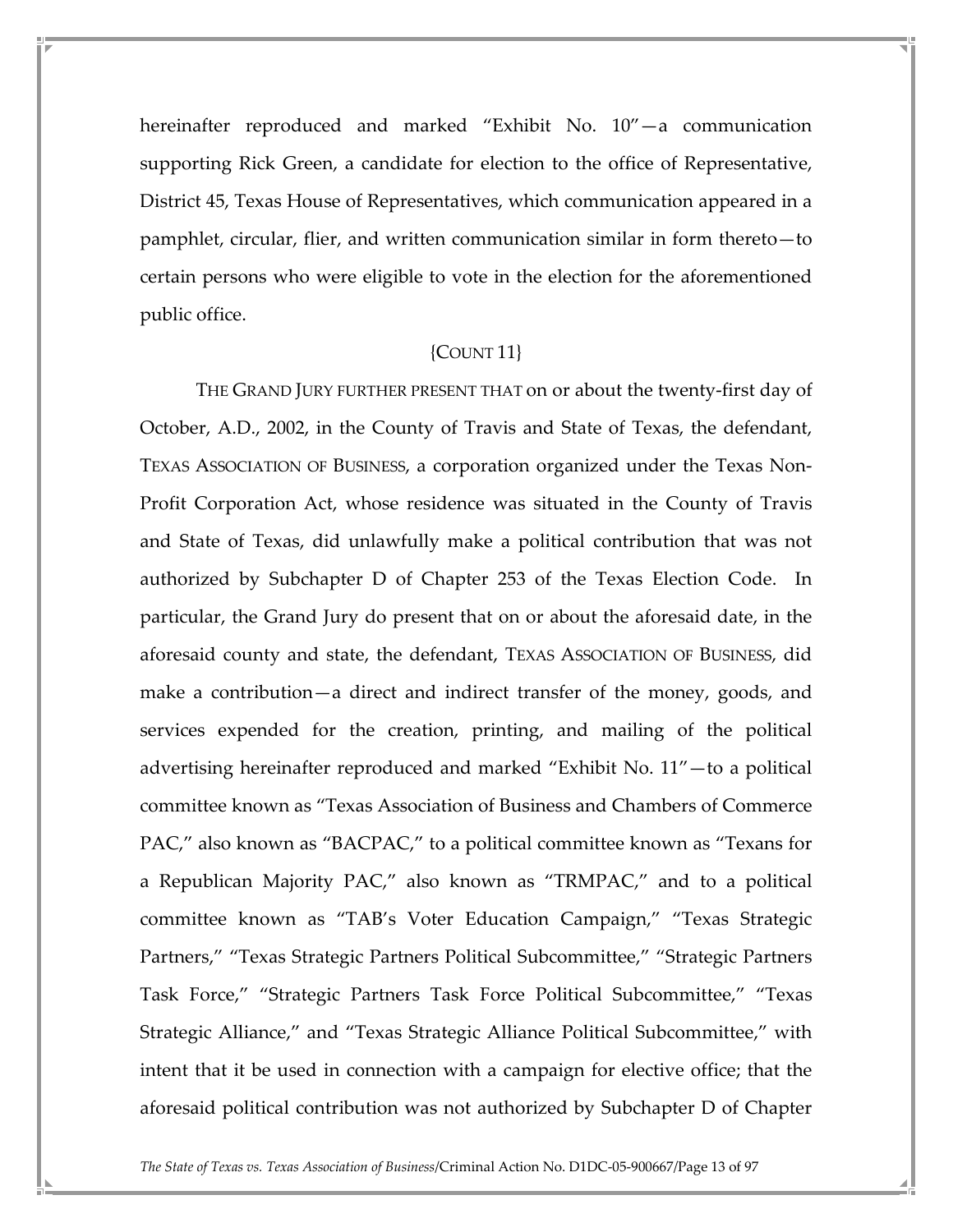hereinafter reproduced and marked "Exhibit No. 10"—a communication supporting Rick Green, a candidate for election to the office of Representative, District 45, Texas House of Representatives, which communication appeared in a pamphlet, circular, flier, and written communication similar in form thereto—to certain persons who were eligible to vote in the election for the aforementioned public office.

{COUNT 11}

THE GRAND JURY FURTHER PRESENT THAT on or about the twenty-first day of October, A.D., 2002, in the County of Travis and State of Texas, the defendant, TEXAS ASSOCIATION OF BUSINESS, a corporation organized under the Texas Non-Profit Corporation Act, whose residence was situated in the County of Travis and State of Texas, did unlawfully make a political contribution that was not authorized by Subchapter D of Chapter 253 of the Texas Election Code. In particular, the Grand Jury do present that on or about the aforesaid date, in the aforesaid county and state, the defendant, TEXAS ASSOCIATION OF BUSINESS, did make a contribution—a direct and indirect transfer of the money, goods, and services expended for the creation, printing, and mailing of the political advertising hereinafter reproduced and marked "Exhibit No. 11"—to a political committee known as "Texas Association of Business and Chambers of Commerce PAC," also known as "BACPAC," to a political committee known as "Texans for a Republican Majority PAC," also known as "TRMPAC," and to a political committee known as "TAB's Voter Education Campaign," "Texas Strategic Partners," "Texas Strategic Partners Political Subcommittee," "Strategic Partners Task Force," "Strategic Partners Task Force Political Subcommittee," "Texas Strategic Alliance," and "Texas Strategic Alliance Political Subcommittee," with intent that it be used in connection with a campaign for elective office; that the aforesaid political contribution was not authorized by Subchapter D of Chapter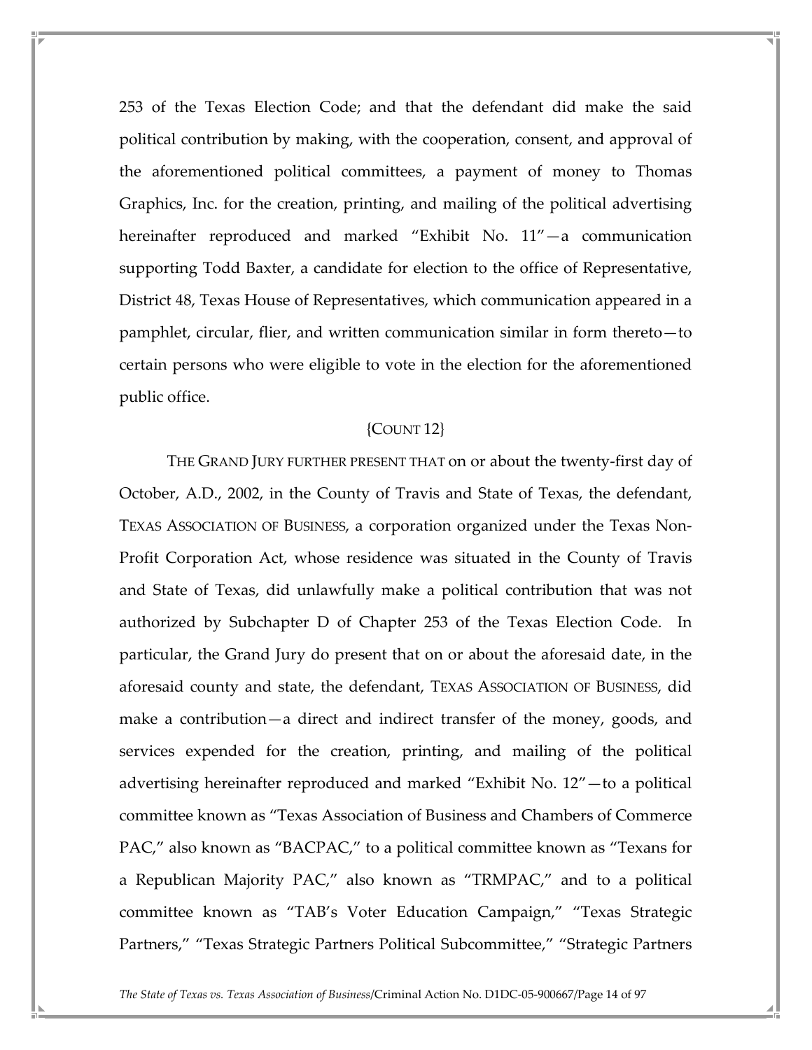253 of the Texas Election Code; and that the defendant did make the said political contribution by making, with the cooperation, consent, and approval of the aforementioned political committees, a payment of money to Thomas Graphics, Inc. for the creation, printing, and mailing of the political advertising hereinafter reproduced and marked "Exhibit No. 11"—a communication supporting Todd Baxter, a candidate for election to the office of Representative, District 48, Texas House of Representatives, which communication appeared in a pamphlet, circular, flier, and written communication similar in form thereto—to certain persons who were eligible to vote in the election for the aforementioned public office.

{COUNT 12}

THE GRAND JURY FURTHER PRESENT THAT on or about the twenty-first day of October, A.D., 2002, in the County of Travis and State of Texas, the defendant, TEXAS ASSOCIATION OF BUSINESS, a corporation organized under the Texas Non-Profit Corporation Act, whose residence was situated in the County of Travis and State of Texas, did unlawfully make a political contribution that was not authorized by Subchapter D of Chapter 253 of the Texas Election Code. In particular, the Grand Jury do present that on or about the aforesaid date, in the aforesaid county and state, the defendant, TEXAS ASSOCIATION OF BUSINESS, did make a contribution—a direct and indirect transfer of the money, goods, and services expended for the creation, printing, and mailing of the political advertising hereinafter reproduced and marked "Exhibit No. 12"—to a political committee known as "Texas Association of Business and Chambers of Commerce PAC," also known as "BACPAC," to a political committee known as "Texans for a Republican Majority PAC," also known as "TRMPAC," and to a political committee known as "TAB's Voter Education Campaign," "Texas Strategic Partners," "Texas Strategic Partners Political Subcommittee," "Strategic Partners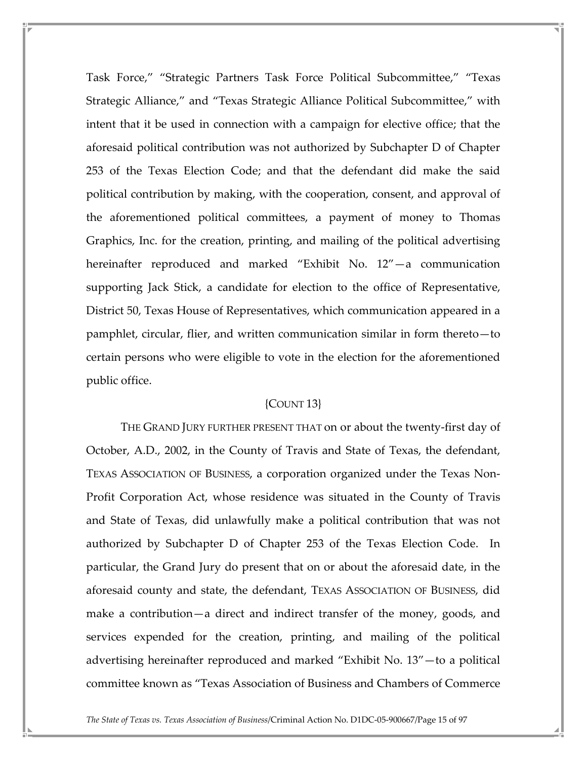Task Force," "Strategic Partners Task Force Political Subcommittee," "Texas Strategic Alliance," and "Texas Strategic Alliance Political Subcommittee," with intent that it be used in connection with a campaign for elective office; that the aforesaid political contribution was not authorized by Subchapter D of Chapter 253 of the Texas Election Code; and that the defendant did make the said political contribution by making, with the cooperation, consent, and approval of the aforementioned political committees, a payment of money to Thomas Graphics, Inc. for the creation, printing, and mailing of the political advertising hereinafter reproduced and marked "Exhibit No. 12"—a communication supporting Jack Stick, a candidate for election to the office of Representative, District 50, Texas House of Representatives, which communication appeared in a pamphlet, circular, flier, and written communication similar in form thereto—to certain persons who were eligible to vote in the election for the aforementioned public office.

{COUNT 13}

THE GRAND JURY FURTHER PRESENT THAT on or about the twenty-first day of October, A.D., 2002, in the County of Travis and State of Texas, the defendant, TEXAS ASSOCIATION OF BUSINESS, a corporation organized under the Texas Non-Profit Corporation Act, whose residence was situated in the County of Travis and State of Texas, did unlawfully make a political contribution that was not authorized by Subchapter D of Chapter 253 of the Texas Election Code. In particular, the Grand Jury do present that on or about the aforesaid date, in the aforesaid county and state, the defendant, TEXAS ASSOCIATION OF BUSINESS, did make a contribution—a direct and indirect transfer of the money, goods, and services expended for the creation, printing, and mailing of the political advertising hereinafter reproduced and marked "Exhibit No. 13"—to a political committee known as "Texas Association of Business and Chambers of Commerce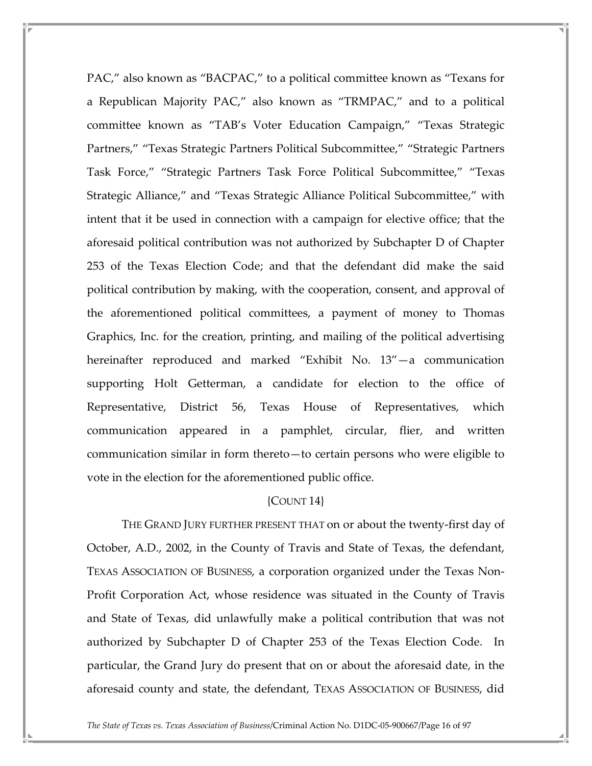PAC," also known as "BACPAC," to a political committee known as "Texans for a Republican Majority PAC," also known as "TRMPAC," and to a political committee known as "TAB's Voter Education Campaign," "Texas Strategic Partners," "Texas Strategic Partners Political Subcommittee," "Strategic Partners Task Force," "Strategic Partners Task Force Political Subcommittee," "Texas Strategic Alliance," and "Texas Strategic Alliance Political Subcommittee," with intent that it be used in connection with a campaign for elective office; that the aforesaid political contribution was not authorized by Subchapter D of Chapter 253 of the Texas Election Code; and that the defendant did make the said political contribution by making, with the cooperation, consent, and approval of the aforementioned political committees, a payment of money to Thomas Graphics, Inc. for the creation, printing, and mailing of the political advertising hereinafter reproduced and marked "Exhibit No. 13"—a communication supporting Holt Getterman, a candidate for election to the office of Representative, District 56, Texas House of Representatives, which communication appeared in a pamphlet, circular, flier, and written communication similar in form thereto—to certain persons who were eligible to vote in the election for the aforementioned public office.

{COUNT 14}

THE GRAND JURY FURTHER PRESENT THAT on or about the twenty-first day of October, A.D., 2002, in the County of Travis and State of Texas, the defendant, TEXAS ASSOCIATION OF BUSINESS, a corporation organized under the Texas Non-Profit Corporation Act, whose residence was situated in the County of Travis and State of Texas, did unlawfully make a political contribution that was not authorized by Subchapter D of Chapter 253 of the Texas Election Code. In particular, the Grand Jury do present that on or about the aforesaid date, in the aforesaid county and state, the defendant, TEXAS ASSOCIATION OF BUSINESS, did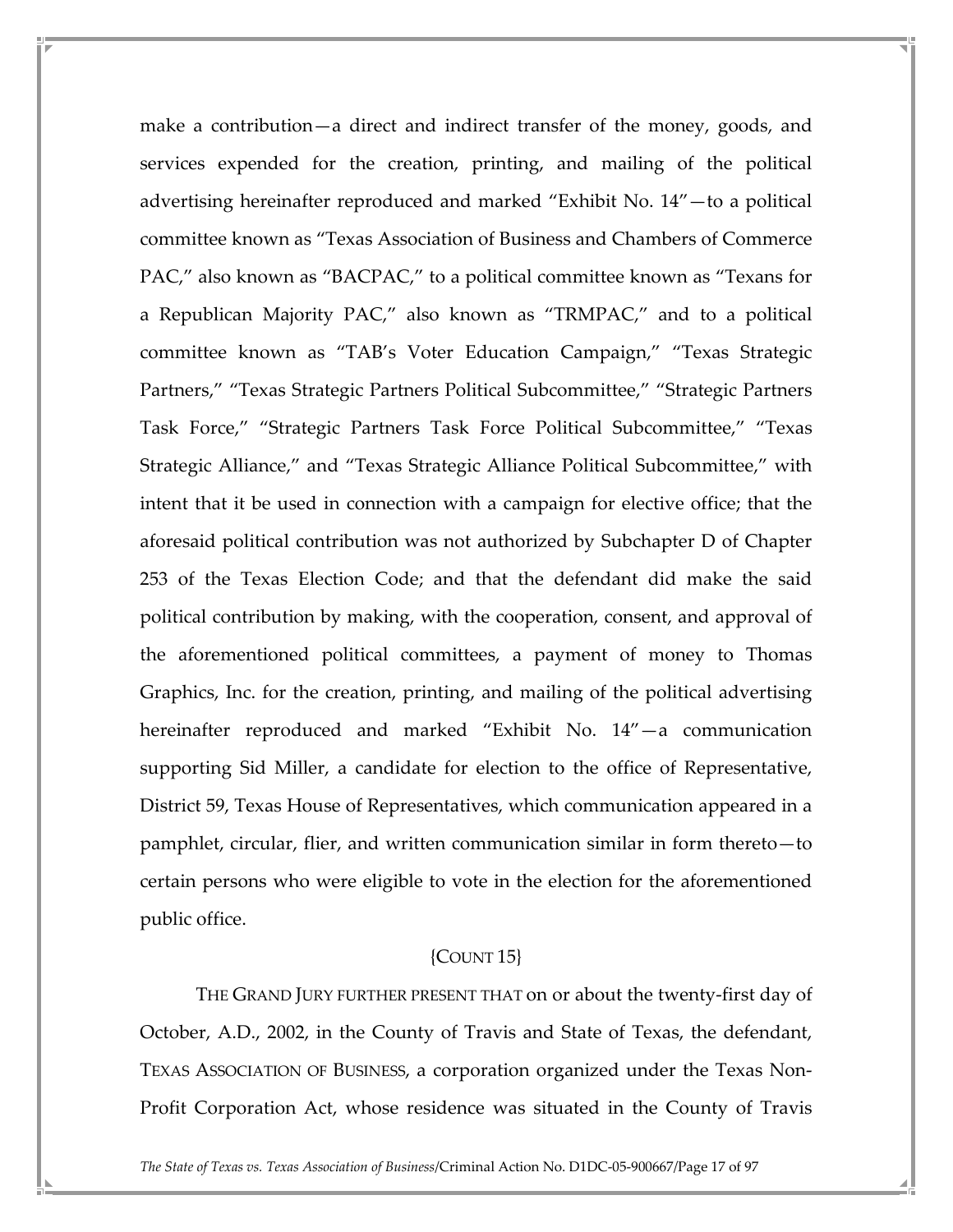make a contribution—a direct and indirect transfer of the money, goods, and services expended for the creation, printing, and mailing of the political advertising hereinafter reproduced and marked "Exhibit No. 14"—to a political committee known as "Texas Association of Business and Chambers of Commerce PAC," also known as "BACPAC," to a political committee known as "Texans for a Republican Majority PAC," also known as "TRMPAC," and to a political committee known as "TAB's Voter Education Campaign," "Texas Strategic Partners," "Texas Strategic Partners Political Subcommittee," "Strategic Partners Task Force," "Strategic Partners Task Force Political Subcommittee," "Texas Strategic Alliance," and "Texas Strategic Alliance Political Subcommittee," with intent that it be used in connection with a campaign for elective office; that the aforesaid political contribution was not authorized by Subchapter D of Chapter 253 of the Texas Election Code; and that the defendant did make the said political contribution by making, with the cooperation, consent, and approval of the aforementioned political committees, a payment of money to Thomas Graphics, Inc. for the creation, printing, and mailing of the political advertising hereinafter reproduced and marked "Exhibit No. 14"—a communication supporting Sid Miller, a candidate for election to the office of Representative, District 59, Texas House of Representatives, which communication appeared in a pamphlet, circular, flier, and written communication similar in form thereto—to certain persons who were eligible to vote in the election for the aforementioned public office.

{COUNT 15}

THE GRAND JURY FURTHER PRESENT THAT on or about the twenty-first day of October, A.D., 2002, in the County of Travis and State of Texas, the defendant, TEXAS ASSOCIATION OF BUSINESS, a corporation organized under the Texas Non-Profit Corporation Act, whose residence was situated in the County of Travis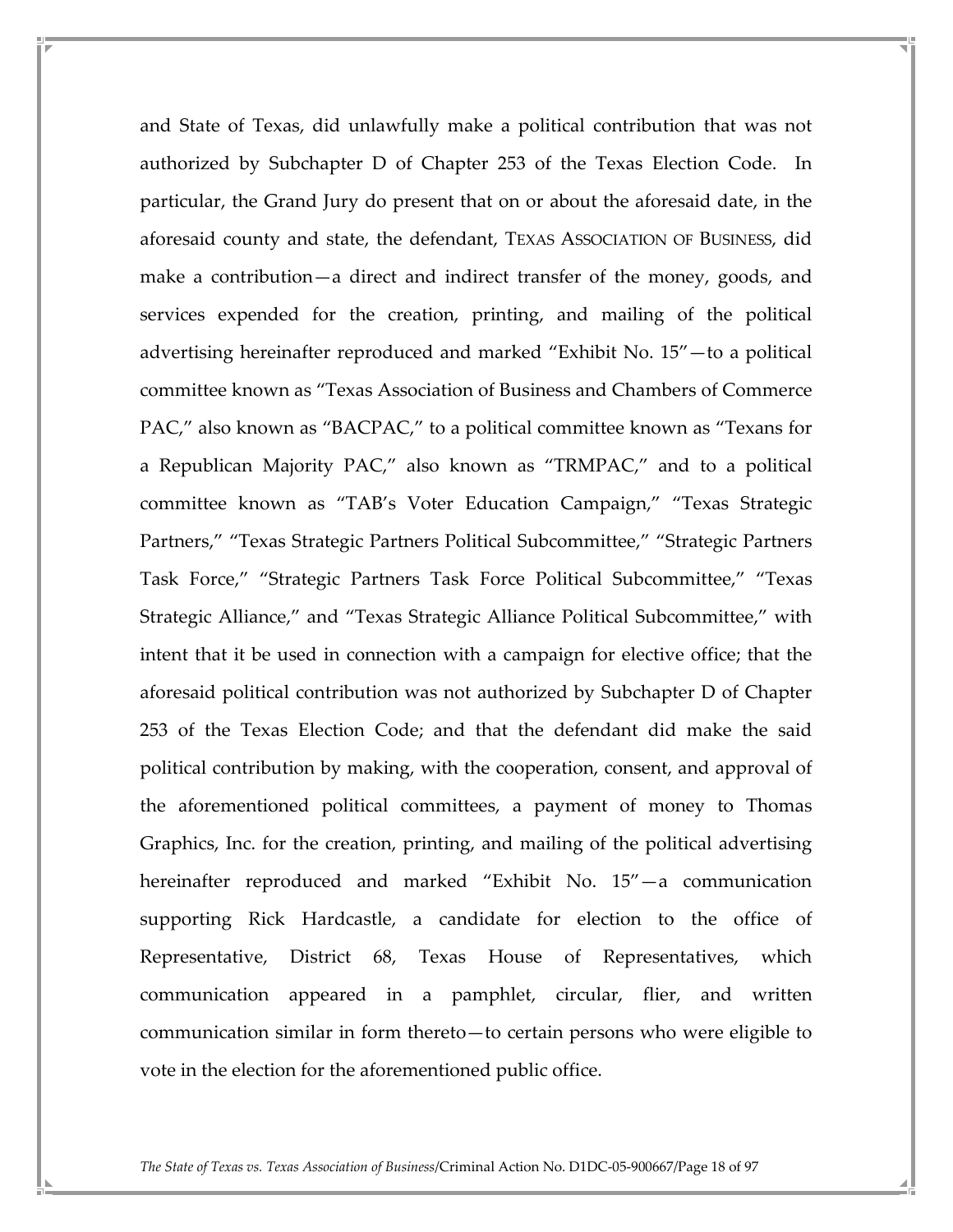and State of Texas, did unlawfully make a political contribution that was not authorized by Subchapter D of Chapter 253 of the Texas Election Code. In particular, the Grand Jury do present that on or about the aforesaid date, in the aforesaid county and state, the defendant, TEXAS ASSOCIATION OF BUSINESS, did make a contribution—a direct and indirect transfer of the money, goods, and services expended for the creation, printing, and mailing of the political advertising hereinafter reproduced and marked "Exhibit No. 15"—to a political committee known as "Texas Association of Business and Chambers of Commerce PAC," also known as "BACPAC," to a political committee known as "Texans for a Republican Majority PAC," also known as "TRMPAC," and to a political committee known as "TAB's Voter Education Campaign," "Texas Strategic Partners," "Texas Strategic Partners Political Subcommittee," "Strategic Partners Task Force," "Strategic Partners Task Force Political Subcommittee," "Texas Strategic Alliance," and "Texas Strategic Alliance Political Subcommittee," with intent that it be used in connection with a campaign for elective office; that the aforesaid political contribution was not authorized by Subchapter D of Chapter 253 of the Texas Election Code; and that the defendant did make the said political contribution by making, with the cooperation, consent, and approval of the aforementioned political committees, a payment of money to Thomas Graphics, Inc. for the creation, printing, and mailing of the political advertising hereinafter reproduced and marked "Exhibit No. 15"—a communication supporting Rick Hardcastle, a candidate for election to the office of Representative, District 68, Texas House of Representatives, which communication appeared in a pamphlet, circular, flier, and written communication similar in form thereto—to certain persons who were eligible to vote in the election for the aforementioned public office.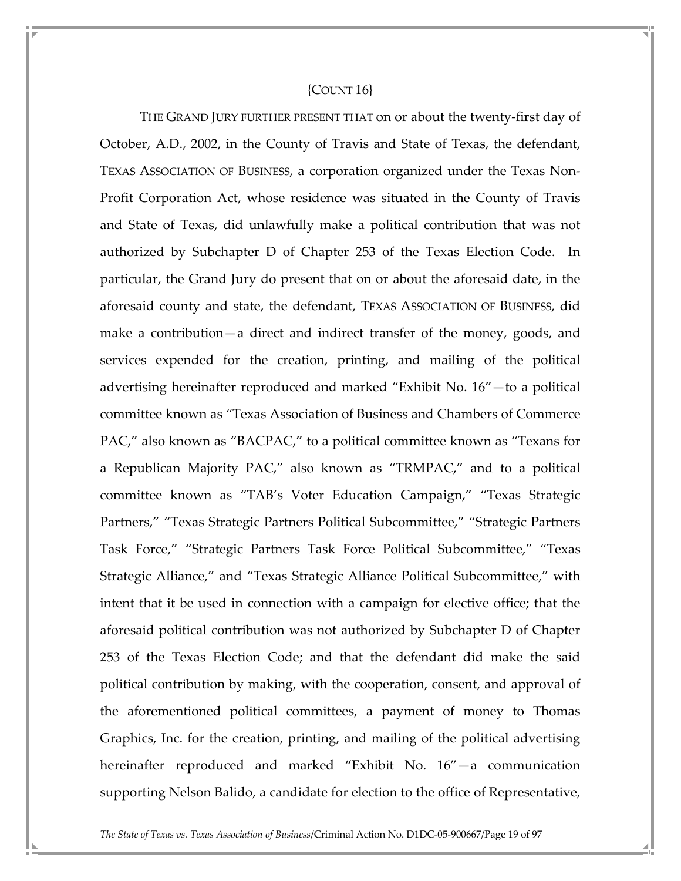{COUNT 16}

THE GRAND JURY FURTHER PRESENT THAT on or about the twenty-first day of October, A.D., 2002, in the County of Travis and State of Texas, the defendant, TEXAS ASSOCIATION OF BUSINESS, a corporation organized under the Texas Non-Profit Corporation Act, whose residence was situated in the County of Travis and State of Texas, did unlawfully make a political contribution that was not authorized by Subchapter D of Chapter 253 of the Texas Election Code. In particular, the Grand Jury do present that on or about the aforesaid date, in the aforesaid county and state, the defendant, TEXAS ASSOCIATION OF BUSINESS, did make a contribution—a direct and indirect transfer of the money, goods, and services expended for the creation, printing, and mailing of the political advertising hereinafter reproduced and marked "Exhibit No. 16"—to a political committee known as "Texas Association of Business and Chambers of Commerce PAC," also known as "BACPAC," to a political committee known as "Texans for a Republican Majority PAC," also known as "TRMPAC," and to a political committee known as "TAB's Voter Education Campaign," "Texas Strategic Partners," "Texas Strategic Partners Political Subcommittee," "Strategic Partners Task Force," "Strategic Partners Task Force Political Subcommittee," "Texas Strategic Alliance," and "Texas Strategic Alliance Political Subcommittee," with intent that it be used in connection with a campaign for elective office; that the aforesaid political contribution was not authorized by Subchapter D of Chapter 253 of the Texas Election Code; and that the defendant did make the said political contribution by making, with the cooperation, consent, and approval of the aforementioned political committees, a payment of money to Thomas Graphics, Inc. for the creation, printing, and mailing of the political advertising hereinafter reproduced and marked "Exhibit No. 16"—a communication supporting Nelson Balido, a candidate for election to the office of Representative,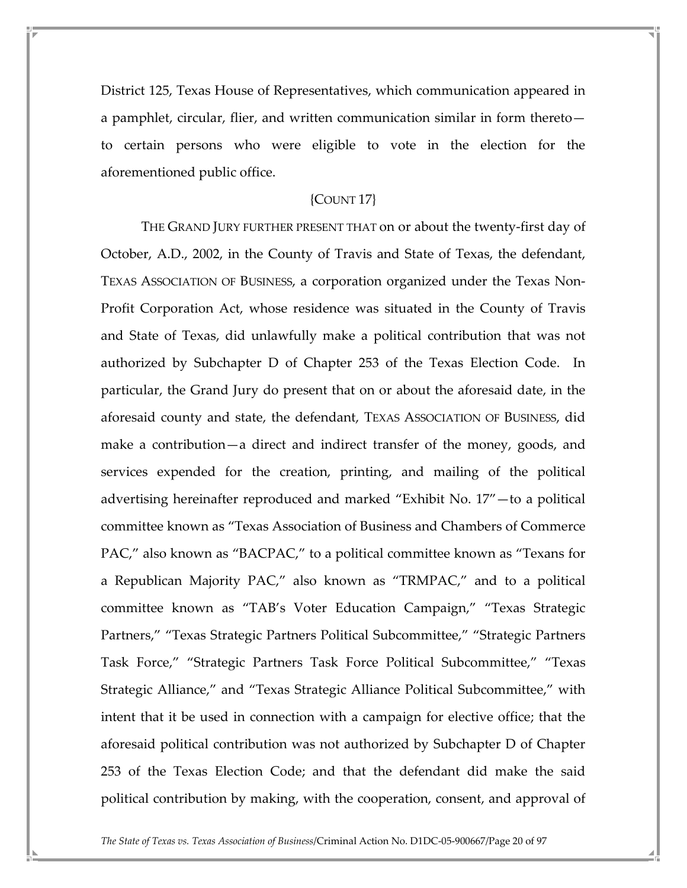District 125, Texas House of Representatives, which communication appeared in a pamphlet, circular, flier, and written communication similar in form thereto—to certain persons who were eligible to vote in the election for the aforementioned public office.

{COUNT 17}

THE GRAND JURY FURTHER PRESENT THAT on or about the twenty-first day of October, A.D., 2002, in the County of Travis and State of Texas, the defendant, TEXAS ASSOCIATION OF BUSINESS, a corporation organized under the Texas Non-Profit Corporation Act, whose residence was situated in the County of Travis and State of Texas, did unlawfully make a political contribution that was not authorized by Subchapter D of Chapter 253 of the Texas Election Code. In particular, the Grand Jury do present that on or about the aforesaid date, in the aforesaid county and state, the defendant, TEXAS ASSOCIATION OF BUSINESS, did make a contribution—a direct and indirect transfer of the money, goods, and services expended for the creation, printing, and mailing of the political advertising hereinafter reproduced and marked "Exhibit No. 17"—to a political committee known as "Texas Association of Business and Chambers of Commerce PAC," also known as "BACPAC," to a political committee known as "Texans for a Republican Majority PAC," also known as "TRMPAC," and to a political committee known as "TAB's Voter Education Campaign," "Texas Strategic Partners," "Texas Strategic Partners Political Subcommittee," "Strategic Partners Task Force," "Strategic Partners Task Force Political Subcommittee," "Texas Strategic Alliance," and "Texas Strategic Alliance Political Subcommittee," with intent that it be used in connection with a campaign for elective office; that the aforesaid political contribution was not authorized by Subchapter D of Chapter 253 of the Texas Election Code; and that the defendant did make the said political contribution by making, with the cooperation, consent, and approval of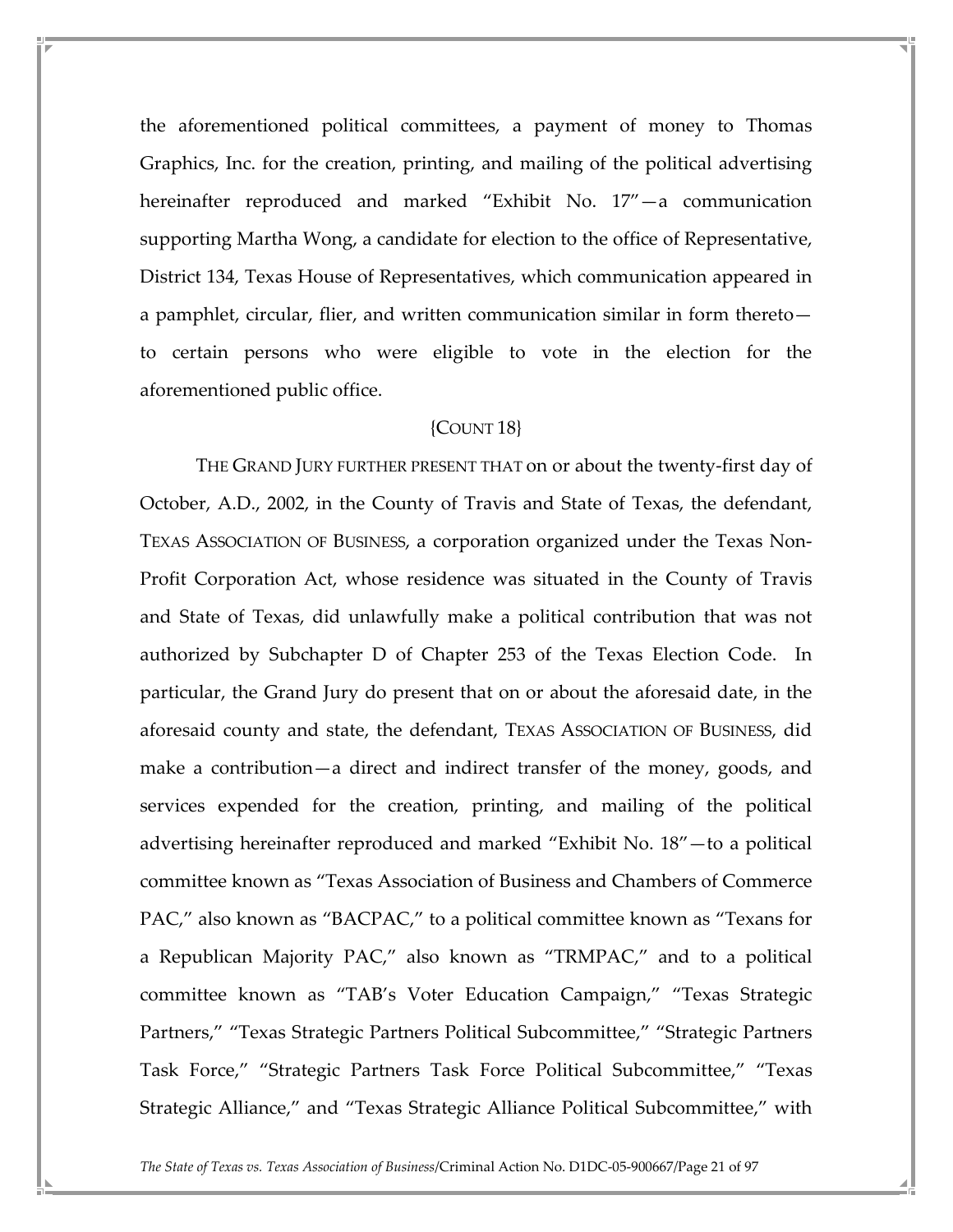the aforementioned political committees, a payment of money to Thomas Graphics, Inc. for the creation, printing, and mailing of the political advertising hereinafter reproduced and marked "Exhibit No. 17"—a communication supporting Martha Wong, a candidate for election to the office of Representative, District 134, Texas House of Representatives, which communication appeared in a pamphlet, circular, flier, and written communication similar in form thereto—to certain persons who were eligible to vote in the election for the aforementioned public office.

{COUNT 18}

THE GRAND JURY FURTHER PRESENT THAT on or about the twenty-first day of October, A.D., 2002, in the County of Travis and State of Texas, the defendant, TEXAS ASSOCIATION OF BUSINESS, a corporation organized under the Texas Non-Profit Corporation Act, whose residence was situated in the County of Travis and State of Texas, did unlawfully make a political contribution that was not authorized by Subchapter D of Chapter 253 of the Texas Election Code. In particular, the Grand Jury do present that on or about the aforesaid date, in the aforesaid county and state, the defendant, TEXAS ASSOCIATION OF BUSINESS, did make a contribution—a direct and indirect transfer of the money, goods, and services expended for the creation, printing, and mailing of the political advertising hereinafter reproduced and marked "Exhibit No. 18"—to a political committee known as "Texas Association of Business and Chambers of Commerce PAC," also known as "BACPAC," to a political committee known as "Texans for a Republican Majority PAC," also known as "TRMPAC," and to a political committee known as "TAB's Voter Education Campaign," "Texas Strategic Partners," "Texas Strategic Partners Political Subcommittee," "Strategic Partners Task Force," "Strategic Partners Task Force Political Subcommittee," "Texas Strategic Alliance," and "Texas Strategic Alliance Political Subcommittee," with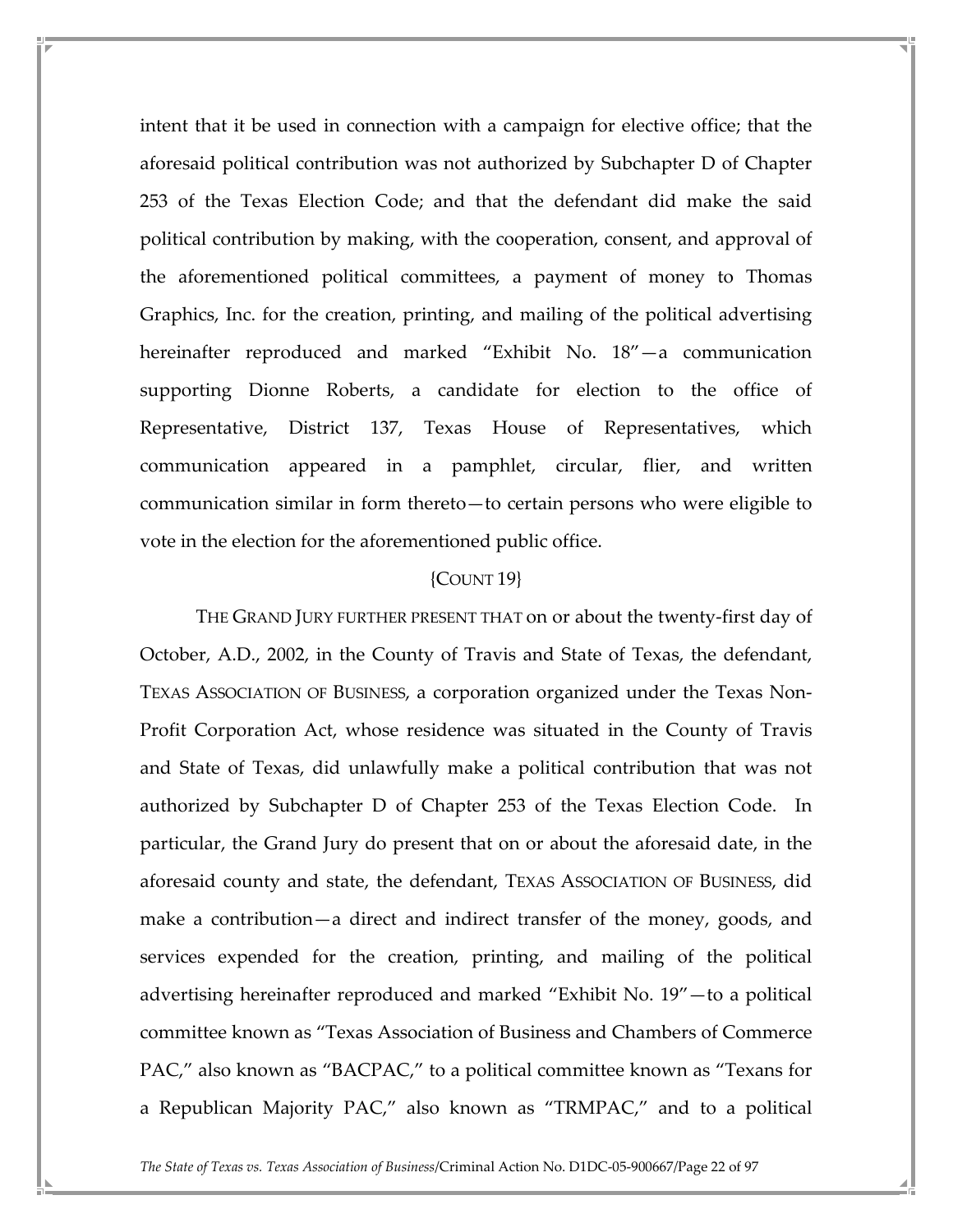intent that it be used in connection with a campaign for elective office; that the aforesaid political contribution was not authorized by Subchapter D of Chapter 253 of the Texas Election Code; and that the defendant did make the said political contribution by making, with the cooperation, consent, and approval of the aforementioned political committees, a payment of money to Thomas Graphics, Inc. for the creation, printing, and mailing of the political advertising hereinafter reproduced and marked "Exhibit No. 18"—a communication supporting Dionne Roberts, a candidate for election to the office of Representative, District 137, Texas House of Representatives, which communication appeared in a pamphlet, circular, flier, and written communication similar in form thereto—to certain persons who were eligible to vote in the election for the aforementioned public office.

{COUNT 19}

THE GRAND JURY FURTHER PRESENT THAT on or about the twenty-first day of October, A.D., 2002, in the County of Travis and State of Texas, the defendant, TEXAS ASSOCIATION OF BUSINESS, a corporation organized under the Texas Non-Profit Corporation Act, whose residence was situated in the County of Travis and State of Texas, did unlawfully make a political contribution that was not authorized by Subchapter D of Chapter 253 of the Texas Election Code. In particular, the Grand Jury do present that on or about the aforesaid date, in the aforesaid county and state, the defendant, TEXAS ASSOCIATION OF BUSINESS, did make a contribution—a direct and indirect transfer of the money, goods, and services expended for the creation, printing, and mailing of the political advertising hereinafter reproduced and marked "Exhibit No. 19"—to a political committee known as "Texas Association of Business and Chambers of Commerce PAC," also known as "BACPAC," to a political committee known as "Texans for a Republican Majority PAC," also known as "TRMPAC," and to a political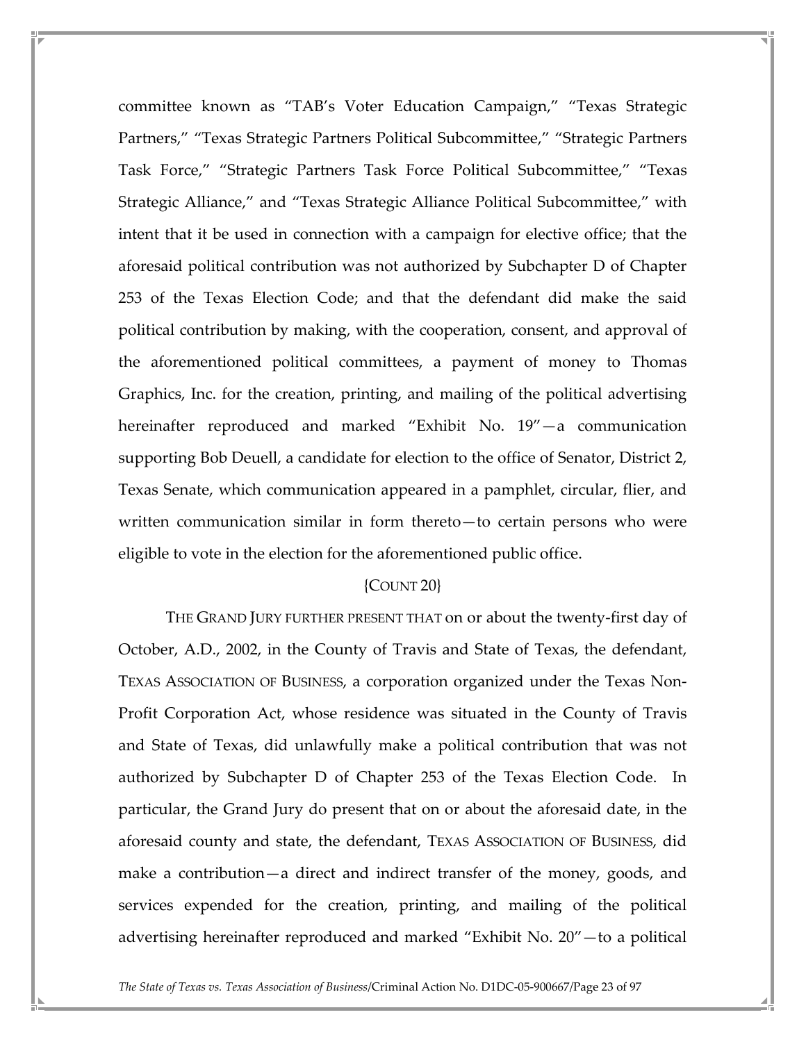committee known as "TAB's Voter Education Campaign," "Texas Strategic Partners," "Texas Strategic Partners Political Subcommittee," "Strategic Partners Task Force," "Strategic Partners Task Force Political Subcommittee," "Texas Strategic Alliance," and "Texas Strategic Alliance Political Subcommittee," with intent that it be used in connection with a campaign for elective office; that the aforesaid political contribution was not authorized by Subchapter D of Chapter 253 of the Texas Election Code; and that the defendant did make the said political contribution by making, with the cooperation, consent, and approval of the aforementioned political committees, a payment of money to Thomas Graphics, Inc. for the creation, printing, and mailing of the political advertising hereinafter reproduced and marked "Exhibit No. 19"—a communication supporting Bob Deuell, a candidate for election to the office of Senator, District 2, Texas Senate, which communication appeared in a pamphlet, circular, flier, and written communication similar in form thereto—to certain persons who were eligible to vote in the election for the aforementioned public office.

{COUNT 20}

THE GRAND JURY FURTHER PRESENT THAT on or about the twenty-first day of October, A.D., 2002, in the County of Travis and State of Texas, the defendant, TEXAS ASSOCIATION OF BUSINESS, a corporation organized under the Texas Non-Profit Corporation Act, whose residence was situated in the County of Travis and State of Texas, did unlawfully make a political contribution that was not authorized by Subchapter D of Chapter 253 of the Texas Election Code. In particular, the Grand Jury do present that on or about the aforesaid date, in the aforesaid county and state, the defendant, TEXAS ASSOCIATION OF BUSINESS, did make a contribution—a direct and indirect transfer of the money, goods, and services expended for the creation, printing, and mailing of the political advertising hereinafter reproduced and marked "Exhibit No. 20"—to a political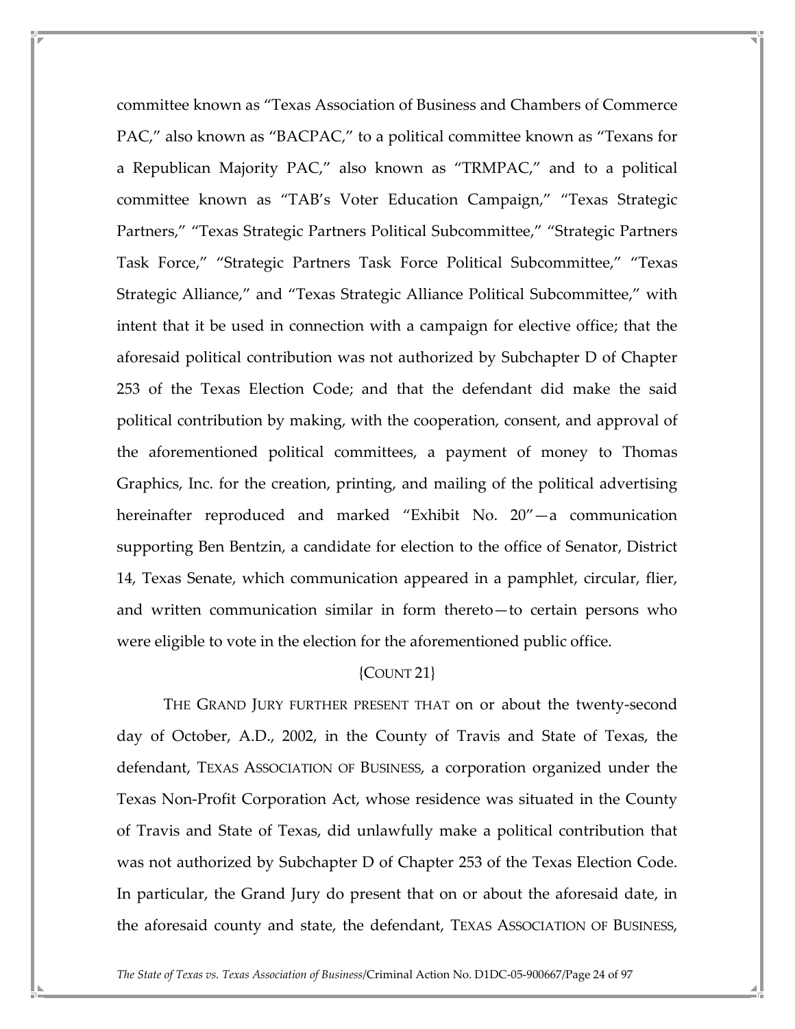committee known as "Texas Association of Business and Chambers of Commerce PAC," also known as "BACPAC," to a political committee known as "Texans for a Republican Majority PAC," also known as "TRMPAC," and to a political committee known as "TAB's Voter Education Campaign," "Texas Strategic Partners," "Texas Strategic Partners Political Subcommittee," "Strategic Partners Task Force," "Strategic Partners Task Force Political Subcommittee," "Texas Strategic Alliance," and "Texas Strategic Alliance Political Subcommittee," with intent that it be used in connection with a campaign for elective office; that the aforesaid political contribution was not authorized by Subchapter D of Chapter 253 of the Texas Election Code; and that the defendant did make the said political contribution by making, with the cooperation, consent, and approval of the aforementioned political committees, a payment of money to Thomas Graphics, Inc. for the creation, printing, and mailing of the political advertising hereinafter reproduced and marked "Exhibit No. 20"—a communication supporting Ben Bentzin, a candidate for election to the office of Senator, District 14, Texas Senate, which communication appeared in a pamphlet, circular, flier, and written communication similar in form thereto—to certain persons who were eligible to vote in the election for the aforementioned public office.

{COUNT 21}

THE GRAND JURY FURTHER PRESENT THAT on or about the twenty-second day of October, A.D., 2002, in the County of Travis and State of Texas, the defendant, TEXAS ASSOCIATION OF BUSINESS, a corporation organized under the Texas Non-Profit Corporation Act, whose residence was situated in the County of Travis and State of Texas, did unlawfully make a political contribution that was not authorized by Subchapter D of Chapter 253 of the Texas Election Code. In particular, the Grand Jury do present that on or about the aforesaid date, in the aforesaid county and state, the defendant, TEXAS ASSOCIATION OF BUSINESS,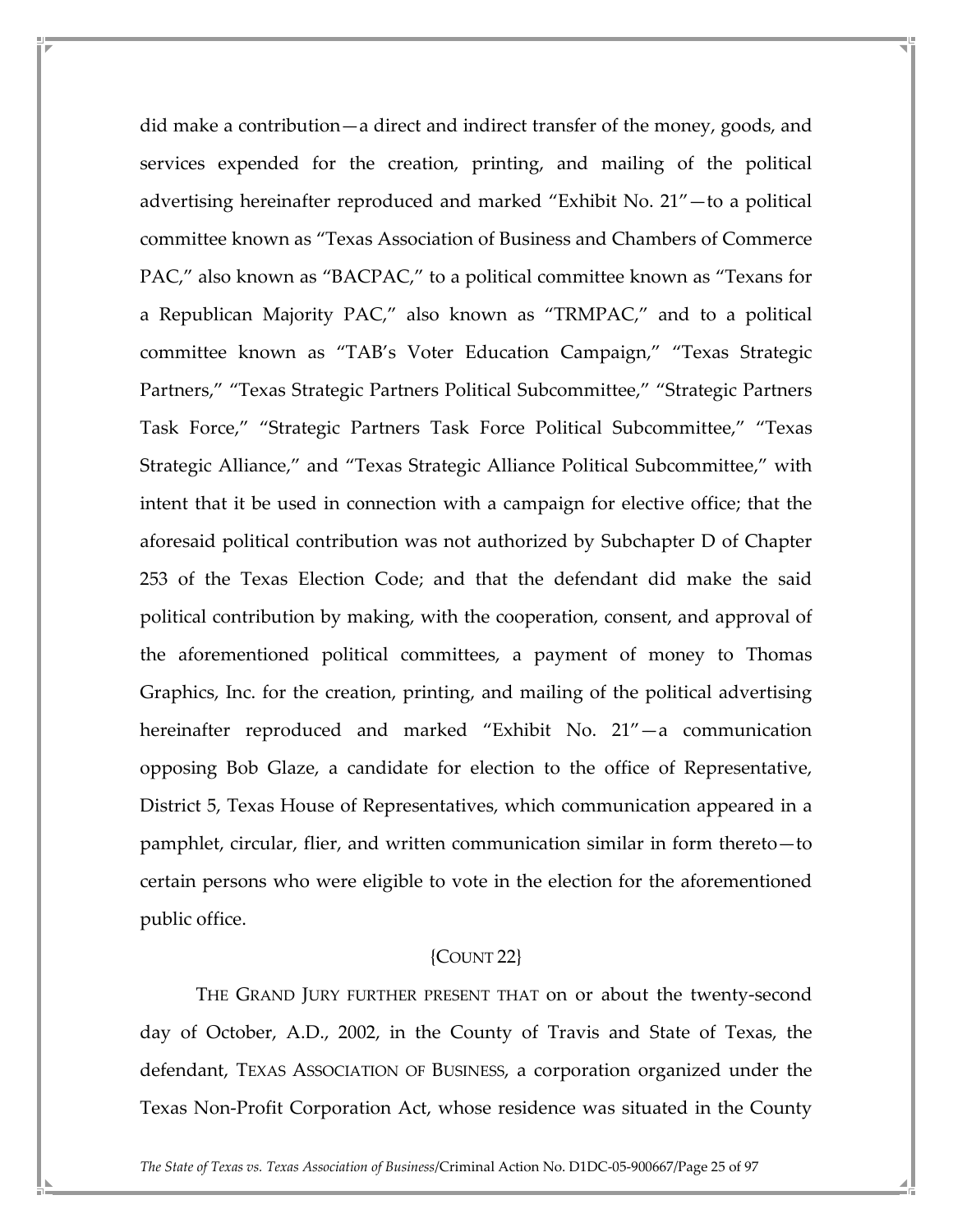did make a contribution—a direct and indirect transfer of the money, goods, and services expended for the creation, printing, and mailing of the political advertising hereinafter reproduced and marked "Exhibit No. 21"—to a political committee known as "Texas Association of Business and Chambers of Commerce PAC," also known as "BACPAC," to a political committee known as "Texans for a Republican Majority PAC," also known as "TRMPAC," and to a political committee known as "TAB's Voter Education Campaign," "Texas Strategic Partners," "Texas Strategic Partners Political Subcommittee," "Strategic Partners Task Force," "Strategic Partners Task Force Political Subcommittee," "Texas Strategic Alliance," and "Texas Strategic Alliance Political Subcommittee," with intent that it be used in connection with a campaign for elective office; that the aforesaid political contribution was not authorized by Subchapter D of Chapter 253 of the Texas Election Code; and that the defendant did make the said political contribution by making, with the cooperation, consent, and approval of the aforementioned political committees, a payment of money to Thomas Graphics, Inc. for the creation, printing, and mailing of the political advertising hereinafter reproduced and marked "Exhibit No. 21"—a communication opposing Bob Glaze, a candidate for election to the office of Representative, District 5, Texas House of Representatives, which communication appeared in a pamphlet, circular, flier, and written communication similar in form thereto—to certain persons who were eligible to vote in the election for the aforementioned public office.

{COUNT 22}

THE GRAND JURY FURTHER PRESENT THAT on or about the twenty-second day of October, A.D., 2002, in the County of Travis and State of Texas, the defendant, TEXAS ASSOCIATION OF BUSINESS, a corporation organized under the Texas Non-Profit Corporation Act, whose residence was situated in the County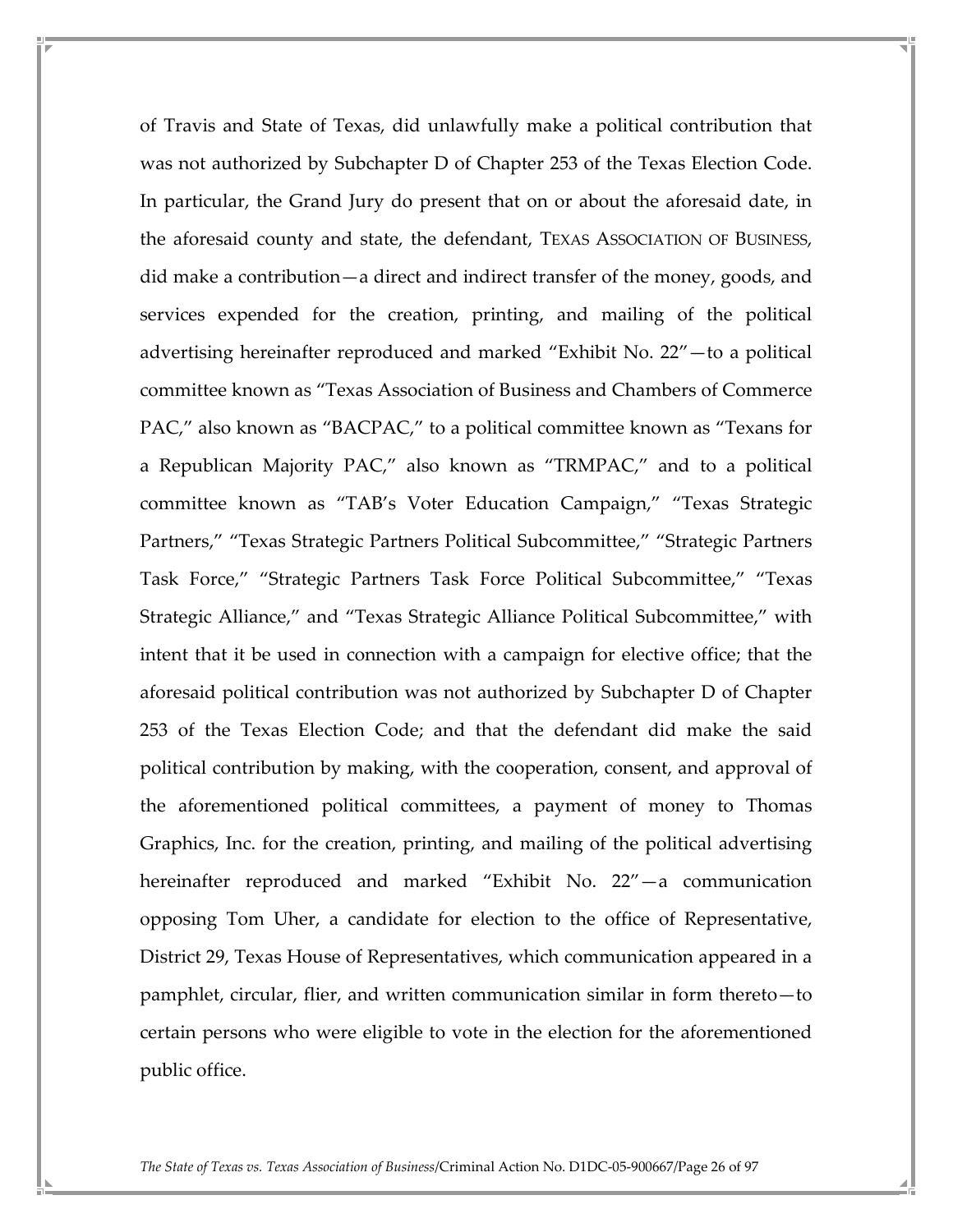of Travis and State of Texas, did unlawfully make a political contribution that was not authorized by Subchapter D of Chapter 253 of the Texas Election Code. In particular, the Grand Jury do present that on or about the aforesaid date, in the aforesaid county and state, the defendant, TEXAS ASSOCIATION OF BUSINESS, did make a contribution—a direct and indirect transfer of the money, goods, and services expended for the creation, printing, and mailing of the political advertising hereinafter reproduced and marked "Exhibit No. 22"—to a political committee known as "Texas Association of Business and Chambers of Commerce PAC," also known as "BACPAC," to a political committee known as "Texans for a Republican Majority PAC," also known as "TRMPAC," and to a political committee known as "TAB's Voter Education Campaign," "Texas Strategic Partners," "Texas Strategic Partners Political Subcommittee," "Strategic Partners Task Force," "Strategic Partners Task Force Political Subcommittee," "Texas Strategic Alliance," and "Texas Strategic Alliance Political Subcommittee," with intent that it be used in connection with a campaign for elective office; that the aforesaid political contribution was not authorized by Subchapter D of Chapter 253 of the Texas Election Code; and that the defendant did make the said political contribution by making, with the cooperation, consent, and approval of the aforementioned political committees, a payment of money to Thomas Graphics, Inc. for the creation, printing, and mailing of the political advertising hereinafter reproduced and marked "Exhibit No. 22"—a communication opposing Tom Uher, a candidate for election to the office of Representative, District 29, Texas House of Representatives, which communication appeared in a pamphlet, circular, flier, and written communication similar in form thereto—to certain persons who were eligible to vote in the election for the aforementioned public office.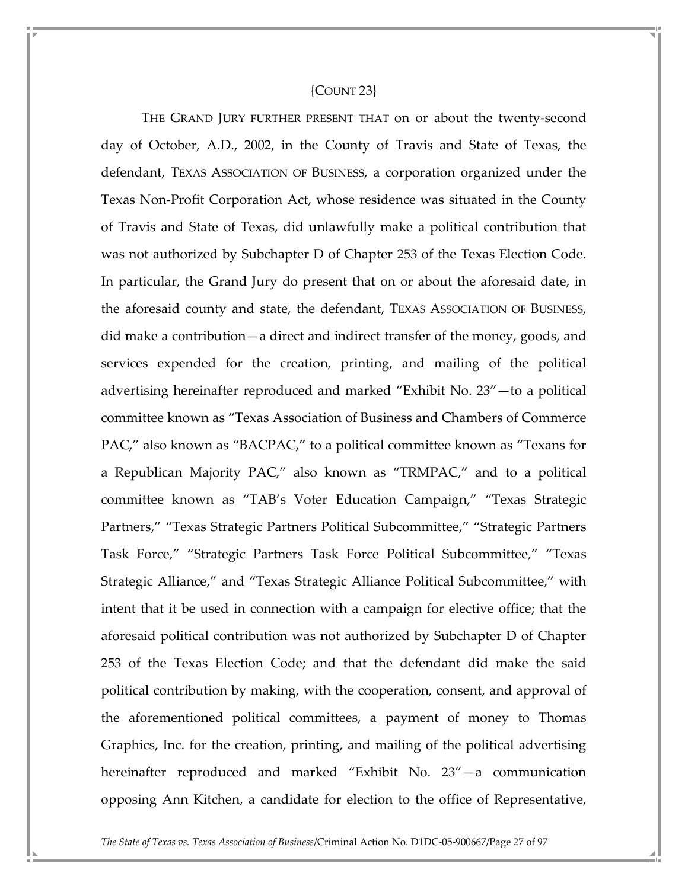{COUNT 23}

THE GRAND JURY FURTHER PRESENT THAT on or about the twenty-second day of October, A.D., 2002, in the County of Travis and State of Texas, the defendant, TEXAS ASSOCIATION OF BUSINESS, a corporation organized under the Texas Non-Profit Corporation Act, whose residence was situated in the County of Travis and State of Texas, did unlawfully make a political contribution that was not authorized by Subchapter D of Chapter 253 of the Texas Election Code. In particular, the Grand Jury do present that on or about the aforesaid date, in the aforesaid county and state, the defendant, TEXAS ASSOCIATION OF BUSINESS, did make a contribution—a direct and indirect transfer of the money, goods, and services expended for the creation, printing, and mailing of the political advertising hereinafter reproduced and marked "Exhibit No. 23"—to a political committee known as "Texas Association of Business and Chambers of Commerce PAC," also known as "BACPAC," to a political committee known as "Texans for a Republican Majority PAC," also known as "TRMPAC," and to a political committee known as "TAB's Voter Education Campaign," "Texas Strategic Partners," "Texas Strategic Partners Political Subcommittee," "Strategic Partners Task Force," "Strategic Partners Task Force Political Subcommittee," "Texas Strategic Alliance," and "Texas Strategic Alliance Political Subcommittee," with intent that it be used in connection with a campaign for elective office; that the aforesaid political contribution was not authorized by Subchapter D of Chapter 253 of the Texas Election Code; and that the defendant did make the said political contribution by making, with the cooperation, consent, and approval of the aforementioned political committees, a payment of money to Thomas Graphics, Inc. for the creation, printing, and mailing of the political advertising hereinafter reproduced and marked "Exhibit No. 23"—a communication opposing Ann Kitchen, a candidate for election to the office of Representative,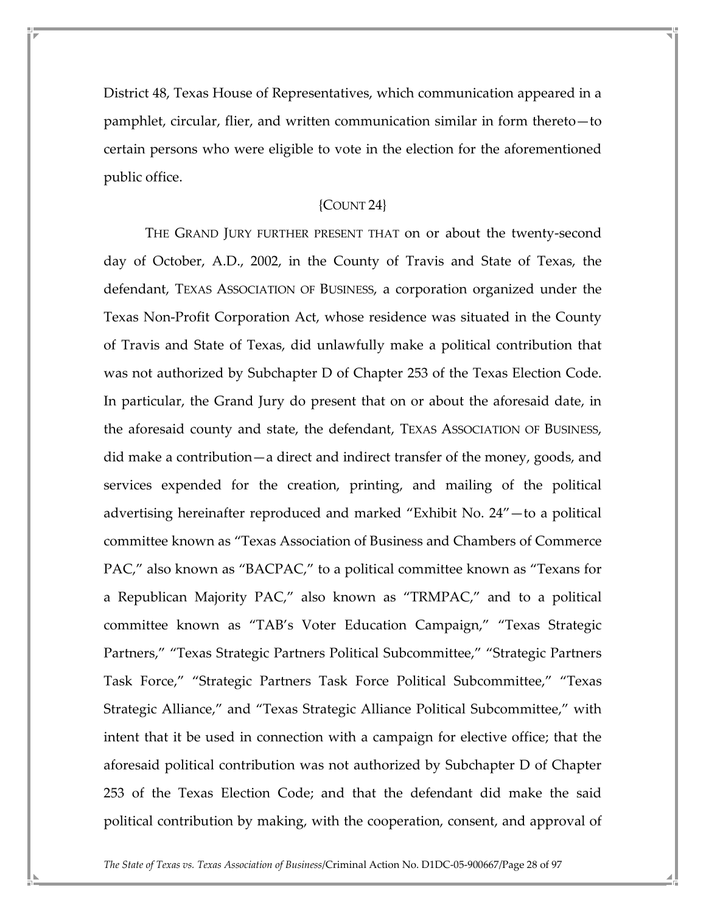District 48, Texas House of Representatives, which communication appeared in a pamphlet, circular, flier, and written communication similar in form thereto—to certain persons who were eligible to vote in the election for the aforementioned public office.

{COUNT 24}

THE GRAND JURY FURTHER PRESENT THAT on or about the twenty-second day of October, A.D., 2002, in the County of Travis and State of Texas, the defendant, TEXAS ASSOCIATION OF BUSINESS, a corporation organized under the Texas Non-Profit Corporation Act, whose residence was situated in the County of Travis and State of Texas, did unlawfully make a political contribution that was not authorized by Subchapter D of Chapter 253 of the Texas Election Code. In particular, the Grand Jury do present that on or about the aforesaid date, in the aforesaid county and state, the defendant, TEXAS ASSOCIATION OF BUSINESS, did make a contribution—a direct and indirect transfer of the money, goods, and services expended for the creation, printing, and mailing of the political advertising hereinafter reproduced and marked "Exhibit No. 24"—to a political committee known as "Texas Association of Business and Chambers of Commerce PAC," also known as "BACPAC," to a political committee known as "Texans for a Republican Majority PAC," also known as "TRMPAC," and to a political committee known as "TAB's Voter Education Campaign," "Texas Strategic Partners," "Texas Strategic Partners Political Subcommittee," "Strategic Partners Task Force," "Strategic Partners Task Force Political Subcommittee," "Texas Strategic Alliance," and "Texas Strategic Alliance Political Subcommittee," with intent that it be used in connection with a campaign for elective office; that the aforesaid political contribution was not authorized by Subchapter D of Chapter 253 of the Texas Election Code; and that the defendant did make the said political contribution by making, with the cooperation, consent, and approval of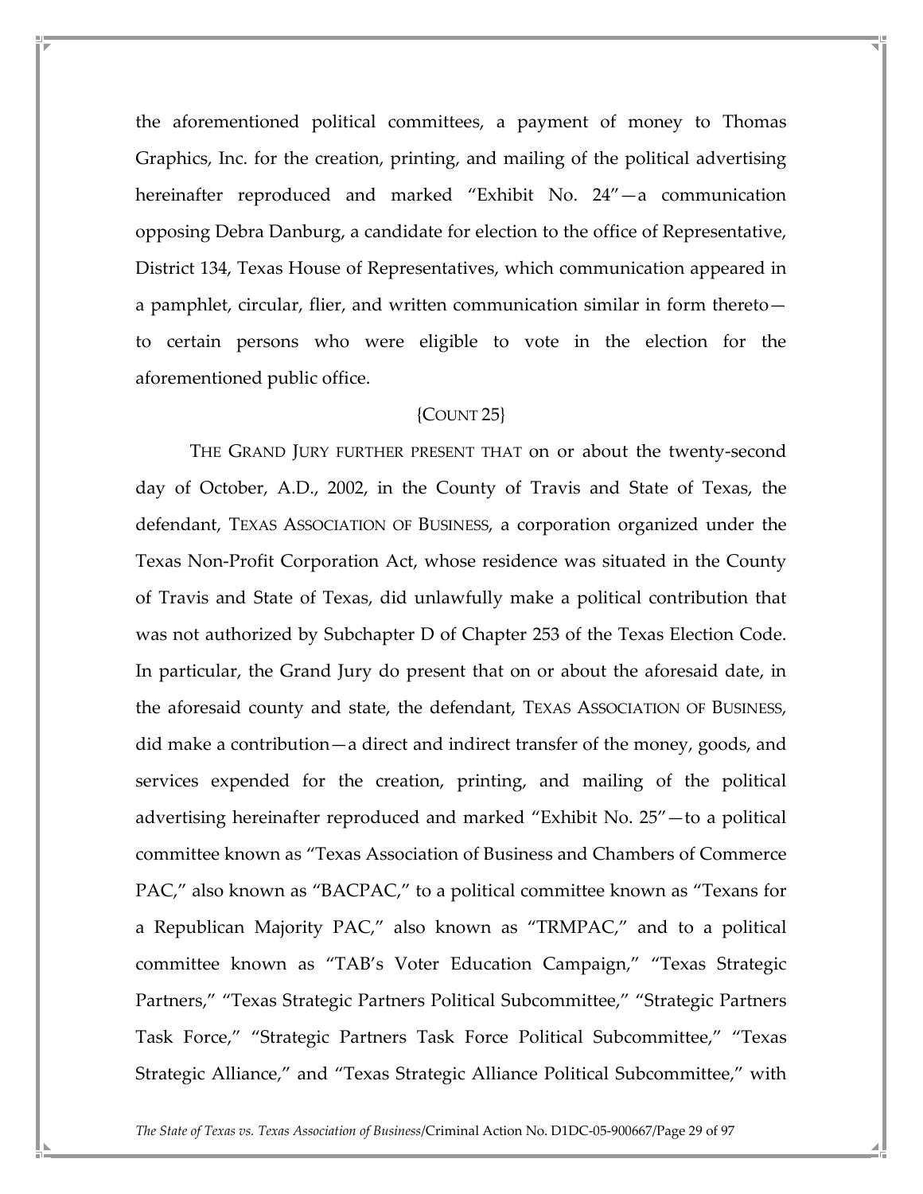the aforementioned political committees, a payment of money to Thomas Graphics, Inc. for the creation, printing, and mailing of the political advertising hereinafter reproduced and marked "Exhibit No. 24"—a communication opposing Debra Danburg, a candidate for election to the office of Representative, District 134, Texas House of Representatives, which communication appeared in a pamphlet, circular, flier, and written communication similar in form thereto—to certain persons who were eligible to vote in the election for the aforementioned public office.

{COUNT 25}

THE GRAND JURY FURTHER PRESENT THAT on or about the twenty-second day of October, A.D., 2002, in the County of Travis and State of Texas, the defendant, TEXAS ASSOCIATION OF BUSINESS, a corporation organized under the Texas Non-Profit Corporation Act, whose residence was situated in the County of Travis and State of Texas, did unlawfully make a political contribution that was not authorized by Subchapter D of Chapter 253 of the Texas Election Code. In particular, the Grand Jury do present that on or about the aforesaid date, in the aforesaid county and state, the defendant, TEXAS ASSOCIATION OF BUSINESS, did make a contribution—a direct and indirect transfer of the money, goods, and services expended for the creation, printing, and mailing of the political advertising hereinafter reproduced and marked "Exhibit No. 25"—to a political committee known as "Texas Association of Business and Chambers of Commerce PAC," also known as "BACPAC," to a political committee known as "Texans for a Republican Majority PAC," also known as "TRMPAC," and to a political committee known as "TAB's Voter Education Campaign," "Texas Strategic Partners," "Texas Strategic Partners Political Subcommittee," "Strategic Partners Task Force," "Strategic Partners Task Force Political Subcommittee," "Texas Strategic Alliance," and "Texas Strategic Alliance Political Subcommittee," with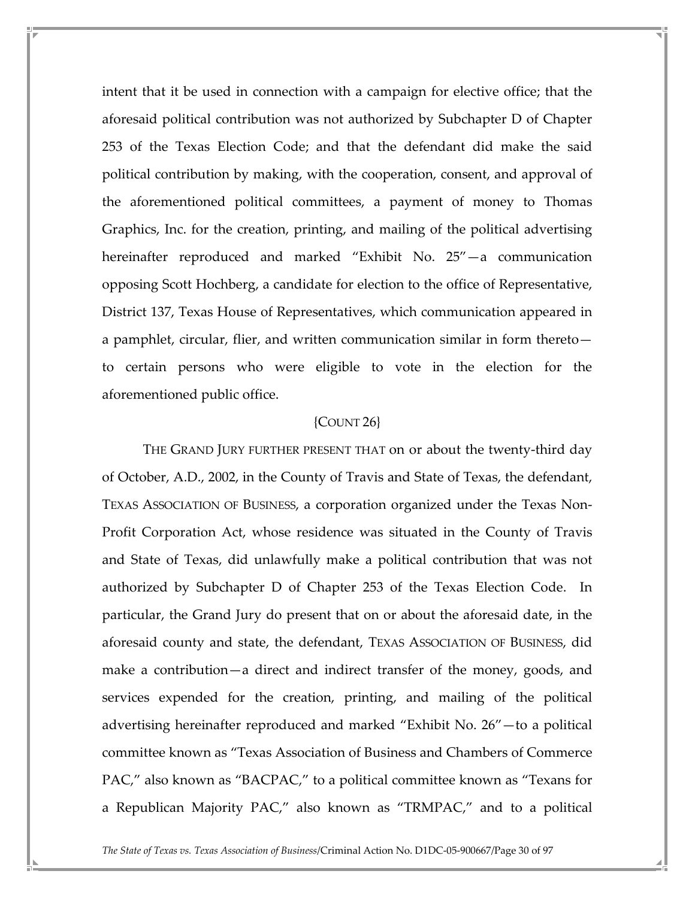intent that it be used in connection with a campaign for elective office; that the aforesaid political contribution was not authorized by Subchapter D of Chapter 253 of the Texas Election Code; and that the defendant did make the said political contribution by making, with the cooperation, consent, and approval of the aforementioned political committees, a payment of money to Thomas Graphics, Inc. for the creation, printing, and mailing of the political advertising hereinafter reproduced and marked "Exhibit No. 25"—a communication opposing Scott Hochberg, a candidate for election to the office of Representative, District 137, Texas House of Representatives, which communication appeared in a pamphlet, circular, flier, and written communication similar in form thereto—to certain persons who were eligible to vote in the election for the aforementioned public office.

{COUNT 26}

THE GRAND JURY FURTHER PRESENT THAT on or about the twenty-third day of October, A.D., 2002, in the County of Travis and State of Texas, the defendant, TEXAS ASSOCIATION OF BUSINESS, a corporation organized under the Texas Non-Profit Corporation Act, whose residence was situated in the County of Travis and State of Texas, did unlawfully make a political contribution that was not authorized by Subchapter D of Chapter 253 of the Texas Election Code. In particular, the Grand Jury do present that on or about the aforesaid date, in the aforesaid county and state, the defendant, TEXAS ASSOCIATION OF BUSINESS, did make a contribution—a direct and indirect transfer of the money, goods, and services expended for the creation, printing, and mailing of the political advertising hereinafter reproduced and marked "Exhibit No. 26"—to a political committee known as "Texas Association of Business and Chambers of Commerce PAC," also known as "BACPAC," to a political committee known as "Texans for a Republican Majority PAC," also known as "TRMPAC," and to a political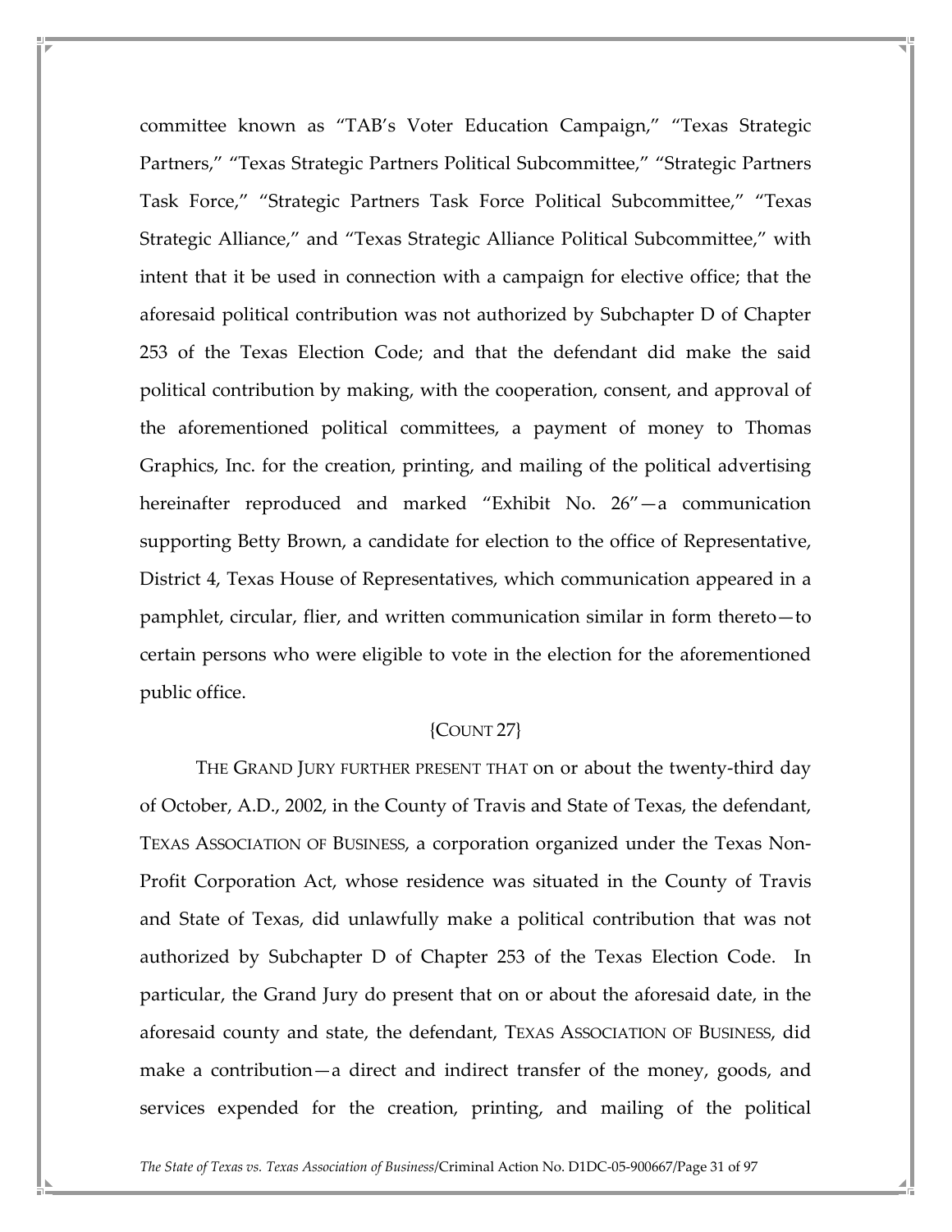committee known as "TAB's Voter Education Campaign," "Texas Strategic Partners," "Texas Strategic Partners Political Subcommittee," "Strategic Partners Task Force," "Strategic Partners Task Force Political Subcommittee," "Texas Strategic Alliance," and "Texas Strategic Alliance Political Subcommittee," with intent that it be used in connection with a campaign for elective office; that the aforesaid political contribution was not authorized by Subchapter D of Chapter 253 of the Texas Election Code; and that the defendant did make the said political contribution by making, with the cooperation, consent, and approval of the aforementioned political committees, a payment of money to Thomas Graphics, Inc. for the creation, printing, and mailing of the political advertising hereinafter reproduced and marked "Exhibit No. 26"—a communication supporting Betty Brown, a candidate for election to the office of Representative, District 4, Texas House of Representatives, which communication appeared in a pamphlet, circular, flier, and written communication similar in form thereto—to certain persons who were eligible to vote in the election for the aforementioned public office.

{COUNT 27}

THE GRAND JURY FURTHER PRESENT THAT on or about the twenty-third day of October, A.D., 2002, in the County of Travis and State of Texas, the defendant, TEXAS ASSOCIATION OF BUSINESS, a corporation organized under the Texas Non-Profit Corporation Act, whose residence was situated in the County of Travis and State of Texas, did unlawfully make a political contribution that was not authorized by Subchapter D of Chapter 253 of the Texas Election Code. In particular, the Grand Jury do present that on or about the aforesaid date, in the aforesaid county and state, the defendant, TEXAS ASSOCIATION OF BUSINESS, did make a contribution—a direct and indirect transfer of the money, goods, and services expended for the creation, printing, and mailing of the political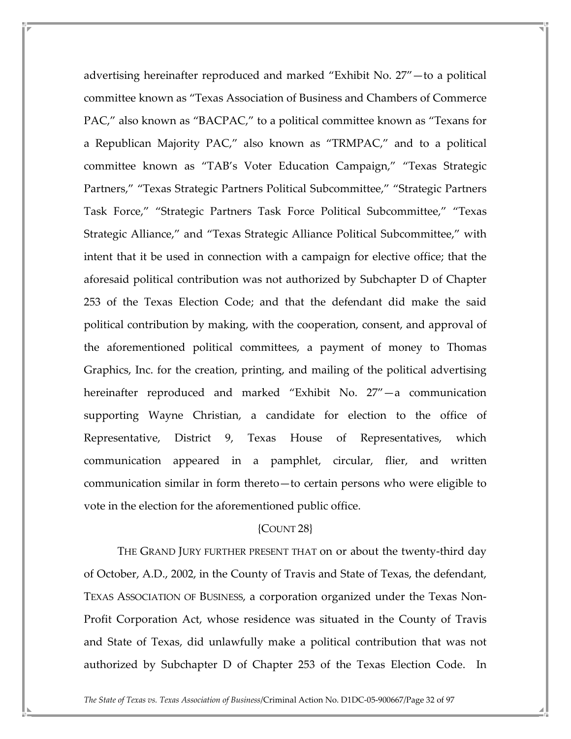advertising hereinafter reproduced and marked "Exhibit No. 27"—to a political committee known as "Texas Association of Business and Chambers of Commerce PAC," also known as "BACPAC," to a political committee known as "Texans for a Republican Majority PAC," also known as "TRMPAC," and to a political committee known as "TAB's Voter Education Campaign," "Texas Strategic Partners," "Texas Strategic Partners Political Subcommittee," "Strategic Partners Task Force," "Strategic Partners Task Force Political Subcommittee," "Texas Strategic Alliance," and "Texas Strategic Alliance Political Subcommittee," with intent that it be used in connection with a campaign for elective office; that the aforesaid political contribution was not authorized by Subchapter D of Chapter 253 of the Texas Election Code; and that the defendant did make the said political contribution by making, with the cooperation, consent, and approval of the aforementioned political committees, a payment of money to Thomas Graphics, Inc. for the creation, printing, and mailing of the political advertising hereinafter reproduced and marked "Exhibit No. 27"—a communication supporting Wayne Christian, a candidate for election to the office of Representative, District 9, Texas House of Representatives, which communication appeared in a pamphlet, circular, flier, and written communication similar in form thereto—to certain persons who were eligible to vote in the election for the aforementioned public office.

{COUNT 28}

THE GRAND JURY FURTHER PRESENT THAT on or about the twenty-third day of October, A.D., 2002, in the County of Travis and State of Texas, the defendant, TEXAS ASSOCIATION OF BUSINESS, a corporation organized under the Texas Non-Profit Corporation Act, whose residence was situated in the County of Travis and State of Texas, did unlawfully make a political contribution that was not authorized by Subchapter D of Chapter 253 of the Texas Election Code. In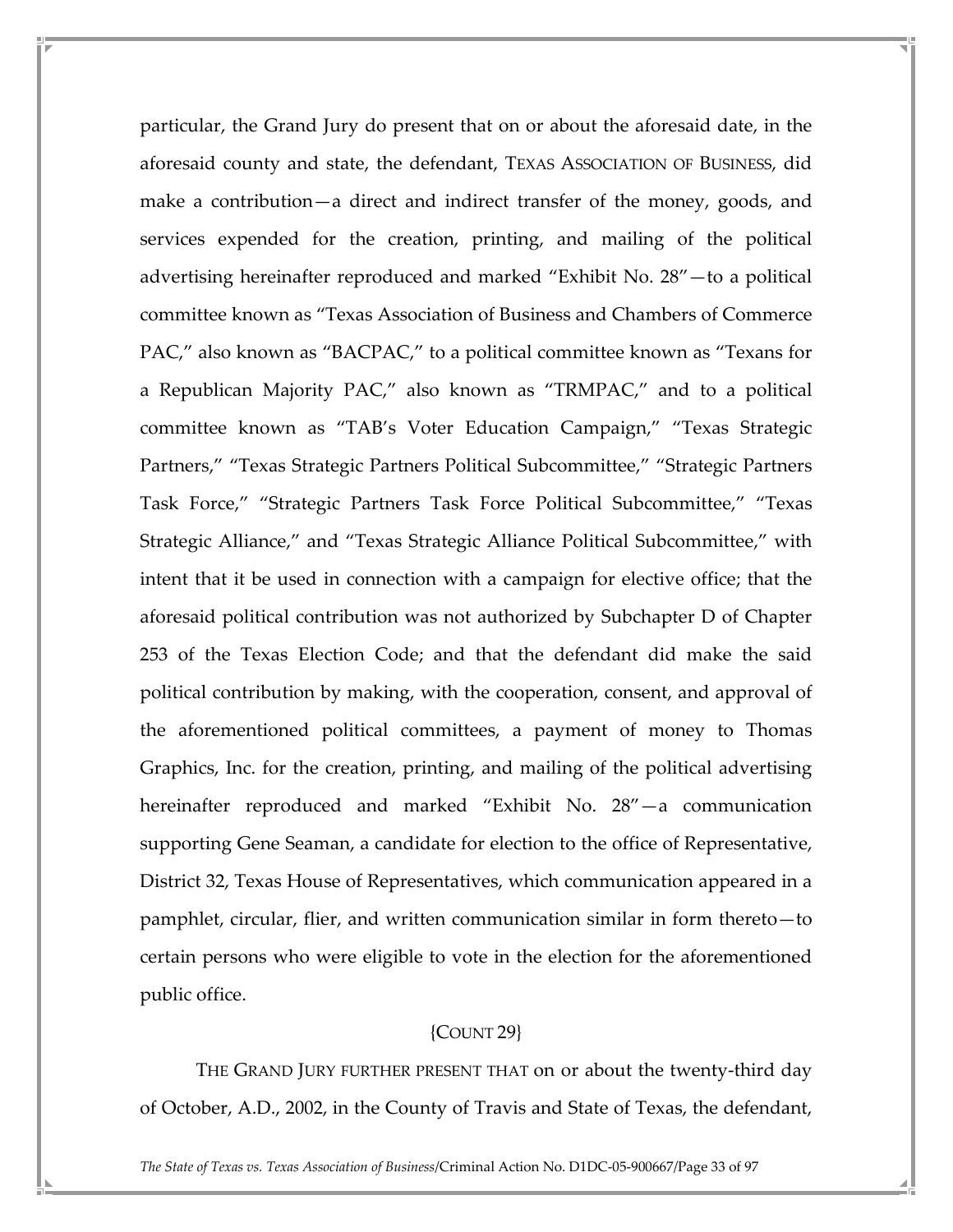particular, the Grand Jury do present that on or about the aforesaid date, in the aforesaid county and state, the defendant, TEXAS ASSOCIATION OF BUSINESS, did make a contribution—a direct and indirect transfer of the money, goods, and services expended for the creation, printing, and mailing of the political advertising hereinafter reproduced and marked "Exhibit No. 28"—to a political committee known as "Texas Association of Business and Chambers of Commerce PAC," also known as "BACPAC," to a political committee known as "Texans for a Republican Majority PAC," also known as "TRMPAC," and to a political committee known as "TAB's Voter Education Campaign," "Texas Strategic Partners," "Texas Strategic Partners Political Subcommittee," "Strategic Partners Task Force," "Strategic Partners Task Force Political Subcommittee," "Texas Strategic Alliance," and "Texas Strategic Alliance Political Subcommittee," with intent that it be used in connection with a campaign for elective office; that the aforesaid political contribution was not authorized by Subchapter D of Chapter 253 of the Texas Election Code; and that the defendant did make the said political contribution by making, with the cooperation, consent, and approval of the aforementioned political committees, a payment of money to Thomas Graphics, Inc. for the creation, printing, and mailing of the political advertising hereinafter reproduced and marked "Exhibit No. 28"—a communication supporting Gene Seaman, a candidate for election to the office of Representative, District 32, Texas House of Representatives, which communication appeared in a pamphlet, circular, flier, and written communication similar in form thereto—to certain persons who were eligible to vote in the election for the aforementioned public office.

{COUNT 29}

THE GRAND JURY FURTHER PRESENT THAT on or about the twenty-third day of October, A.D., 2002, in the County of Travis and State of Texas, the defendant,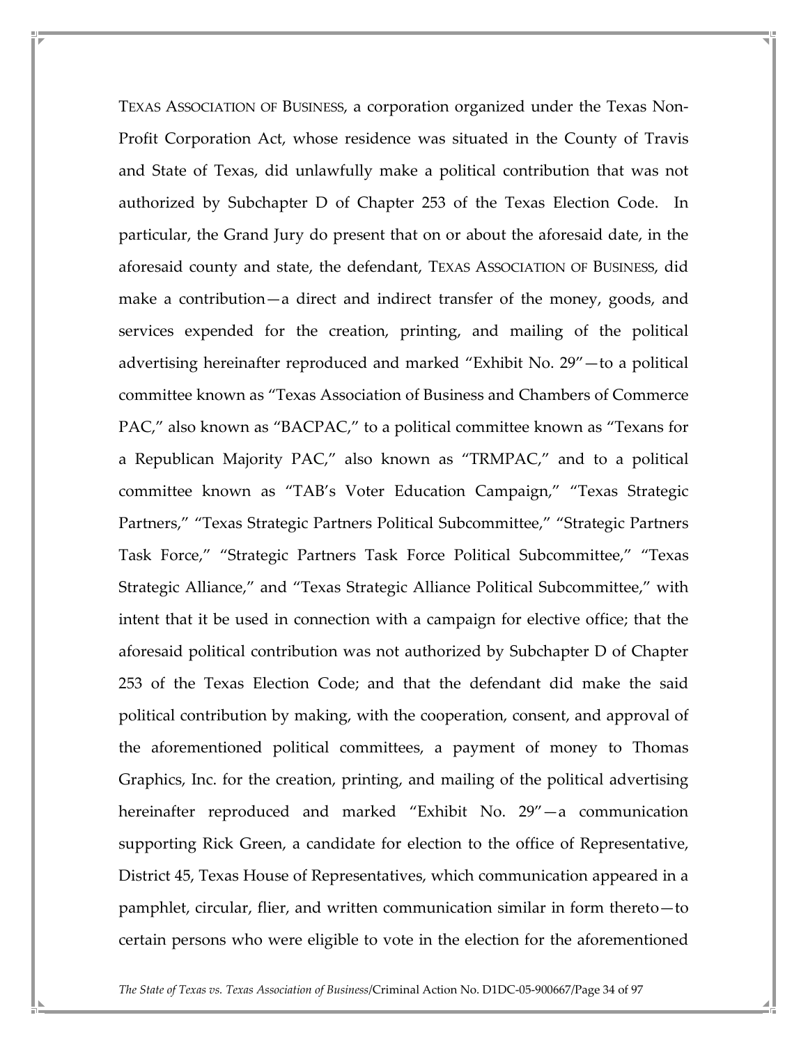TEXAS ASSOCIATION OF BUSINESS, a corporation organized under the Texas Non-Profit Corporation Act, whose residence was situated in the County of Travis and State of Texas, did unlawfully make a political contribution that was not authorized by Subchapter D of Chapter 253 of the Texas Election Code. In particular, the Grand Jury do present that on or about the aforesaid date, in the aforesaid county and state, the defendant, TEXAS ASSOCIATION OF BUSINESS, did make a contribution—a direct and indirect transfer of the money, goods, and services expended for the creation, printing, and mailing of the political advertising hereinafter reproduced and marked "Exhibit No. 29"—to a political committee known as "Texas Association of Business and Chambers of Commerce PAC," also known as "BACPAC," to a political committee known as "Texans for a Republican Majority PAC," also known as "TRMPAC," and to a political committee known as "TAB's Voter Education Campaign," "Texas Strategic Partners," "Texas Strategic Partners Political Subcommittee," "Strategic Partners Task Force," "Strategic Partners Task Force Political Subcommittee," "Texas Strategic Alliance," and "Texas Strategic Alliance Political Subcommittee," with intent that it be used in connection with a campaign for elective office; that the aforesaid political contribution was not authorized by Subchapter D of Chapter 253 of the Texas Election Code; and that the defendant did make the said political contribution by making, with the cooperation, consent, and approval of the aforementioned political committees, a payment of money to Thomas Graphics, Inc. for the creation, printing, and mailing of the political advertising hereinafter reproduced and marked "Exhibit No. 29"—a communication supporting Rick Green, a candidate for election to the office of Representative, District 45, Texas House of Representatives, which communication appeared in a pamphlet, circular, flier, and written communication similar in form thereto—to certain persons who were eligible to vote in the election for the aforementioned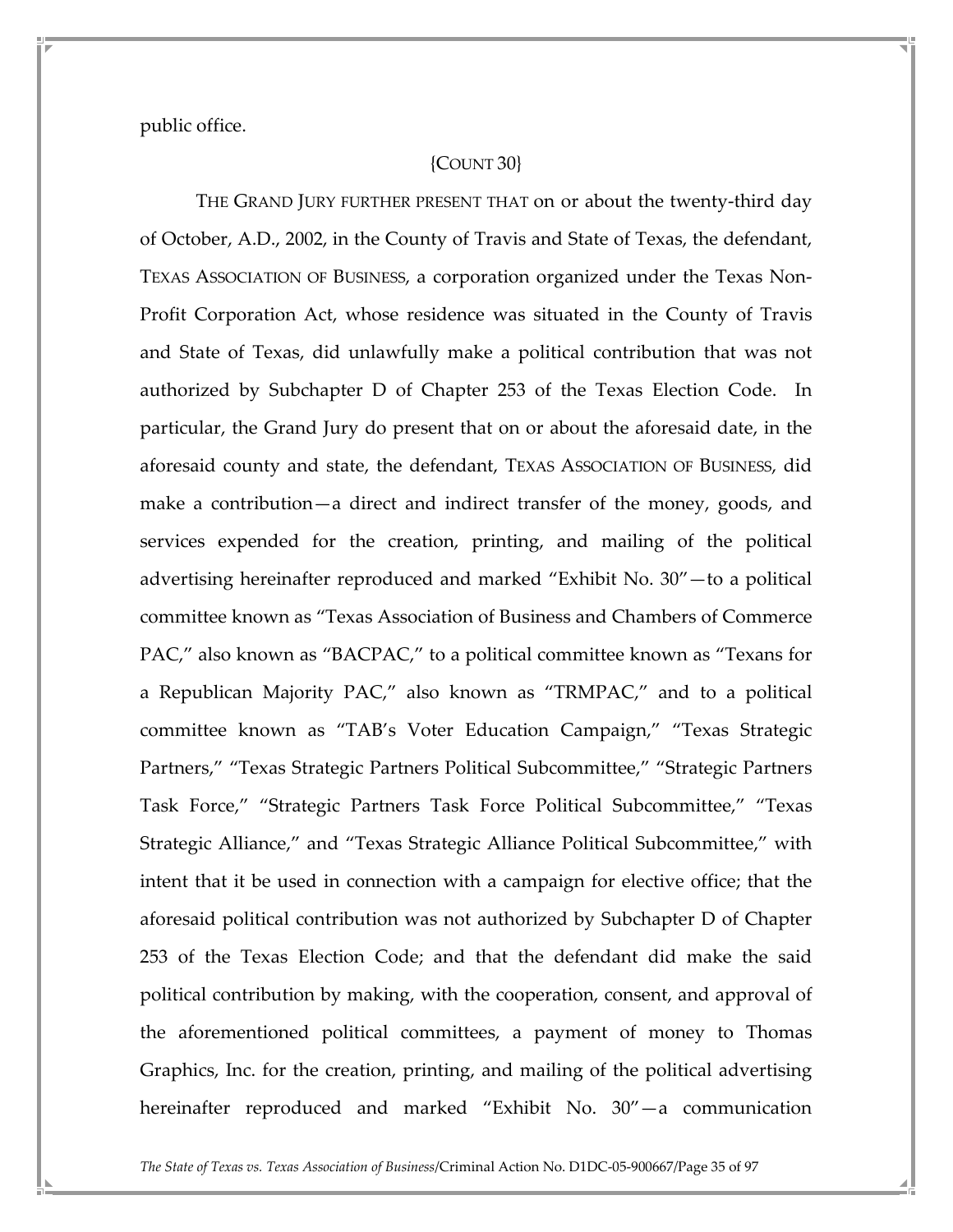public office.

{COUNT 30}

THE GRAND JURY FURTHER PRESENT THAT on or about the twenty-third day of October, A.D., 2002, in the County of Travis and State of Texas, the defendant, TEXAS ASSOCIATION OF BUSINESS, a corporation organized under the Texas Non-Profit Corporation Act, whose residence was situated in the County of Travis and State of Texas, did unlawfully make a political contribution that was not authorized by Subchapter D of Chapter 253 of the Texas Election Code. In particular, the Grand Jury do present that on or about the aforesaid date, in the aforesaid county and state, the defendant, TEXAS ASSOCIATION OF BUSINESS, did make a contribution—a direct and indirect transfer of the money, goods, and services expended for the creation, printing, and mailing of the political advertising hereinafter reproduced and marked "Exhibit No. 30"—to a political committee known as "Texas Association of Business and Chambers of Commerce PAC," also known as "BACPAC," to a political committee known as "Texans for a Republican Majority PAC," also known as "TRMPAC," and to a political committee known as "TAB's Voter Education Campaign," "Texas Strategic Partners," "Texas Strategic Partners Political Subcommittee," "Strategic Partners Task Force," "Strategic Partners Task Force Political Subcommittee," "Texas Strategic Alliance," and "Texas Strategic Alliance Political Subcommittee," with intent that it be used in connection with a campaign for elective office; that the aforesaid political contribution was not authorized by Subchapter D of Chapter 253 of the Texas Election Code; and that the defendant did make the said political contribution by making, with the cooperation, consent, and approval of the aforementioned political committees, a payment of money to Thomas Graphics, Inc. for the creation, printing, and mailing of the political advertising hereinafter reproduced and marked "Exhibit No. 30"—a communication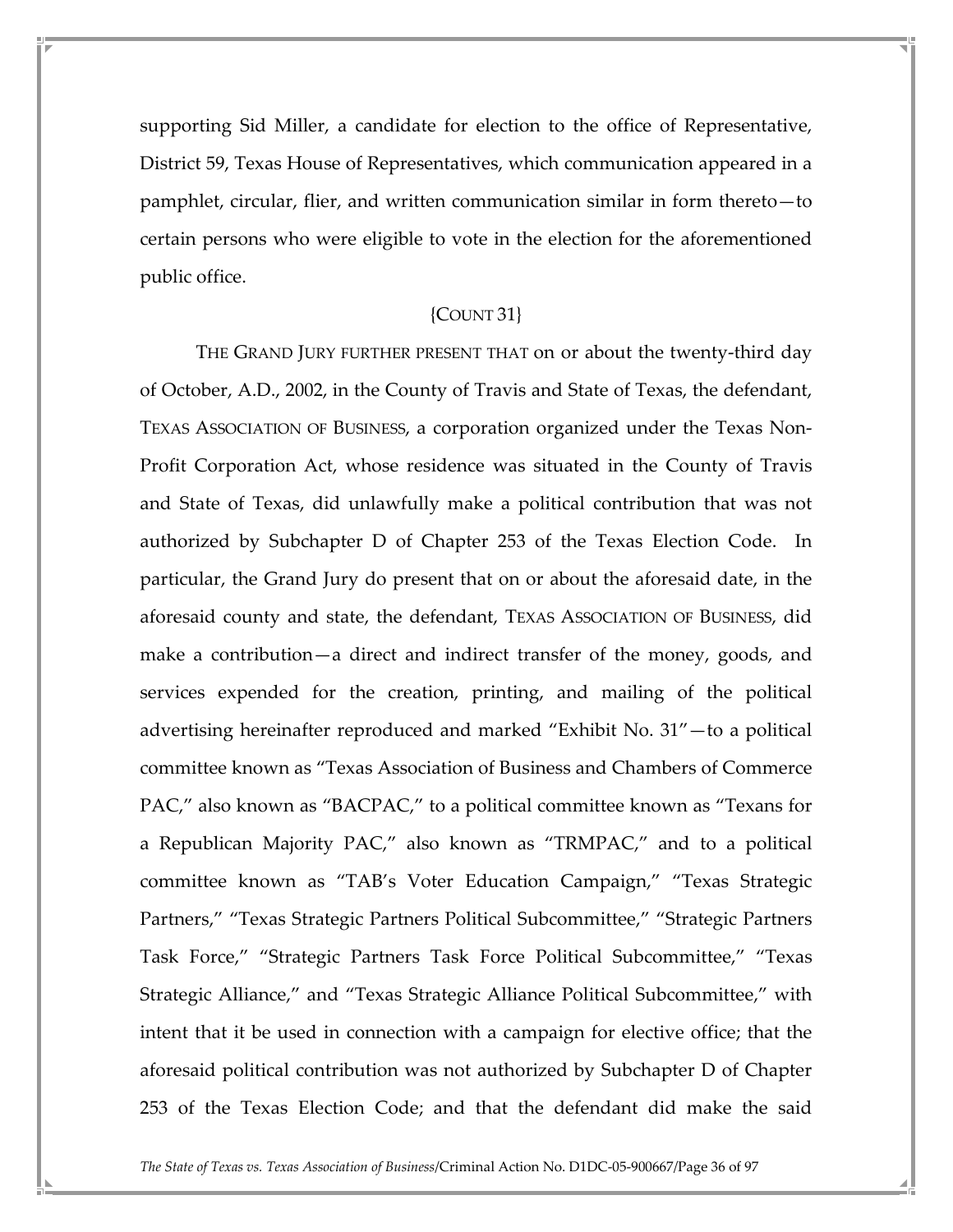supporting Sid Miller, a candidate for election to the office of Representative, District 59, Texas House of Representatives, which communication appeared in a pamphlet, circular, flier, and written communication similar in form thereto—to certain persons who were eligible to vote in the election for the aforementioned public office.

{COUNT 31}

THE GRAND JURY FURTHER PRESENT THAT on or about the twenty-third day of October, A.D., 2002, in the County of Travis and State of Texas, the defendant, TEXAS ASSOCIATION OF BUSINESS, a corporation organized under the Texas Non-Profit Corporation Act, whose residence was situated in the County of Travis and State of Texas, did unlawfully make a political contribution that was not authorized by Subchapter D of Chapter 253 of the Texas Election Code. In particular, the Grand Jury do present that on or about the aforesaid date, in the aforesaid county and state, the defendant, TEXAS ASSOCIATION OF BUSINESS, did make a contribution—a direct and indirect transfer of the money, goods, and services expended for the creation, printing, and mailing of the political advertising hereinafter reproduced and marked "Exhibit No. 31"—to a political committee known as "Texas Association of Business and Chambers of Commerce PAC," also known as "BACPAC," to a political committee known as "Texans for a Republican Majority PAC," also known as "TRMPAC," and to a political committee known as "TAB's Voter Education Campaign," "Texas Strategic Partners," "Texas Strategic Partners Political Subcommittee," "Strategic Partners Task Force," "Strategic Partners Task Force Political Subcommittee," "Texas Strategic Alliance," and "Texas Strategic Alliance Political Subcommittee," with intent that it be used in connection with a campaign for elective office; that the aforesaid political contribution was not authorized by Subchapter D of Chapter 253 of the Texas Election Code; and that the defendant did make the said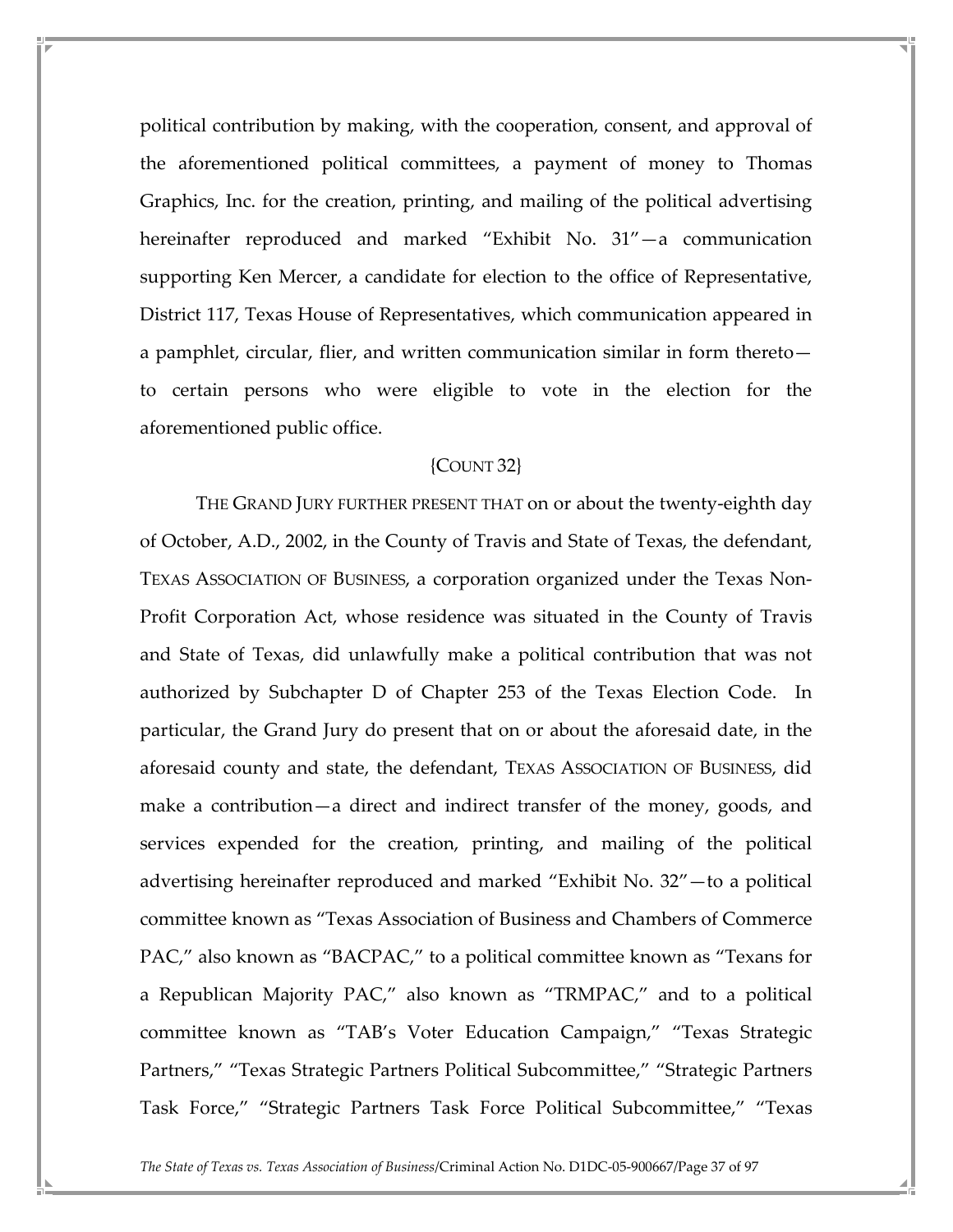political contribution by making, with the cooperation, consent, and approval of the aforementioned political committees, a payment of money to Thomas Graphics, Inc. for the creation, printing, and mailing of the political advertising hereinafter reproduced and marked "Exhibit No. 31"—a communication supporting Ken Mercer, a candidate for election to the office of Representative, District 117, Texas House of Representatives, which communication appeared in a pamphlet, circular, flier, and written communication similar in form thereto—to certain persons who were eligible to vote in the election for the aforementioned public office.

{COUNT 32}

THE GRAND JURY FURTHER PRESENT THAT on or about the twenty-eighth day of October, A.D., 2002, in the County of Travis and State of Texas, the defendant, TEXAS ASSOCIATION OF BUSINESS, a corporation organized under the Texas Non-Profit Corporation Act, whose residence was situated in the County of Travis and State of Texas, did unlawfully make a political contribution that was not authorized by Subchapter D of Chapter 253 of the Texas Election Code. In particular, the Grand Jury do present that on or about the aforesaid date, in the aforesaid county and state, the defendant, TEXAS ASSOCIATION OF BUSINESS, did make a contribution—a direct and indirect transfer of the money, goods, and services expended for the creation, printing, and mailing of the political advertising hereinafter reproduced and marked "Exhibit No. 32"—to a political committee known as "Texas Association of Business and Chambers of Commerce PAC," also known as "BACPAC," to a political committee known as "Texans for a Republican Majority PAC," also known as "TRMPAC," and to a political committee known as "TAB's Voter Education Campaign," "Texas Strategic Partners," "Texas Strategic Partners Political Subcommittee," "Strategic Partners Task Force," "Strategic Partners Task Force Political Subcommittee," "Texas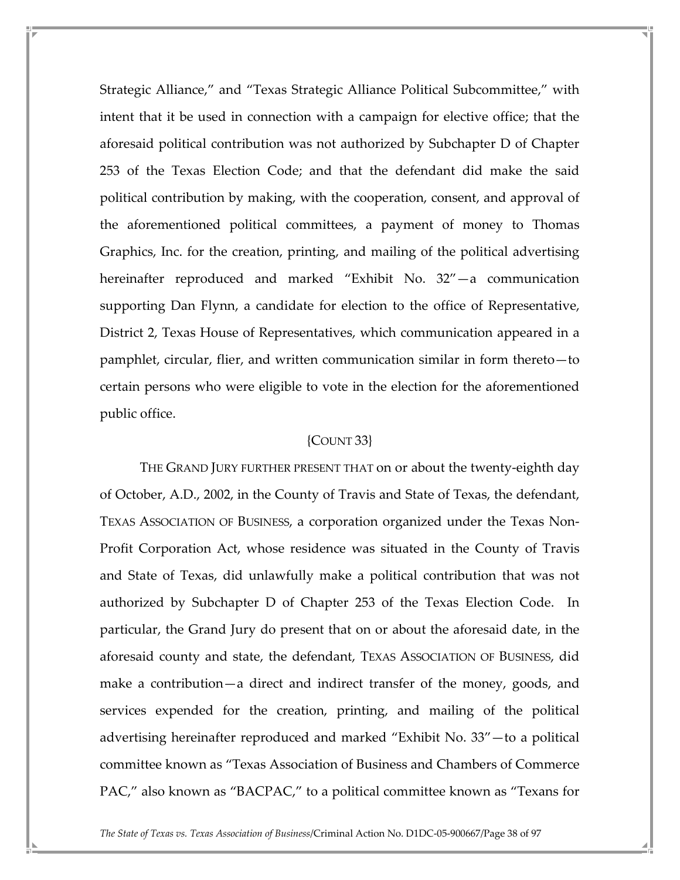Strategic Alliance," and "Texas Strategic Alliance Political Subcommittee," with intent that it be used in connection with a campaign for elective office; that the aforesaid political contribution was not authorized by Subchapter D of Chapter 253 of the Texas Election Code; and that the defendant did make the said political contribution by making, with the cooperation, consent, and approval of the aforementioned political committees, a payment of money to Thomas Graphics, Inc. for the creation, printing, and mailing of the political advertising hereinafter reproduced and marked "Exhibit No. 32"—a communication supporting Dan Flynn, a candidate for election to the office of Representative, District 2, Texas House of Representatives, which communication appeared in a pamphlet, circular, flier, and written communication similar in form thereto—to certain persons who were eligible to vote in the election for the aforementioned public office.

{COUNT 33}

THE GRAND JURY FURTHER PRESENT THAT on or about the twenty-eighth day of October, A.D., 2002, in the County of Travis and State of Texas, the defendant, TEXAS ASSOCIATION OF BUSINESS, a corporation organized under the Texas Non-Profit Corporation Act, whose residence was situated in the County of Travis and State of Texas, did unlawfully make a political contribution that was not authorized by Subchapter D of Chapter 253 of the Texas Election Code. In particular, the Grand Jury do present that on or about the aforesaid date, in the aforesaid county and state, the defendant, TEXAS ASSOCIATION OF BUSINESS, did make a contribution—a direct and indirect transfer of the money, goods, and services expended for the creation, printing, and mailing of the political advertising hereinafter reproduced and marked "Exhibit No. 33"—to a political committee known as "Texas Association of Business and Chambers of Commerce PAC," also known as "BACPAC," to a political committee known as "Texans for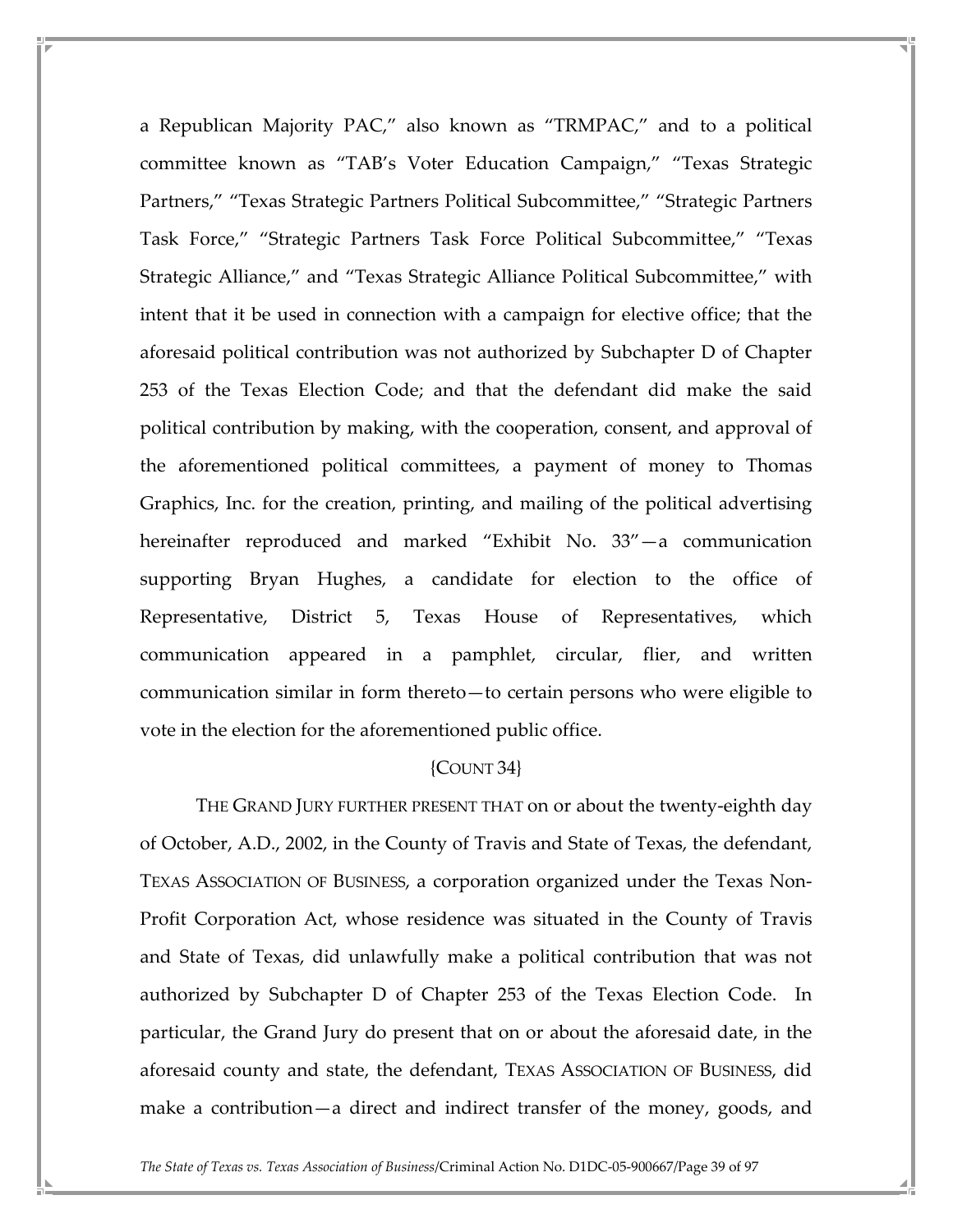a Republican Majority PAC," also known as "TRMPAC," and to a political committee known as "TAB's Voter Education Campaign," "Texas Strategic Partners," "Texas Strategic Partners Political Subcommittee," "Strategic Partners Task Force," "Strategic Partners Task Force Political Subcommittee," "Texas Strategic Alliance," and "Texas Strategic Alliance Political Subcommittee," with intent that it be used in connection with a campaign for elective office; that the aforesaid political contribution was not authorized by Subchapter D of Chapter 253 of the Texas Election Code; and that the defendant did make the said political contribution by making, with the cooperation, consent, and approval of the aforementioned political committees, a payment of money to Thomas Graphics, Inc. for the creation, printing, and mailing of the political advertising hereinafter reproduced and marked "Exhibit No. 33"—a communication supporting Bryan Hughes, a candidate for election to the office of Representative, District 5, Texas House of Representatives, which communication appeared in a pamphlet, circular, flier, and written communication similar in form thereto—to certain persons who were eligible to vote in the election for the aforementioned public office.

{COUNT 34}

THE GRAND JURY FURTHER PRESENT THAT on or about the twenty-eighth day of October, A.D., 2002, in the County of Travis and State of Texas, the defendant, TEXAS ASSOCIATION OF BUSINESS, a corporation organized under the Texas Non-Profit Corporation Act, whose residence was situated in the County of Travis and State of Texas, did unlawfully make a political contribution that was not authorized by Subchapter D of Chapter 253 of the Texas Election Code. In particular, the Grand Jury do present that on or about the aforesaid date, in the aforesaid county and state, the defendant, TEXAS ASSOCIATION OF BUSINESS, did make a contribution—a direct and indirect transfer of the money, goods, and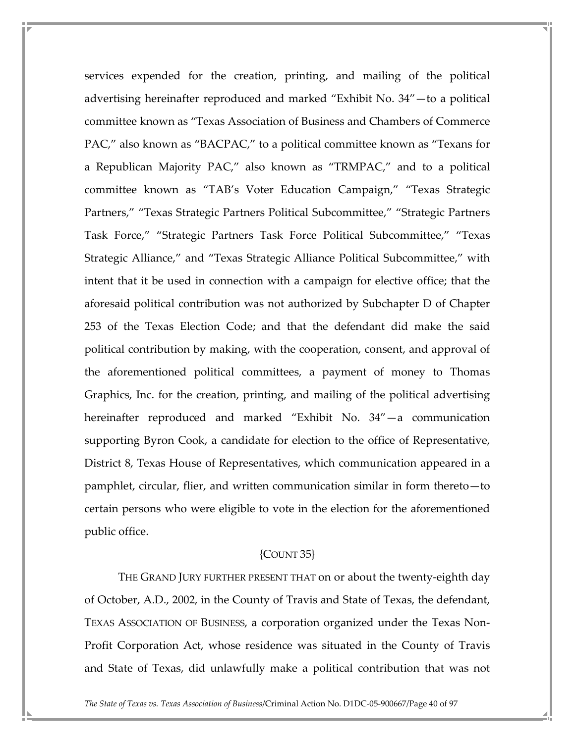services expended for the creation, printing, and mailing of the political advertising hereinafter reproduced and marked "Exhibit No. 34"—to a political committee known as "Texas Association of Business and Chambers of Commerce PAC," also known as "BACPAC," to a political committee known as "Texans for a Republican Majority PAC," also known as "TRMPAC," and to a political committee known as "TAB's Voter Education Campaign," "Texas Strategic Partners," "Texas Strategic Partners Political Subcommittee," "Strategic Partners Task Force," "Strategic Partners Task Force Political Subcommittee," "Texas Strategic Alliance," and "Texas Strategic Alliance Political Subcommittee," with intent that it be used in connection with a campaign for elective office; that the aforesaid political contribution was not authorized by Subchapter D of Chapter 253 of the Texas Election Code; and that the defendant did make the said political contribution by making, with the cooperation, consent, and approval of the aforementioned political committees, a payment of money to Thomas Graphics, Inc. for the creation, printing, and mailing of the political advertising hereinafter reproduced and marked "Exhibit No. 34"—a communication supporting Byron Cook, a candidate for election to the office of Representative, District 8, Texas House of Representatives, which communication appeared in a pamphlet, circular, flier, and written communication similar in form thereto—to certain persons who were eligible to vote in the election for the aforementioned public office.

{COUNT 35}

THE GRAND JURY FURTHER PRESENT THAT on or about the twenty-eighth day of October, A.D., 2002, in the County of Travis and State of Texas, the defendant, TEXAS ASSOCIATION OF BUSINESS, a corporation organized under the Texas Non-Profit Corporation Act, whose residence was situated in the County of Travis and State of Texas, did unlawfully make a political contribution that was not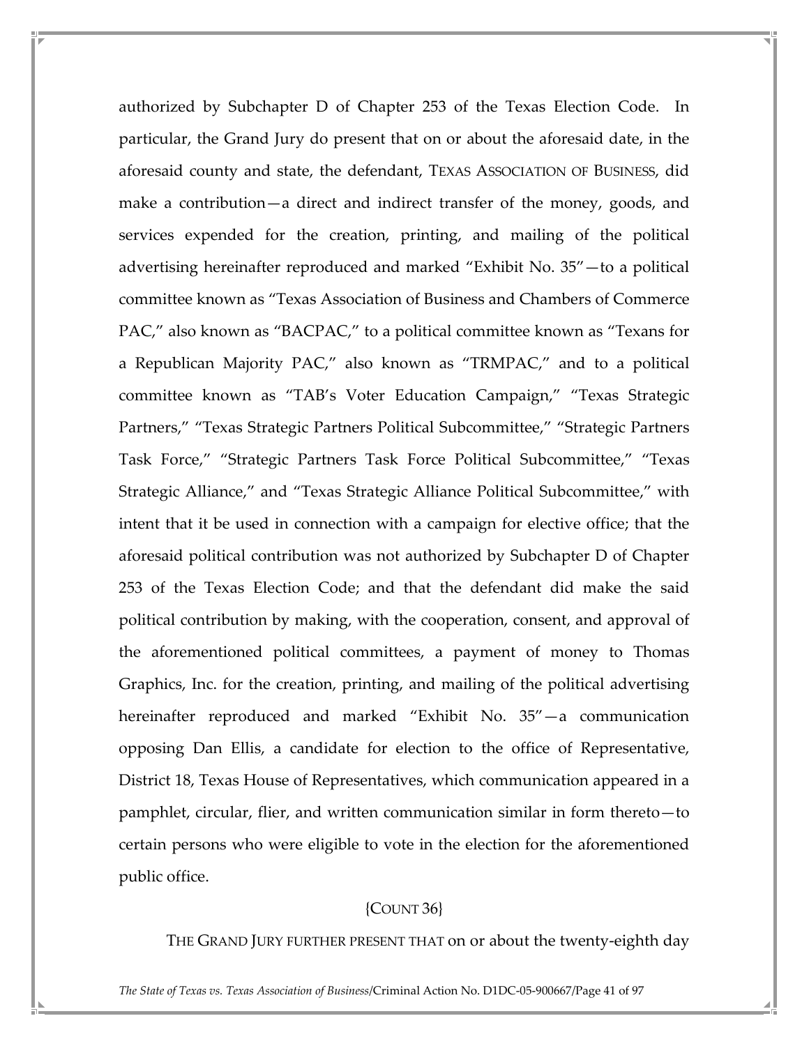authorized by Subchapter D of Chapter 253 of the Texas Election Code. In particular, the Grand Jury do present that on or about the aforesaid date, in the aforesaid county and state, the defendant, TEXAS ASSOCIATION OF BUSINESS, did make a contribution—a direct and indirect transfer of the money, goods, and services expended for the creation, printing, and mailing of the political advertising hereinafter reproduced and marked "Exhibit No. 35"—to a political committee known as "Texas Association of Business and Chambers of Commerce PAC," also known as "BACPAC," to a political committee known as "Texans for a Republican Majority PAC," also known as "TRMPAC," and to a political committee known as "TAB's Voter Education Campaign," "Texas Strategic Partners," "Texas Strategic Partners Political Subcommittee," "Strategic Partners Task Force," "Strategic Partners Task Force Political Subcommittee," "Texas Strategic Alliance," and "Texas Strategic Alliance Political Subcommittee," with intent that it be used in connection with a campaign for elective office; that the aforesaid political contribution was not authorized by Subchapter D of Chapter 253 of the Texas Election Code; and that the defendant did make the said political contribution by making, with the cooperation, consent, and approval of the aforementioned political committees, a payment of money to Thomas Graphics, Inc. for the creation, printing, and mailing of the political advertising hereinafter reproduced and marked "Exhibit No. 35"—a communication opposing Dan Ellis, a candidate for election to the office of Representative, District 18, Texas House of Representatives, which communication appeared in a pamphlet, circular, flier, and written communication similar in form thereto—to certain persons who were eligible to vote in the election for the aforementioned public office.

{COUNT 36}

THE GRAND JURY FURTHER PRESENT THAT on or about the twenty-eighth day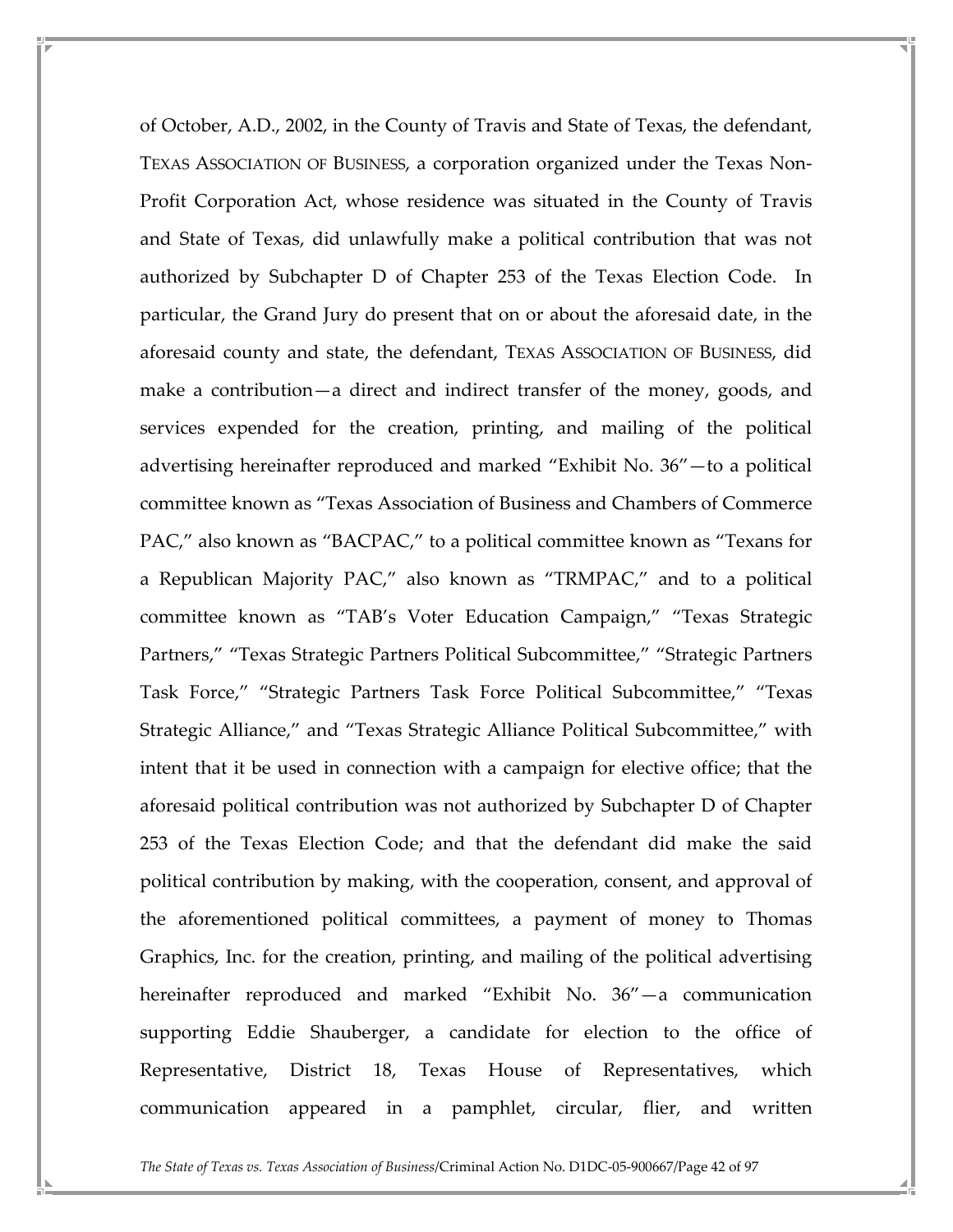of October, A.D., 2002, in the County of Travis and State of Texas, the defendant, TEXAS ASSOCIATION OF BUSINESS, a corporation organized under the Texas Non-Profit Corporation Act, whose residence was situated in the County of Travis and State of Texas, did unlawfully make a political contribution that was not authorized by Subchapter D of Chapter 253 of the Texas Election Code. In particular, the Grand Jury do present that on or about the aforesaid date, in the aforesaid county and state, the defendant, TEXAS ASSOCIATION OF BUSINESS, did make a contribution—a direct and indirect transfer of the money, goods, and services expended for the creation, printing, and mailing of the political advertising hereinafter reproduced and marked "Exhibit No. 36"—to a political committee known as "Texas Association of Business and Chambers of Commerce PAC," also known as "BACPAC," to a political committee known as "Texans for a Republican Majority PAC," also known as "TRMPAC," and to a political committee known as "TAB's Voter Education Campaign," "Texas Strategic Partners," "Texas Strategic Partners Political Subcommittee," "Strategic Partners Task Force," "Strategic Partners Task Force Political Subcommittee," "Texas Strategic Alliance," and "Texas Strategic Alliance Political Subcommittee," with intent that it be used in connection with a campaign for elective office; that the aforesaid political contribution was not authorized by Subchapter D of Chapter 253 of the Texas Election Code; and that the defendant did make the said political contribution by making, with the cooperation, consent, and approval of the aforementioned political committees, a payment of money to Thomas Graphics, Inc. for the creation, printing, and mailing of the political advertising hereinafter reproduced and marked "Exhibit No. 36"—a communication supporting Eddie Shauberger, a candidate for election to the office of Representative, District 18, Texas House of Representatives, which communication appeared in a pamphlet, circular, flier, and written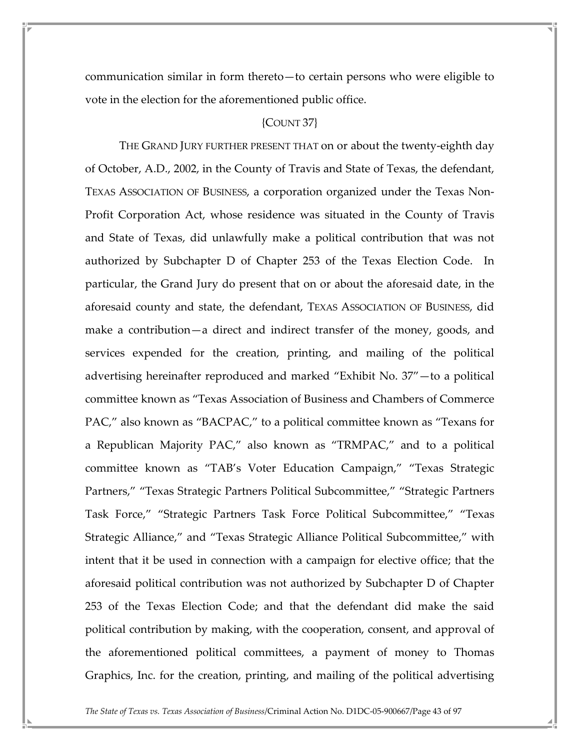communication similar in form thereto—to certain persons who were eligible to vote in the election for the aforementioned public office.

{COUNT 37}

THE GRAND JURY FURTHER PRESENT THAT on or about the twenty-eighth day of October, A.D., 2002, in the County of Travis and State of Texas, the defendant, TEXAS ASSOCIATION OF BUSINESS, a corporation organized under the Texas Non-Profit Corporation Act, whose residence was situated in the County of Travis and State of Texas, did unlawfully make a political contribution that was not authorized by Subchapter D of Chapter 253 of the Texas Election Code. In particular, the Grand Jury do present that on or about the aforesaid date, in the aforesaid county and state, the defendant, TEXAS ASSOCIATION OF BUSINESS, did make a contribution—a direct and indirect transfer of the money, goods, and services expended for the creation, printing, and mailing of the political advertising hereinafter reproduced and marked "Exhibit No. 37"—to a political committee known as "Texas Association of Business and Chambers of Commerce PAC," also known as "BACPAC," to a political committee known as "Texans for a Republican Majority PAC," also known as "TRMPAC," and to a political committee known as "TAB's Voter Education Campaign," "Texas Strategic Partners," "Texas Strategic Partners Political Subcommittee," "Strategic Partners Task Force," "Strategic Partners Task Force Political Subcommittee," "Texas Strategic Alliance," and "Texas Strategic Alliance Political Subcommittee," with intent that it be used in connection with a campaign for elective office; that the aforesaid political contribution was not authorized by Subchapter D of Chapter 253 of the Texas Election Code; and that the defendant did make the said political contribution by making, with the cooperation, consent, and approval of the aforementioned political committees, a payment of money to Thomas Graphics, Inc. for the creation, printing, and mailing of the political advertising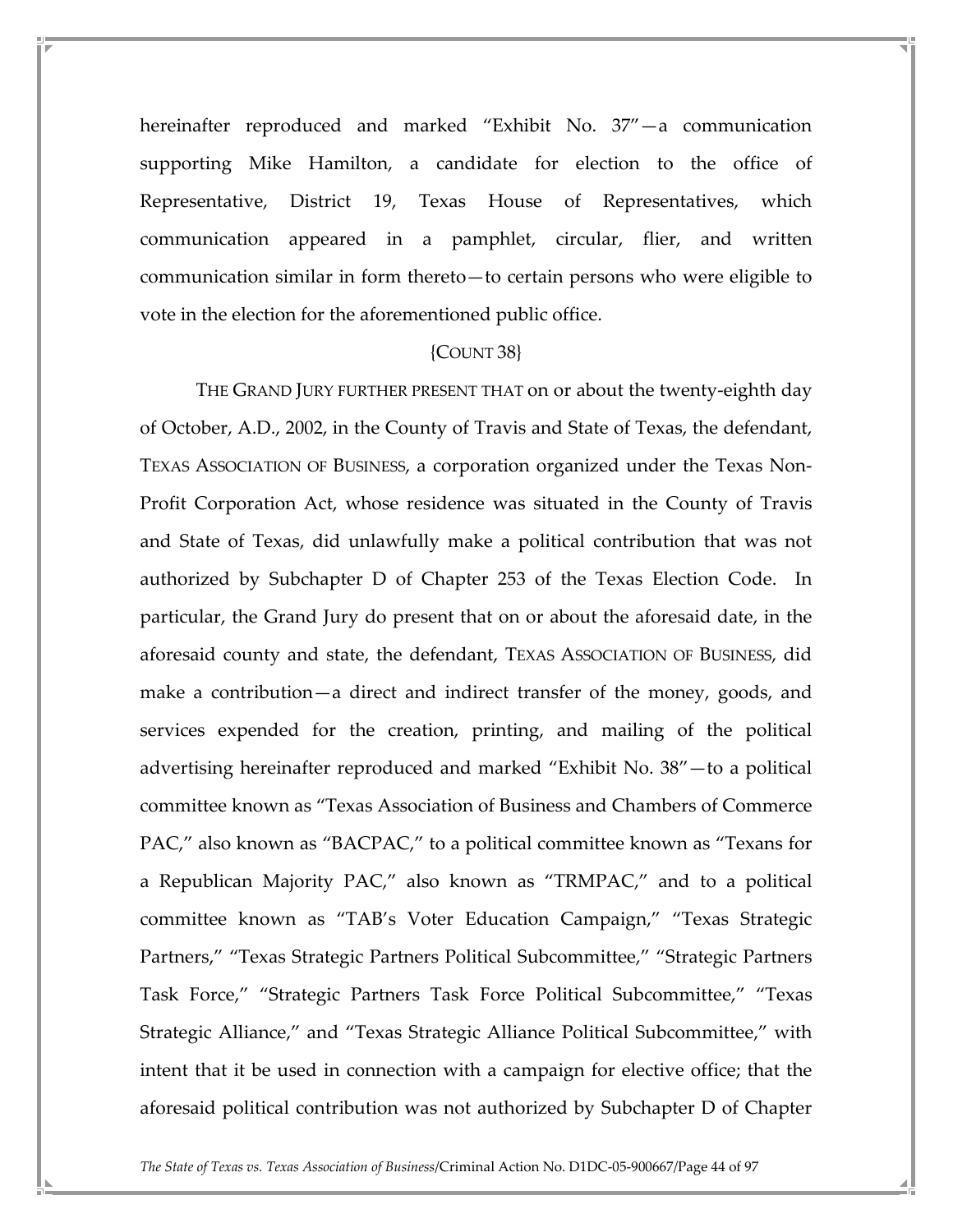hereinafter reproduced and marked "Exhibit No. 37"—a communication supporting Mike Hamilton, a candidate for election to the office of Representative, District 19, Texas House of Representatives, which communication appeared in a pamphlet, circular, flier, and written communication similar in form thereto—to certain persons who were eligible to vote in the election for the aforementioned public office.

{COUNT 38}

THE GRAND JURY FURTHER PRESENT THAT on or about the twenty-eighth day of October, A.D., 2002, in the County of Travis and State of Texas, the defendant, TEXAS ASSOCIATION OF BUSINESS, a corporation organized under the Texas Non-Profit Corporation Act, whose residence was situated in the County of Travis and State of Texas, did unlawfully make a political contribution that was not authorized by Subchapter D of Chapter 253 of the Texas Election Code. In particular, the Grand Jury do present that on or about the aforesaid date, in the aforesaid county and state, the defendant, TEXAS ASSOCIATION OF BUSINESS, did make a contribution—a direct and indirect transfer of the money, goods, and services expended for the creation, printing, and mailing of the political advertising hereinafter reproduced and marked "Exhibit No. 38"—to a political committee known as "Texas Association of Business and Chambers of Commerce PAC," also known as "BACPAC," to a political committee known as "Texans for a Republican Majority PAC," also known as "TRMPAC," and to a political committee known as "TAB's Voter Education Campaign," "Texas Strategic Partners," "Texas Strategic Partners Political Subcommittee," "Strategic Partners Task Force," "Strategic Partners Task Force Political Subcommittee," "Texas Strategic Alliance," and "Texas Strategic Alliance Political Subcommittee," with intent that it be used in connection with a campaign for elective office; that the aforesaid political contribution was not authorized by Subchapter D of Chapter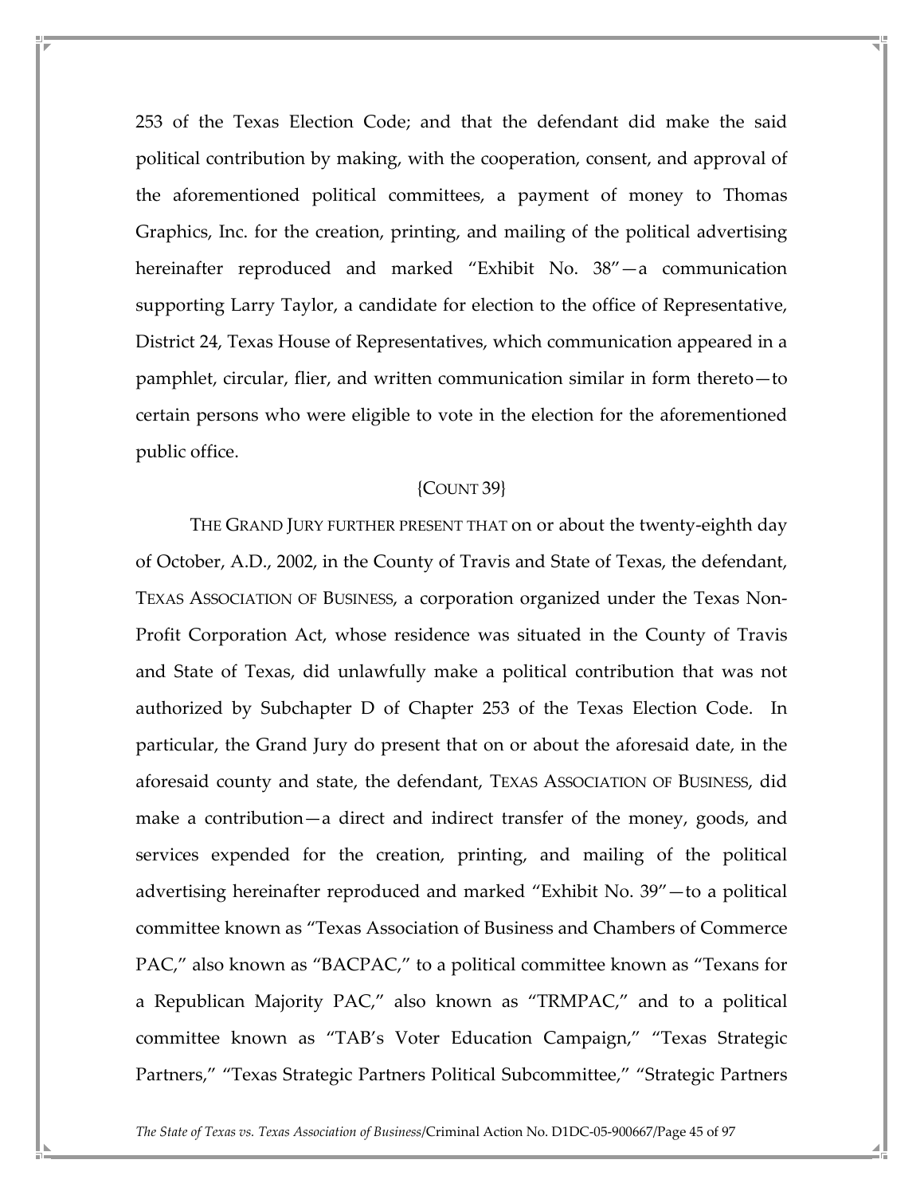253 of the Texas Election Code; and that the defendant did make the said political contribution by making, with the cooperation, consent, and approval of the aforementioned political committees, a payment of money to Thomas Graphics, Inc. for the creation, printing, and mailing of the political advertising hereinafter reproduced and marked "Exhibit No. 38"—a communication supporting Larry Taylor, a candidate for election to the office of Representative, District 24, Texas House of Representatives, which communication appeared in a pamphlet, circular, flier, and written communication similar in form thereto—to certain persons who were eligible to vote in the election for the aforementioned public office.

{COUNT 39}

THE GRAND JURY FURTHER PRESENT THAT on or about the twenty-eighth day of October, A.D., 2002, in the County of Travis and State of Texas, the defendant, TEXAS ASSOCIATION OF BUSINESS, a corporation organized under the Texas Non-Profit Corporation Act, whose residence was situated in the County of Travis and State of Texas, did unlawfully make a political contribution that was not authorized by Subchapter D of Chapter 253 of the Texas Election Code. In particular, the Grand Jury do present that on or about the aforesaid date, in the aforesaid county and state, the defendant, TEXAS ASSOCIATION OF BUSINESS, did make a contribution—a direct and indirect transfer of the money, goods, and services expended for the creation, printing, and mailing of the political advertising hereinafter reproduced and marked "Exhibit No. 39"—to a political committee known as "Texas Association of Business and Chambers of Commerce PAC," also known as "BACPAC," to a political committee known as "Texans for a Republican Majority PAC," also known as "TRMPAC," and to a political committee known as "TAB's Voter Education Campaign," "Texas Strategic Partners," "Texas Strategic Partners Political Subcommittee," "Strategic Partners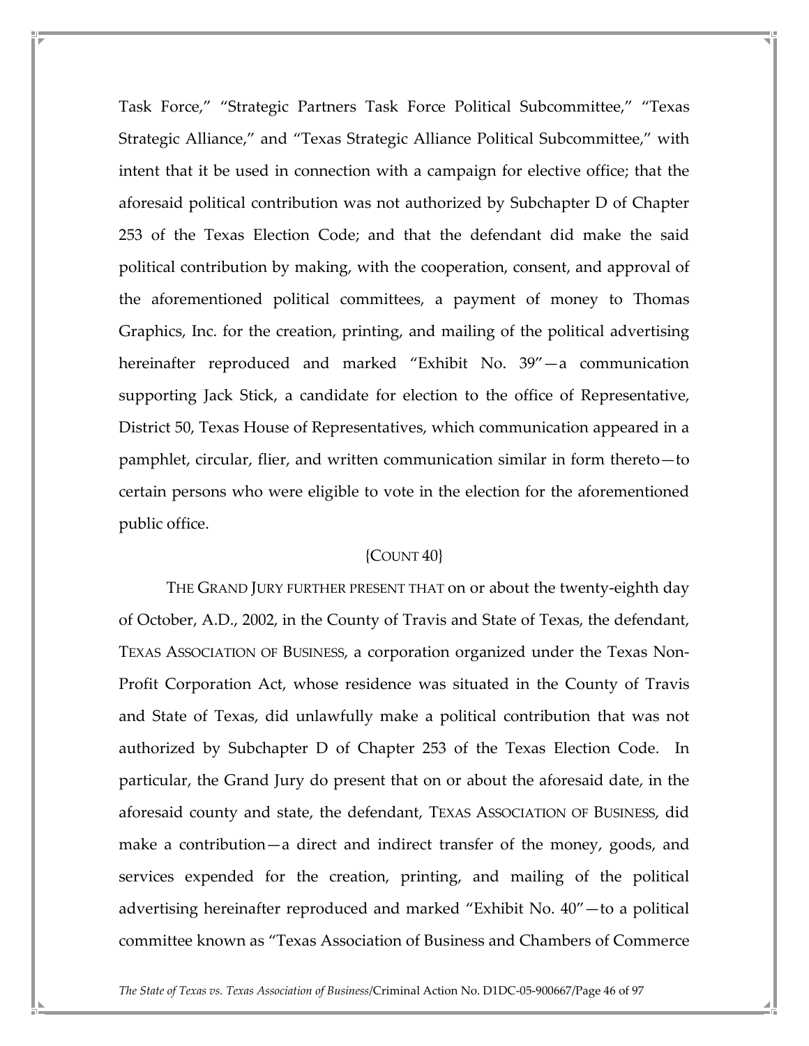Task Force," "Strategic Partners Task Force Political Subcommittee," "Texas Strategic Alliance," and "Texas Strategic Alliance Political Subcommittee," with intent that it be used in connection with a campaign for elective office; that the aforesaid political contribution was not authorized by Subchapter D of Chapter 253 of the Texas Election Code; and that the defendant did make the said political contribution by making, with the cooperation, consent, and approval of the aforementioned political committees, a payment of money to Thomas Graphics, Inc. for the creation, printing, and mailing of the political advertising hereinafter reproduced and marked "Exhibit No. 39"—a communication supporting Jack Stick, a candidate for election to the office of Representative, District 50, Texas House of Representatives, which communication appeared in a pamphlet, circular, flier, and written communication similar in form thereto—to certain persons who were eligible to vote in the election for the aforementioned public office.

{COUNT 40}

THE GRAND JURY FURTHER PRESENT THAT on or about the twenty-eighth day of October, A.D., 2002, in the County of Travis and State of Texas, the defendant, TEXAS ASSOCIATION OF BUSINESS, a corporation organized under the Texas Non-Profit Corporation Act, whose residence was situated in the County of Travis and State of Texas, did unlawfully make a political contribution that was not authorized by Subchapter D of Chapter 253 of the Texas Election Code. In particular, the Grand Jury do present that on or about the aforesaid date, in the aforesaid county and state, the defendant, TEXAS ASSOCIATION OF BUSINESS, did make a contribution—a direct and indirect transfer of the money, goods, and services expended for the creation, printing, and mailing of the political advertising hereinafter reproduced and marked "Exhibit No. 40"—to a political committee known as "Texas Association of Business and Chambers of Commerce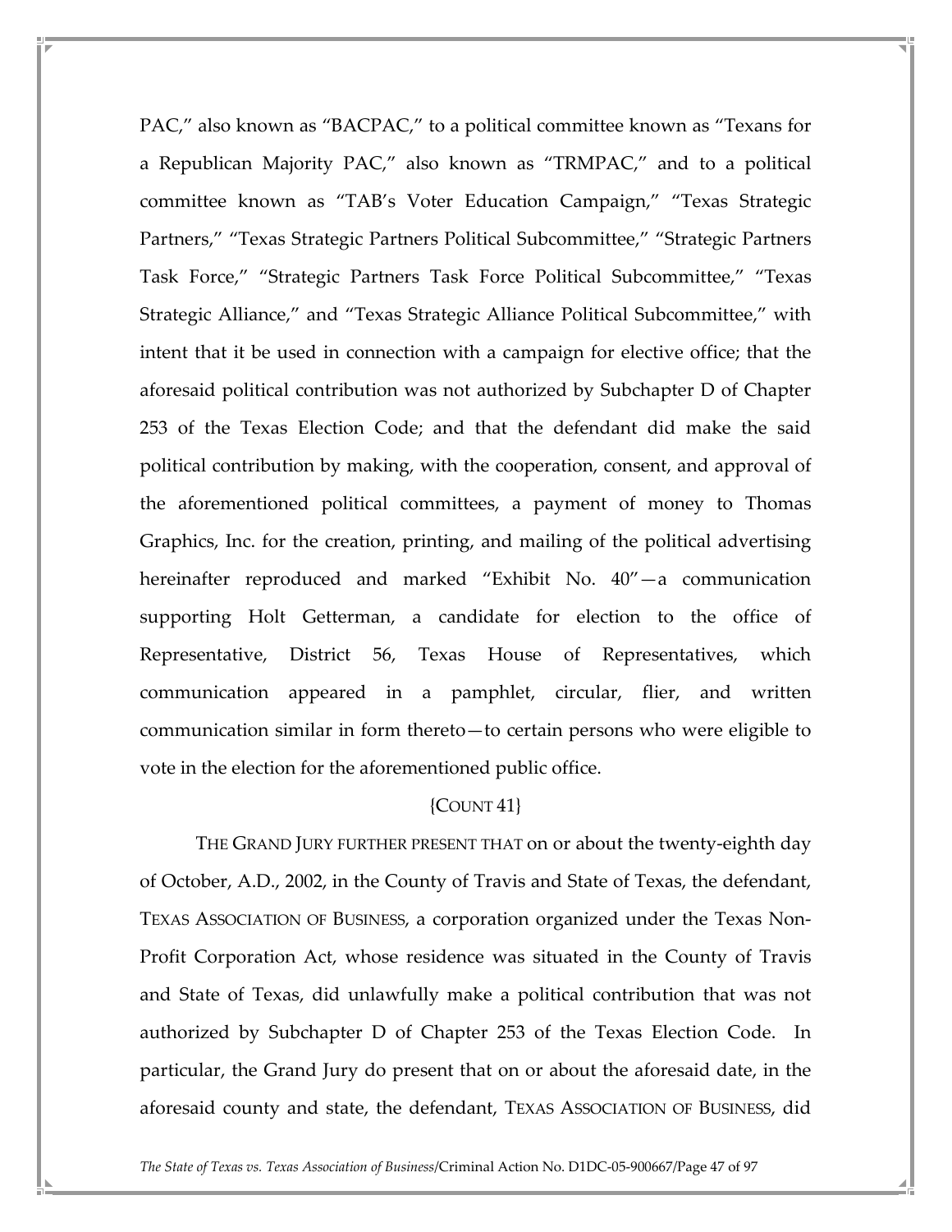PAC," also known as "BACPAC," to a political committee known as "Texans for a Republican Majority PAC," also known as "TRMPAC," and to a political committee known as "TAB's Voter Education Campaign," "Texas Strategic Partners," "Texas Strategic Partners Political Subcommittee," "Strategic Partners Task Force," "Strategic Partners Task Force Political Subcommittee," "Texas Strategic Alliance," and "Texas Strategic Alliance Political Subcommittee," with intent that it be used in connection with a campaign for elective office; that the aforesaid political contribution was not authorized by Subchapter D of Chapter 253 of the Texas Election Code; and that the defendant did make the said political contribution by making, with the cooperation, consent, and approval of the aforementioned political committees, a payment of money to Thomas Graphics, Inc. for the creation, printing, and mailing of the political advertising hereinafter reproduced and marked "Exhibit No. 40"—a communication supporting Holt Getterman, a candidate for election to the office of Representative, District 56, Texas House of Representatives, which communication appeared in a pamphlet, circular, flier, and written communication similar in form thereto—to certain persons who were eligible to vote in the election for the aforementioned public office.

{COUNT 41}

THE GRAND JURY FURTHER PRESENT THAT on or about the twenty-eighth day of October, A.D., 2002, in the County of Travis and State of Texas, the defendant, TEXAS ASSOCIATION OF BUSINESS, a corporation organized under the Texas Non-Profit Corporation Act, whose residence was situated in the County of Travis and State of Texas, did unlawfully make a political contribution that was not authorized by Subchapter D of Chapter 253 of the Texas Election Code. In particular, the Grand Jury do present that on or about the aforesaid date, in the aforesaid county and state, the defendant, TEXAS ASSOCIATION OF BUSINESS, did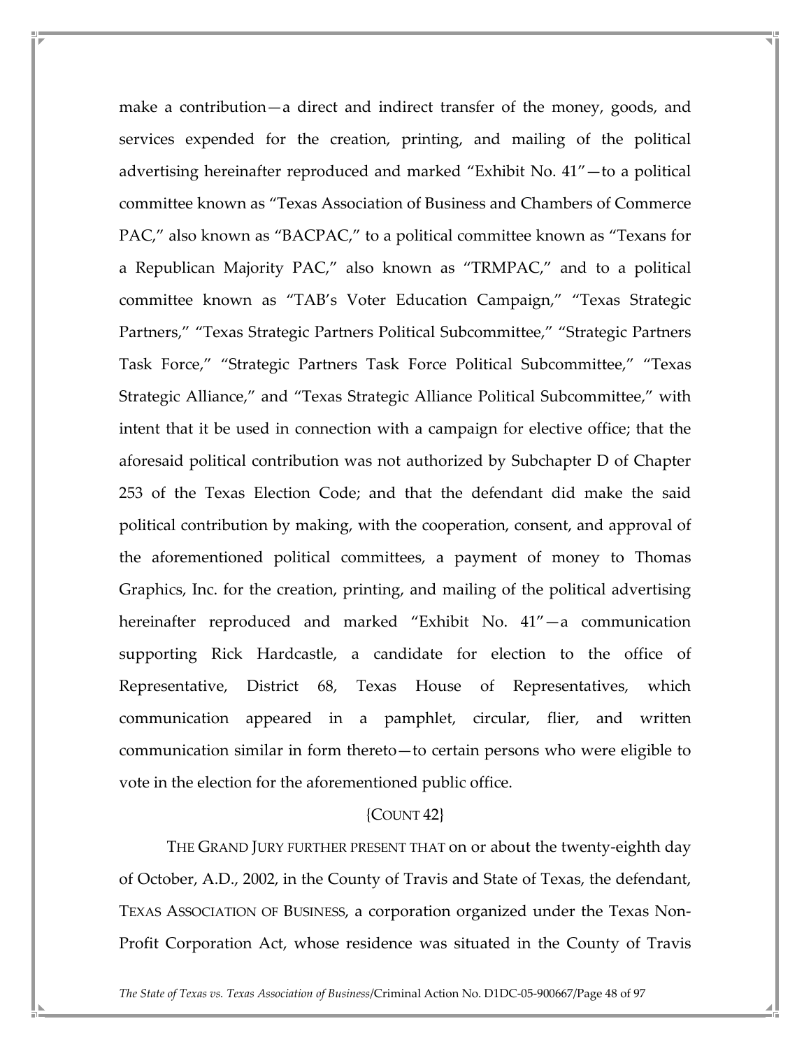make a contribution—a direct and indirect transfer of the money, goods, and services expended for the creation, printing, and mailing of the political advertising hereinafter reproduced and marked "Exhibit No. 41"—to a political committee known as "Texas Association of Business and Chambers of Commerce PAC," also known as "BACPAC," to a political committee known as "Texans for a Republican Majority PAC," also known as "TRMPAC," and to a political committee known as "TAB's Voter Education Campaign," "Texas Strategic Partners," "Texas Strategic Partners Political Subcommittee," "Strategic Partners Task Force," "Strategic Partners Task Force Political Subcommittee," "Texas Strategic Alliance," and "Texas Strategic Alliance Political Subcommittee," with intent that it be used in connection with a campaign for elective office; that the aforesaid political contribution was not authorized by Subchapter D of Chapter 253 of the Texas Election Code; and that the defendant did make the said political contribution by making, with the cooperation, consent, and approval of the aforementioned political committees, a payment of money to Thomas Graphics, Inc. for the creation, printing, and mailing of the political advertising hereinafter reproduced and marked "Exhibit No. 41"—a communication supporting Rick Hardcastle, a candidate for election to the office of Representative, District 68, Texas House of Representatives, which communication appeared in a pamphlet, circular, flier, and written communication similar in form thereto—to certain persons who were eligible to vote in the election for the aforementioned public office.

{COUNT 42}

THE GRAND JURY FURTHER PRESENT THAT on or about the twenty-eighth day of October, A.D., 2002, in the County of Travis and State of Texas, the defendant, TEXAS ASSOCIATION OF BUSINESS, a corporation organized under the Texas Non-Profit Corporation Act, whose residence was situated in the County of Travis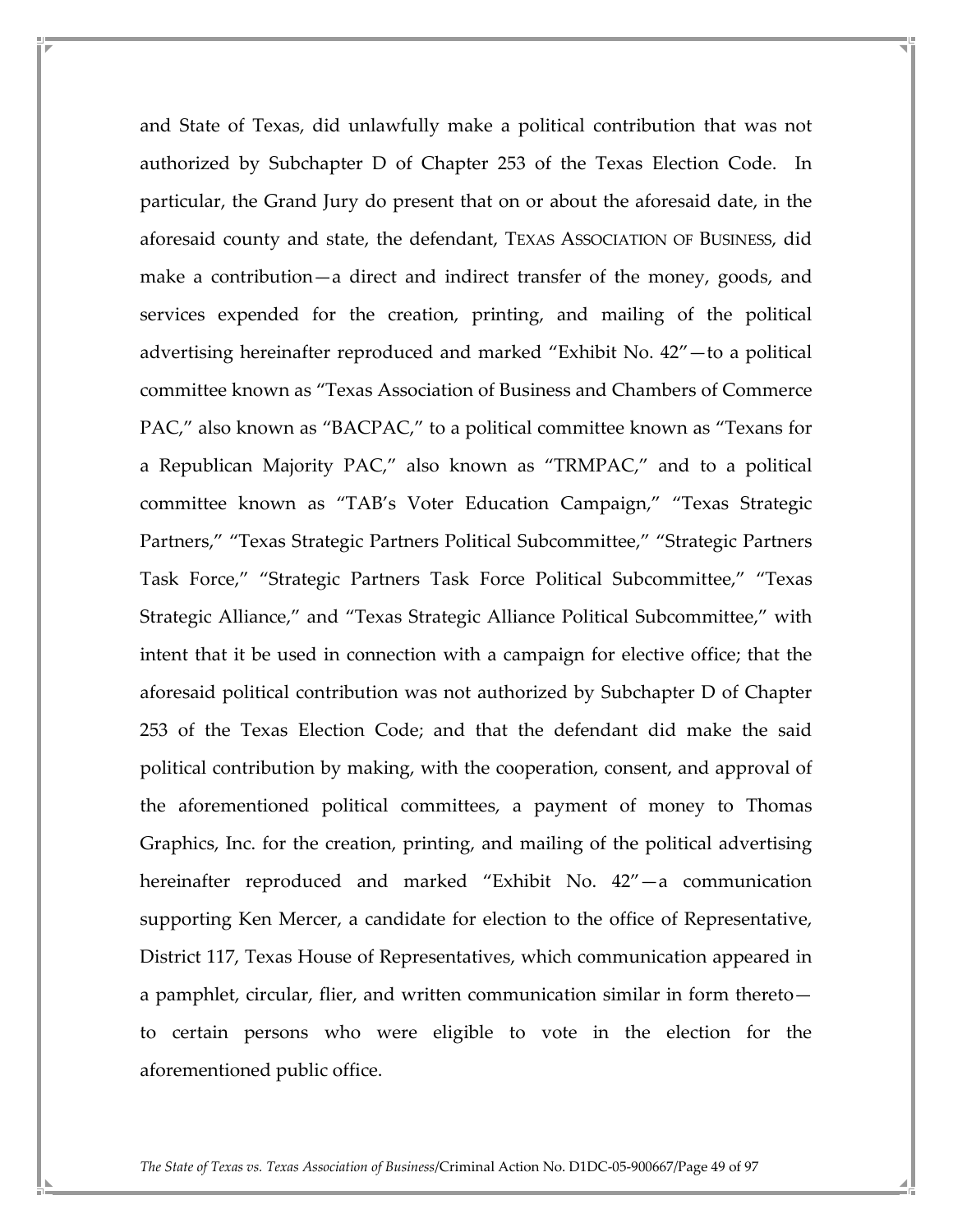and State of Texas, did unlawfully make a political contribution that was not authorized by Subchapter D of Chapter 253 of the Texas Election Code. In particular, the Grand Jury do present that on or about the aforesaid date, in the aforesaid county and state, the defendant, TEXAS ASSOCIATION OF BUSINESS, did make a contribution—a direct and indirect transfer of the money, goods, and services expended for the creation, printing, and mailing of the political advertising hereinafter reproduced and marked "Exhibit No. 42"—to a political committee known as "Texas Association of Business and Chambers of Commerce PAC," also known as "BACPAC," to a political committee known as "Texans for a Republican Majority PAC," also known as "TRMPAC," and to a political committee known as "TAB's Voter Education Campaign," "Texas Strategic Partners," "Texas Strategic Partners Political Subcommittee," "Strategic Partners Task Force," "Strategic Partners Task Force Political Subcommittee," "Texas Strategic Alliance," and "Texas Strategic Alliance Political Subcommittee," with intent that it be used in connection with a campaign for elective office; that the aforesaid political contribution was not authorized by Subchapter D of Chapter 253 of the Texas Election Code; and that the defendant did make the said political contribution by making, with the cooperation, consent, and approval of the aforementioned political committees, a payment of money to Thomas Graphics, Inc. for the creation, printing, and mailing of the political advertising hereinafter reproduced and marked "Exhibit No. 42"—a communication supporting Ken Mercer, a candidate for election to the office of Representative, District 117, Texas House of Representatives, which communication appeared in a pamphlet, circular, flier, and written communication similar in form thereto—to certain persons who were eligible to vote in the election for the aforementioned public office.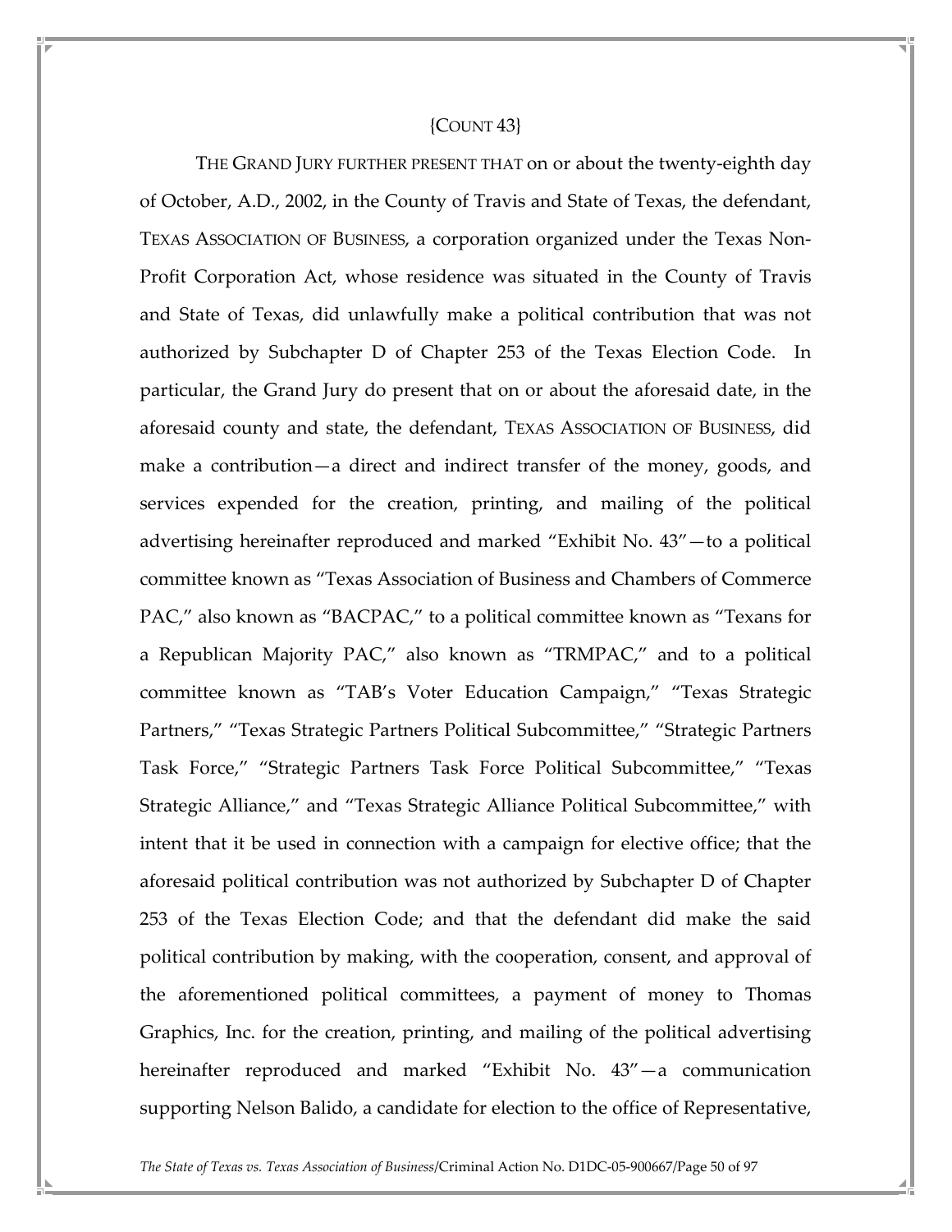{COUNT 43}

THE GRAND JURY FURTHER PRESENT THAT on or about the twenty-eighth day of October, A.D., 2002, in the County of Travis and State of Texas, the defendant, TEXAS ASSOCIATION OF BUSINESS, a corporation organized under the Texas Non-Profit Corporation Act, whose residence was situated in the County of Travis and State of Texas, did unlawfully make a political contribution that was not authorized by Subchapter D of Chapter 253 of the Texas Election Code. In particular, the Grand Jury do present that on or about the aforesaid date, in the aforesaid county and state, the defendant, TEXAS ASSOCIATION OF BUSINESS, did make a contribution—a direct and indirect transfer of the money, goods, and services expended for the creation, printing, and mailing of the political advertising hereinafter reproduced and marked "Exhibit No. 43"—to a political committee known as "Texas Association of Business and Chambers of Commerce PAC," also known as "BACPAC," to a political committee known as "Texans for a Republican Majority PAC," also known as "TRMPAC," and to a political committee known as "TAB's Voter Education Campaign," "Texas Strategic Partners," "Texas Strategic Partners Political Subcommittee," "Strategic Partners Task Force," "Strategic Partners Task Force Political Subcommittee," "Texas Strategic Alliance," and "Texas Strategic Alliance Political Subcommittee," with intent that it be used in connection with a campaign for elective office; that the aforesaid political contribution was not authorized by Subchapter D of Chapter 253 of the Texas Election Code; and that the defendant did make the said political contribution by making, with the cooperation, consent, and approval of the aforementioned political committees, a payment of money to Thomas Graphics, Inc. for the creation, printing, and mailing of the political advertising hereinafter reproduced and marked "Exhibit No. 43"—a communication supporting Nelson Balido, a candidate for election to the office of Representative,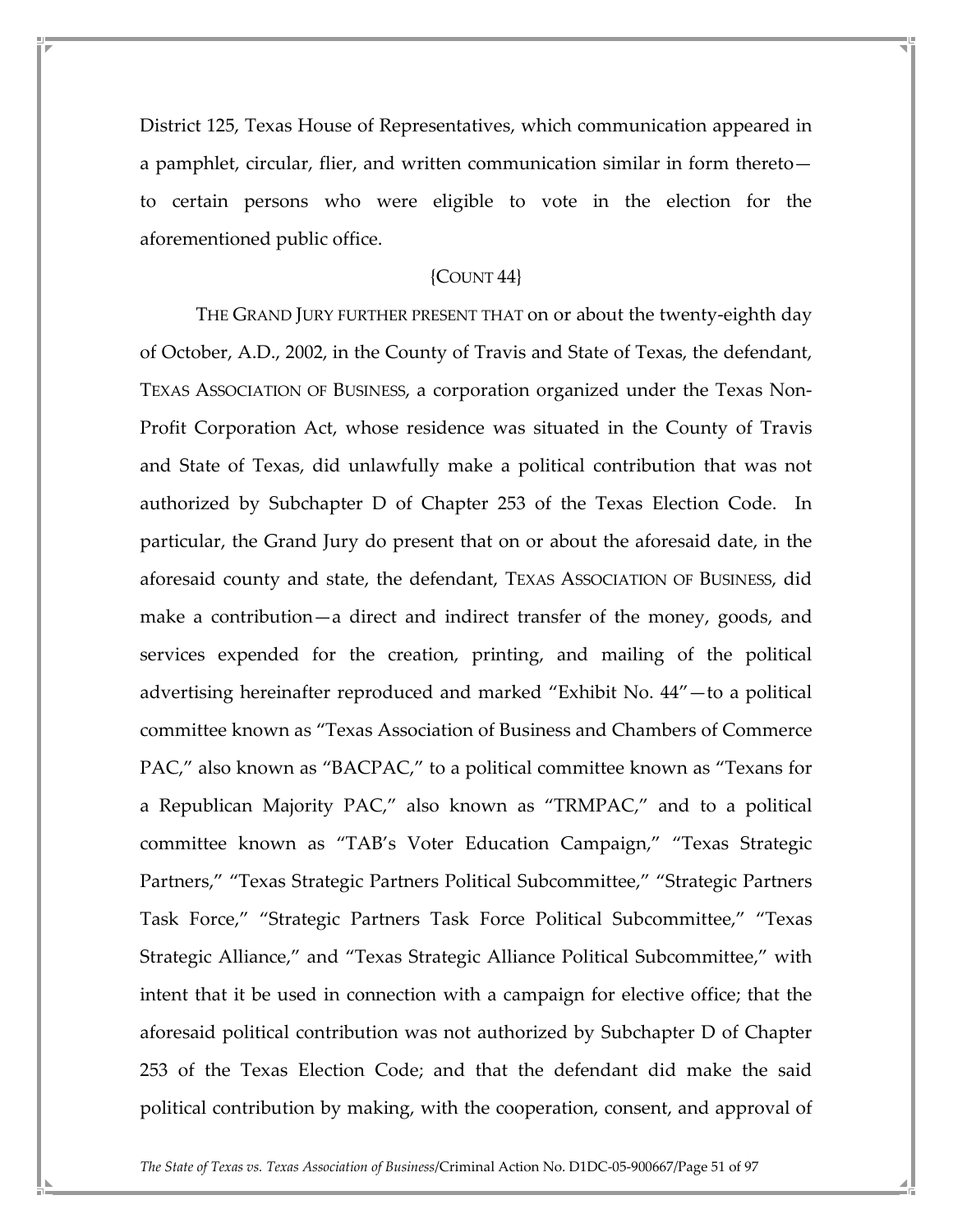District 125, Texas House of Representatives, which communication appeared in a pamphlet, circular, flier, and written communication similar in form thereto—to certain persons who were eligible to vote in the election for the aforementioned public office.

{COUNT 44}

THE GRAND JURY FURTHER PRESENT THAT on or about the twenty-eighth day of October, A.D., 2002, in the County of Travis and State of Texas, the defendant, TEXAS ASSOCIATION OF BUSINESS, a corporation organized under the Texas Non-Profit Corporation Act, whose residence was situated in the County of Travis and State of Texas, did unlawfully make a political contribution that was not authorized by Subchapter D of Chapter 253 of the Texas Election Code. In particular, the Grand Jury do present that on or about the aforesaid date, in the aforesaid county and state, the defendant, TEXAS ASSOCIATION OF BUSINESS, did make a contribution—a direct and indirect transfer of the money, goods, and services expended for the creation, printing, and mailing of the political advertising hereinafter reproduced and marked "Exhibit No. 44"—to a political committee known as "Texas Association of Business and Chambers of Commerce PAC," also known as "BACPAC," to a political committee known as "Texans for a Republican Majority PAC," also known as "TRMPAC," and to a political committee known as "TAB's Voter Education Campaign," "Texas Strategic Partners," "Texas Strategic Partners Political Subcommittee," "Strategic Partners Task Force," "Strategic Partners Task Force Political Subcommittee," "Texas Strategic Alliance," and "Texas Strategic Alliance Political Subcommittee," with intent that it be used in connection with a campaign for elective office; that the aforesaid political contribution was not authorized by Subchapter D of Chapter 253 of the Texas Election Code; and that the defendant did make the said political contribution by making, with the cooperation, consent, and approval of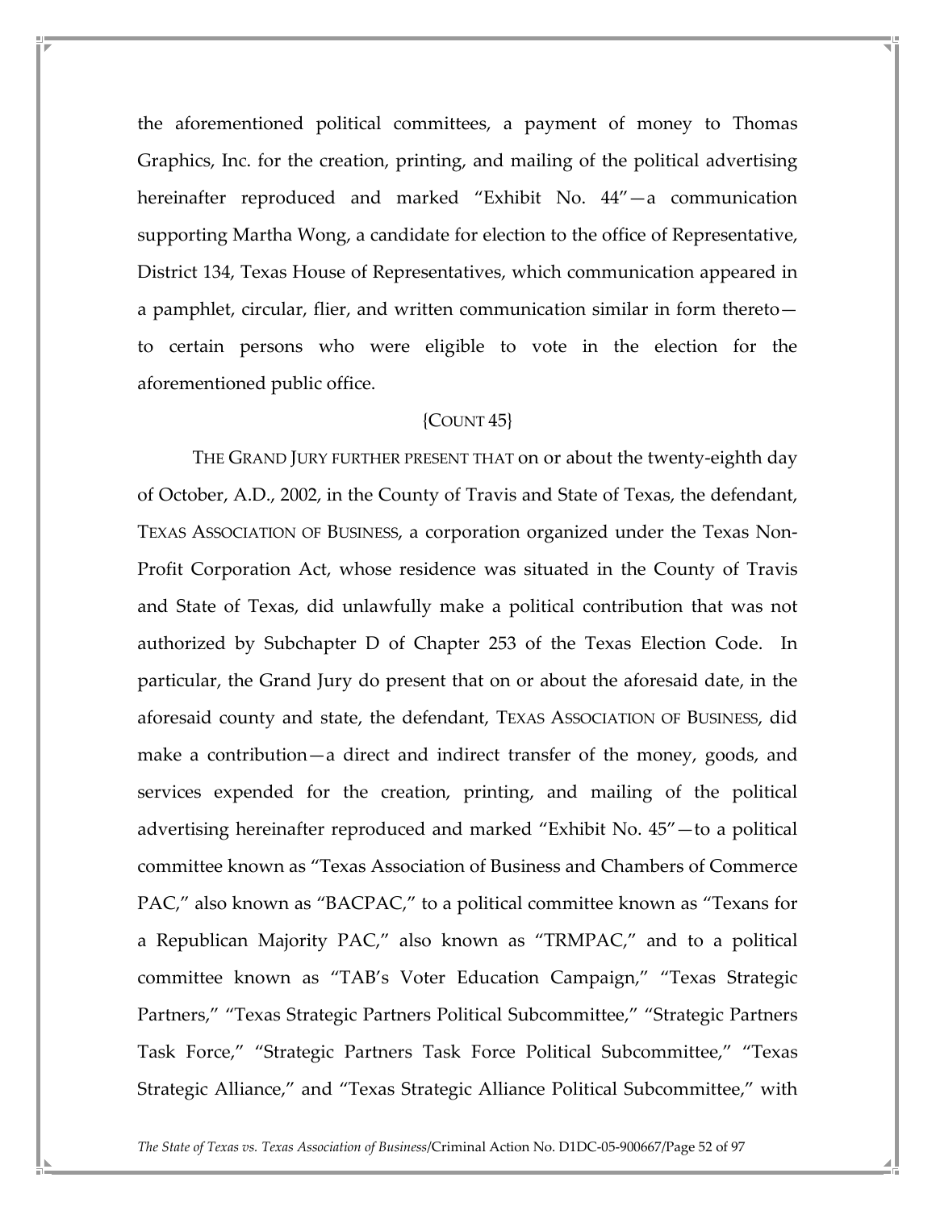the aforementioned political committees, a payment of money to Thomas Graphics, Inc. for the creation, printing, and mailing of the political advertising hereinafter reproduced and marked "Exhibit No. 44"—a communication supporting Martha Wong, a candidate for election to the office of Representative, District 134, Texas House of Representatives, which communication appeared in a pamphlet, circular, flier, and written communication similar in form thereto—to certain persons who were eligible to vote in the election for the aforementioned public office.

{COUNT 45}

THE GRAND JURY FURTHER PRESENT THAT on or about the twenty-eighth day of October, A.D., 2002, in the County of Travis and State of Texas, the defendant, TEXAS ASSOCIATION OF BUSINESS, a corporation organized under the Texas Non-Profit Corporation Act, whose residence was situated in the County of Travis and State of Texas, did unlawfully make a political contribution that was not authorized by Subchapter D of Chapter 253 of the Texas Election Code. In particular, the Grand Jury do present that on or about the aforesaid date, in the aforesaid county and state, the defendant, TEXAS ASSOCIATION OF BUSINESS, did make a contribution—a direct and indirect transfer of the money, goods, and services expended for the creation, printing, and mailing of the political advertising hereinafter reproduced and marked "Exhibit No. 45"—to a political committee known as "Texas Association of Business and Chambers of Commerce PAC," also known as "BACPAC," to a political committee known as "Texans for a Republican Majority PAC," also known as "TRMPAC," and to a political committee known as "TAB's Voter Education Campaign," "Texas Strategic Partners," "Texas Strategic Partners Political Subcommittee," "Strategic Partners Task Force," "Strategic Partners Task Force Political Subcommittee," "Texas Strategic Alliance," and "Texas Strategic Alliance Political Subcommittee," with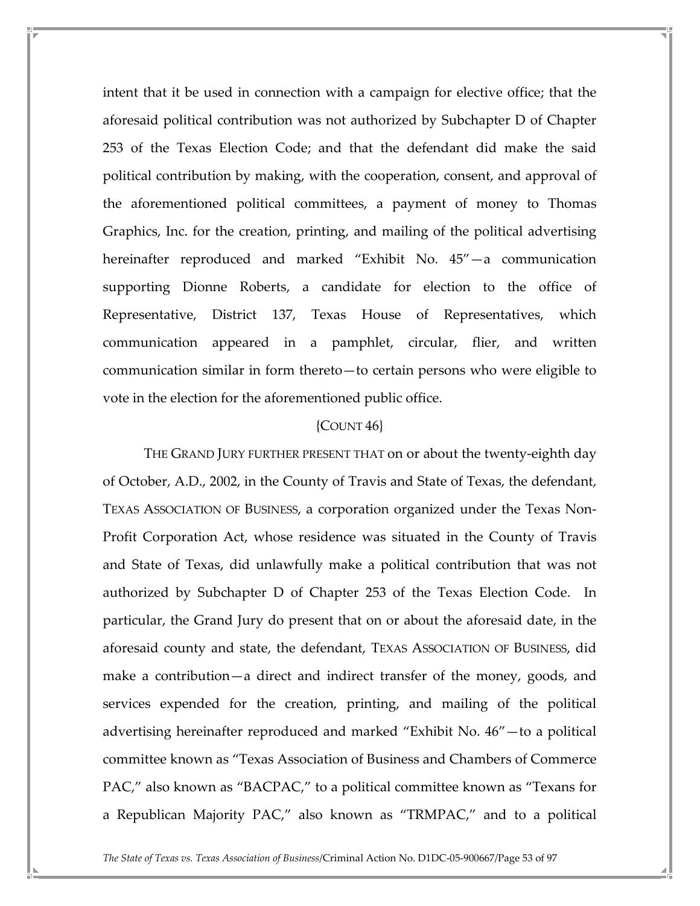intent that it be used in connection with a campaign for elective office; that the aforesaid political contribution was not authorized by Subchapter D of Chapter 253 of the Texas Election Code; and that the defendant did make the said political contribution by making, with the cooperation, consent, and approval of the aforementioned political committees, a payment of money to Thomas Graphics, Inc. for the creation, printing, and mailing of the political advertising hereinafter reproduced and marked "Exhibit No. 45"—a communication supporting Dionne Roberts, a candidate for election to the office of Representative, District 137, Texas House of Representatives, which communication appeared in a pamphlet, circular, flier, and written communication similar in form thereto—to certain persons who were eligible to vote in the election for the aforementioned public office.

{COUNT 46}

THE GRAND JURY FURTHER PRESENT THAT on or about the twenty-eighth day of October, A.D., 2002, in the County of Travis and State of Texas, the defendant, TEXAS ASSOCIATION OF BUSINESS, a corporation organized under the Texas Non-Profit Corporation Act, whose residence was situated in the County of Travis and State of Texas, did unlawfully make a political contribution that was not authorized by Subchapter D of Chapter 253 of the Texas Election Code. In particular, the Grand Jury do present that on or about the aforesaid date, in the aforesaid county and state, the defendant, TEXAS ASSOCIATION OF BUSINESS, did make a contribution—a direct and indirect transfer of the money, goods, and services expended for the creation, printing, and mailing of the political advertising hereinafter reproduced and marked "Exhibit No. 46"—to a political committee known as "Texas Association of Business and Chambers of Commerce PAC," also known as "BACPAC," to a political committee known as "Texans for a Republican Majority PAC," also known as "TRMPAC," and to a political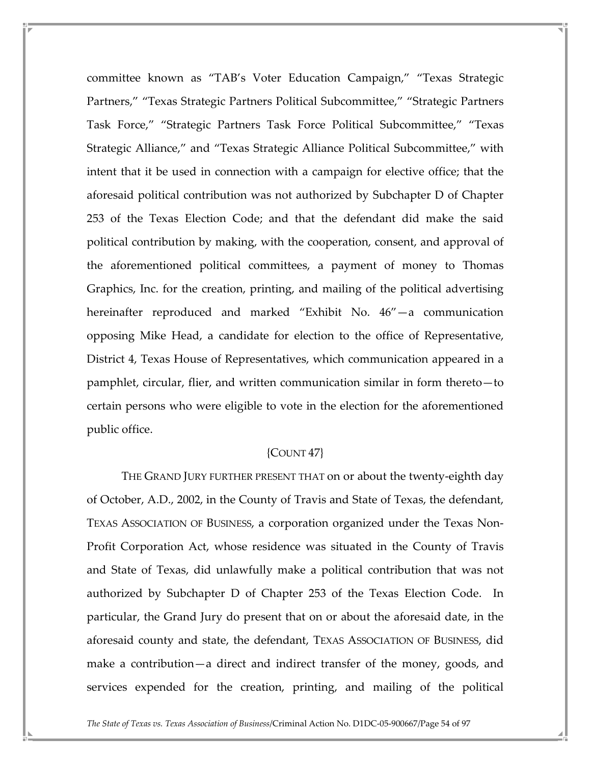committee known as "TAB's Voter Education Campaign," "Texas Strategic Partners," "Texas Strategic Partners Political Subcommittee," "Strategic Partners Task Force," "Strategic Partners Task Force Political Subcommittee," "Texas Strategic Alliance," and "Texas Strategic Alliance Political Subcommittee," with intent that it be used in connection with a campaign for elective office; that the aforesaid political contribution was not authorized by Subchapter D of Chapter 253 of the Texas Election Code; and that the defendant did make the said political contribution by making, with the cooperation, consent, and approval of the aforementioned political committees, a payment of money to Thomas Graphics, Inc. for the creation, printing, and mailing of the political advertising hereinafter reproduced and marked "Exhibit No. 46"—a communication opposing Mike Head, a candidate for election to the office of Representative, District 4, Texas House of Representatives, which communication appeared in a pamphlet, circular, flier, and written communication similar in form thereto—to certain persons who were eligible to vote in the election for the aforementioned public office.

{COUNT 47}

THE GRAND JURY FURTHER PRESENT THAT on or about the twenty-eighth day of October, A.D., 2002, in the County of Travis and State of Texas, the defendant, TEXAS ASSOCIATION OF BUSINESS, a corporation organized under the Texas Non-Profit Corporation Act, whose residence was situated in the County of Travis and State of Texas, did unlawfully make a political contribution that was not authorized by Subchapter D of Chapter 253 of the Texas Election Code. In particular, the Grand Jury do present that on or about the aforesaid date, in the aforesaid county and state, the defendant, TEXAS ASSOCIATION OF BUSINESS, did make a contribution—a direct and indirect transfer of the money, goods, and services expended for the creation, printing, and mailing of the political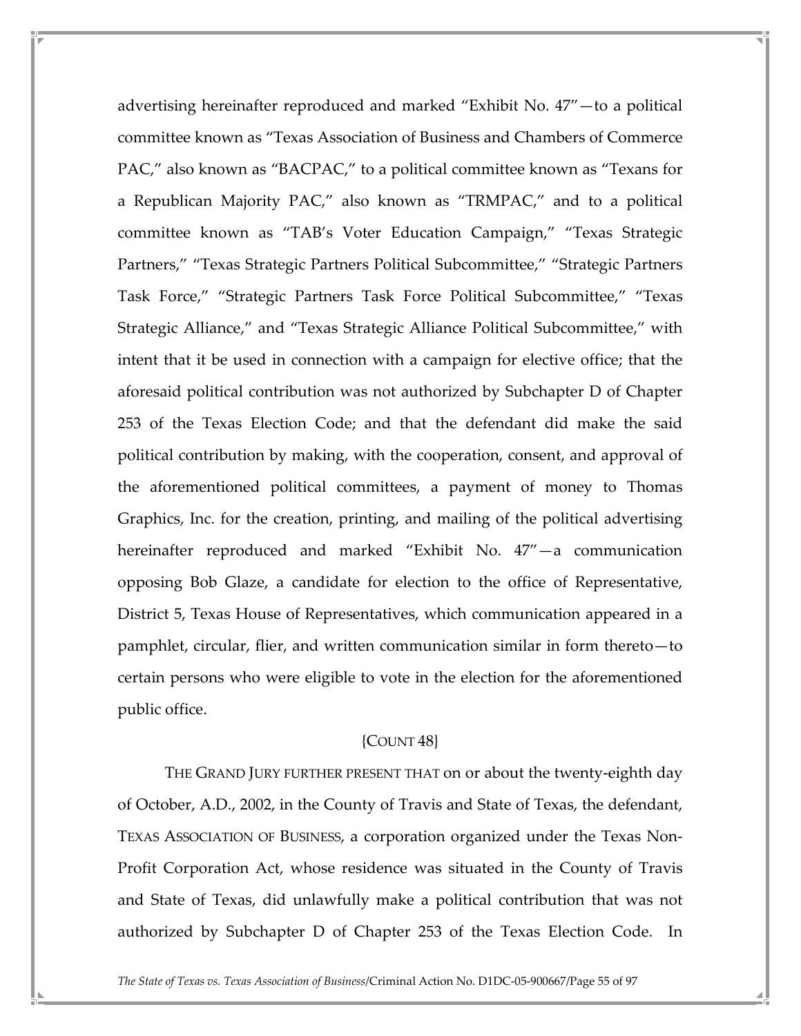advertising hereinafter reproduced and marked "Exhibit No. 47"—to a political committee known as "Texas Association of Business and Chambers of Commerce PAC," also known as "BACPAC," to a political committee known as "Texans for a Republican Majority PAC," also known as "TRMPAC," and to a political committee known as "TAB's Voter Education Campaign," "Texas Strategic Partners," "Texas Strategic Partners Political Subcommittee," "Strategic Partners Task Force," "Strategic Partners Task Force Political Subcommittee," "Texas Strategic Alliance," and "Texas Strategic Alliance Political Subcommittee," with intent that it be used in connection with a campaign for elective office; that the aforesaid political contribution was not authorized by Subchapter D of Chapter 253 of the Texas Election Code; and that the defendant did make the said political contribution by making, with the cooperation, consent, and approval of the aforementioned political committees, a payment of money to Thomas Graphics, Inc. for the creation, printing, and mailing of the political advertising hereinafter reproduced and marked "Exhibit No. 47"—a communication opposing Bob Glaze, a candidate for election to the office of Representative, District 5, Texas House of Representatives, which communication appeared in a pamphlet, circular, flier, and written communication similar in form thereto—to certain persons who were eligible to vote in the election for the aforementioned public office.

{COUNT 48}

THE GRAND JURY FURTHER PRESENT THAT on or about the twenty-eighth day of October, A.D., 2002, in the County of Travis and State of Texas, the defendant, TEXAS ASSOCIATION OF BUSINESS, a corporation organized under the Texas Non-Profit Corporation Act, whose residence was situated in the County of Travis and State of Texas, did unlawfully make a political contribution that was not authorized by Subchapter D of Chapter 253 of the Texas Election Code. In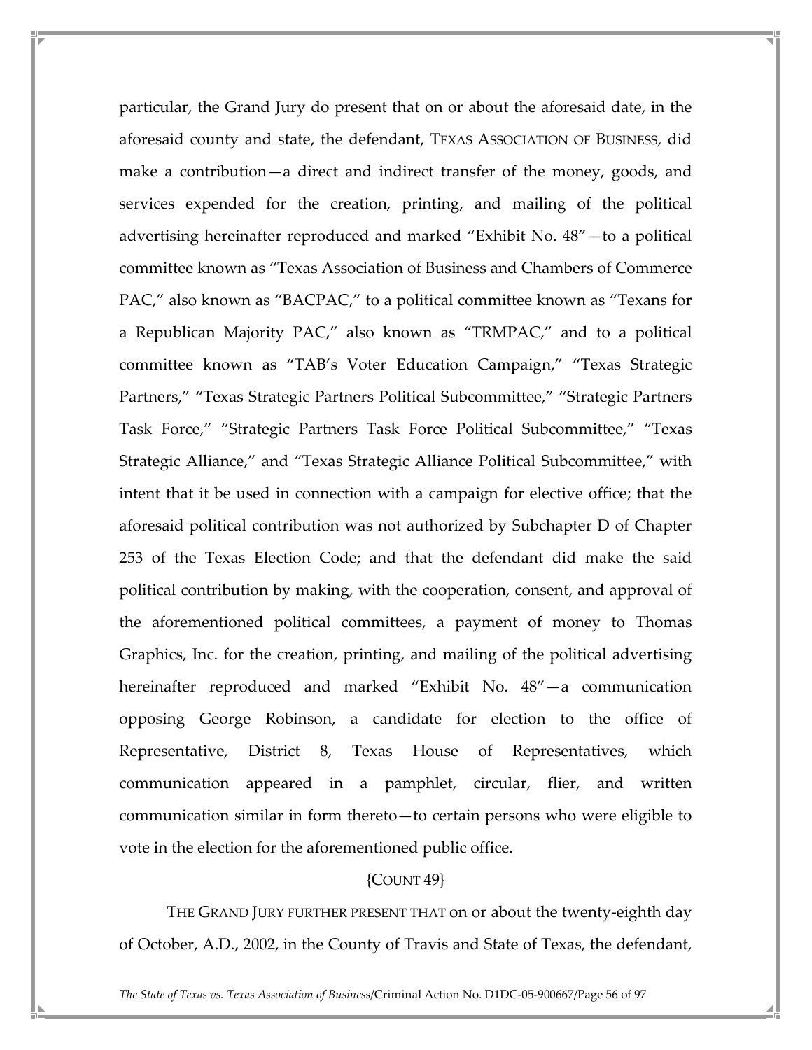particular, the Grand Jury do present that on or about the aforesaid date, in the aforesaid county and state, the defendant, TEXAS ASSOCIATION OF BUSINESS, did make a contribution—a direct and indirect transfer of the money, goods, and services expended for the creation, printing, and mailing of the political advertising hereinafter reproduced and marked "Exhibit No. 48"—to a political committee known as "Texas Association of Business and Chambers of Commerce PAC," also known as "BACPAC," to a political committee known as "Texans for a Republican Majority PAC," also known as "TRMPAC," and to a political committee known as "TAB's Voter Education Campaign," "Texas Strategic Partners," "Texas Strategic Partners Political Subcommittee," "Strategic Partners Task Force," "Strategic Partners Task Force Political Subcommittee," "Texas Strategic Alliance," and "Texas Strategic Alliance Political Subcommittee," with intent that it be used in connection with a campaign for elective office; that the aforesaid political contribution was not authorized by Subchapter D of Chapter 253 of the Texas Election Code; and that the defendant did make the said political contribution by making, with the cooperation, consent, and approval of the aforementioned political committees, a payment of money to Thomas Graphics, Inc. for the creation, printing, and mailing of the political advertising hereinafter reproduced and marked "Exhibit No. 48"—a communication opposing George Robinson, a candidate for election to the office of Representative, District 8, Texas House of Representatives, which communication appeared in a pamphlet, circular, flier, and written communication similar in form thereto—to certain persons who were eligible to vote in the election for the aforementioned public office.

{COUNT 49}

THE GRAND JURY FURTHER PRESENT THAT on or about the twenty-eighth day of October, A.D., 2002, in the County of Travis and State of Texas, the defendant,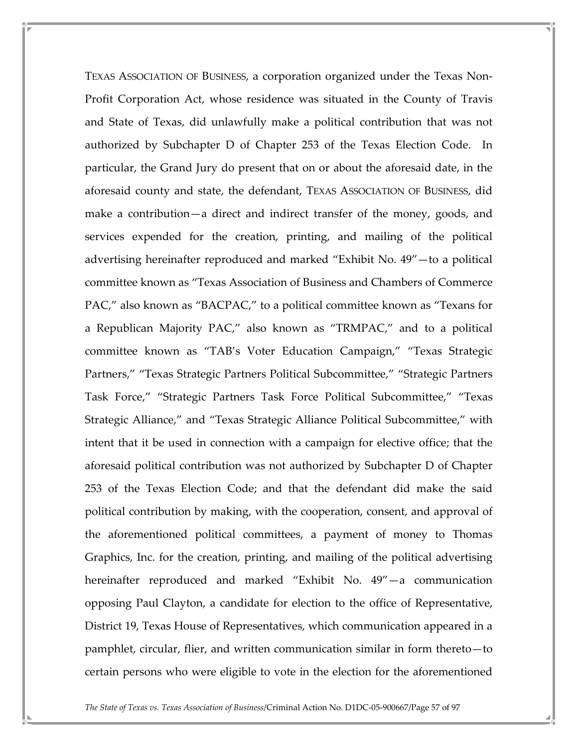TEXAS ASSOCIATION OF BUSINESS, a corporation organized under the Texas Non-Profit Corporation Act, whose residence was situated in the County of Travis and State of Texas, did unlawfully make a political contribution that was not authorized by Subchapter D of Chapter 253 of the Texas Election Code. In particular, the Grand Jury do present that on or about the aforesaid date, in the aforesaid county and state, the defendant, TEXAS ASSOCIATION OF BUSINESS, did make a contribution—a direct and indirect transfer of the money, goods, and services expended for the creation, printing, and mailing of the political advertising hereinafter reproduced and marked "Exhibit No. 49"—to a political committee known as "Texas Association of Business and Chambers of Commerce PAC," also known as "BACPAC," to a political committee known as "Texans for a Republican Majority PAC," also known as "TRMPAC," and to a political committee known as "TAB's Voter Education Campaign," "Texas Strategic Partners," "Texas Strategic Partners Political Subcommittee," "Strategic Partners Task Force," "Strategic Partners Task Force Political Subcommittee," "Texas Strategic Alliance," and "Texas Strategic Alliance Political Subcommittee," with intent that it be used in connection with a campaign for elective office; that the aforesaid political contribution was not authorized by Subchapter D of Chapter 253 of the Texas Election Code; and that the defendant did make the said political contribution by making, with the cooperation, consent, and approval of the aforementioned political committees, a payment of money to Thomas Graphics, Inc. for the creation, printing, and mailing of the political advertising hereinafter reproduced and marked "Exhibit No. 49"—a communication opposing Paul Clayton, a candidate for election to the office of Representative, District 19, Texas House of Representatives, which communication appeared in a pamphlet, circular, flier, and written communication similar in form thereto—to certain persons who were eligible to vote in the election for the aforementioned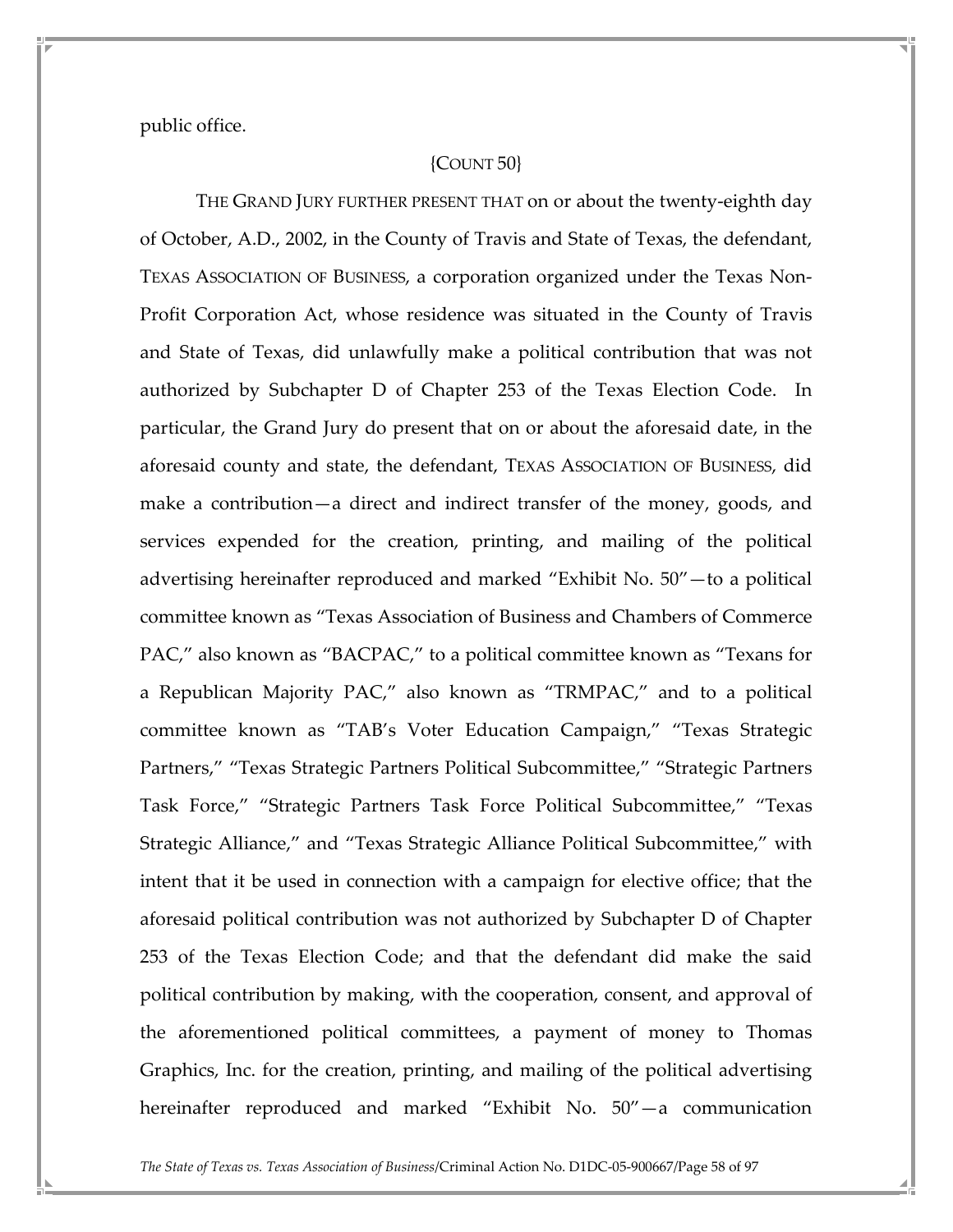public office.

{COUNT 50}

THE GRAND JURY FURTHER PRESENT THAT on or about the twenty-eighth day of October, A.D., 2002, in the County of Travis and State of Texas, the defendant, TEXAS ASSOCIATION OF BUSINESS, a corporation organized under the Texas Non-Profit Corporation Act, whose residence was situated in the County of Travis and State of Texas, did unlawfully make a political contribution that was not authorized by Subchapter D of Chapter 253 of the Texas Election Code. In particular, the Grand Jury do present that on or about the aforesaid date, in the aforesaid county and state, the defendant, TEXAS ASSOCIATION OF BUSINESS, did make a contribution—a direct and indirect transfer of the money, goods, and services expended for the creation, printing, and mailing of the political advertising hereinafter reproduced and marked "Exhibit No. 50"—to a political committee known as "Texas Association of Business and Chambers of Commerce PAC," also known as "BACPAC," to a political committee known as "Texans for a Republican Majority PAC," also known as "TRMPAC," and to a political committee known as "TAB's Voter Education Campaign," "Texas Strategic Partners," "Texas Strategic Partners Political Subcommittee," "Strategic Partners Task Force," "Strategic Partners Task Force Political Subcommittee," "Texas Strategic Alliance," and "Texas Strategic Alliance Political Subcommittee," with intent that it be used in connection with a campaign for elective office; that the aforesaid political contribution was not authorized by Subchapter D of Chapter 253 of the Texas Election Code; and that the defendant did make the said political contribution by making, with the cooperation, consent, and approval of the aforementioned political committees, a payment of money to Thomas Graphics, Inc. for the creation, printing, and mailing of the political advertising hereinafter reproduced and marked "Exhibit No. 50"—a communication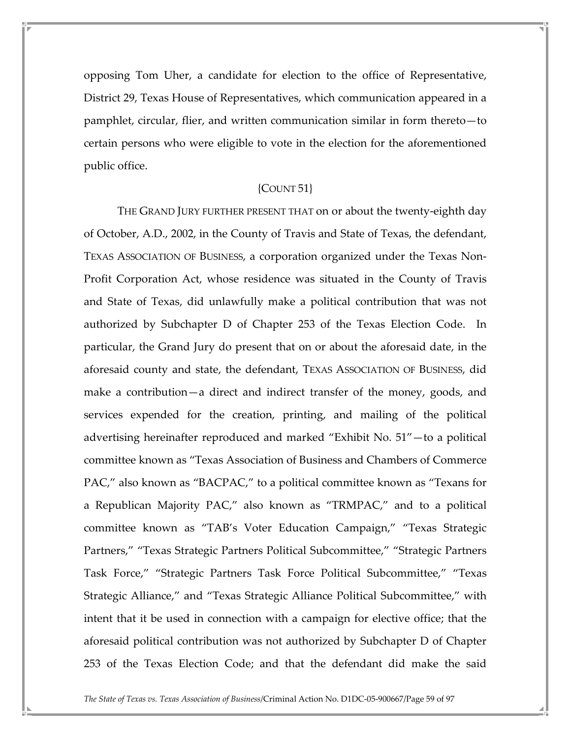opposing Tom Uher, a candidate for election to the office of Representative, District 29, Texas House of Representatives, which communication appeared in a pamphlet, circular, flier, and written communication similar in form thereto—to certain persons who were eligible to vote in the election for the aforementioned public office.

{COUNT 51}

THE GRAND JURY FURTHER PRESENT THAT on or about the twenty-eighth day of October, A.D., 2002, in the County of Travis and State of Texas, the defendant, TEXAS ASSOCIATION OF BUSINESS, a corporation organized under the Texas Non-Profit Corporation Act, whose residence was situated in the County of Travis and State of Texas, did unlawfully make a political contribution that was not authorized by Subchapter D of Chapter 253 of the Texas Election Code. In particular, the Grand Jury do present that on or about the aforesaid date, in the aforesaid county and state, the defendant, TEXAS ASSOCIATION OF BUSINESS, did make a contribution—a direct and indirect transfer of the money, goods, and services expended for the creation, printing, and mailing of the political advertising hereinafter reproduced and marked "Exhibit No. 51"—to a political committee known as "Texas Association of Business and Chambers of Commerce PAC," also known as "BACPAC," to a political committee known as "Texans for a Republican Majority PAC," also known as "TRMPAC," and to a political committee known as "TAB's Voter Education Campaign," "Texas Strategic Partners," "Texas Strategic Partners Political Subcommittee," "Strategic Partners Task Force," "Strategic Partners Task Force Political Subcommittee," "Texas Strategic Alliance," and "Texas Strategic Alliance Political Subcommittee," with intent that it be used in connection with a campaign for elective office; that the aforesaid political contribution was not authorized by Subchapter D of Chapter 253 of the Texas Election Code; and that the defendant did make the said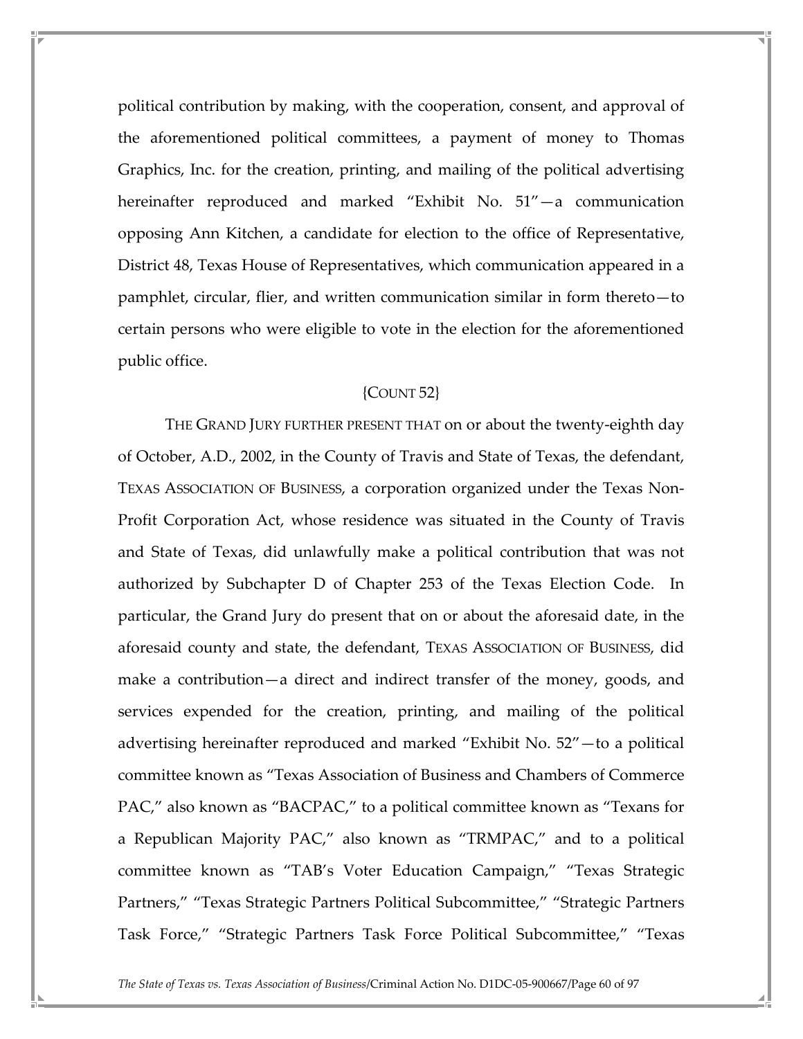political contribution by making, with the cooperation, consent, and approval of the aforementioned political committees, a payment of money to Thomas Graphics, Inc. for the creation, printing, and mailing of the political advertising hereinafter reproduced and marked "Exhibit No. 51"—a communication opposing Ann Kitchen, a candidate for election to the office of Representative, District 48, Texas House of Representatives, which communication appeared in a pamphlet, circular, flier, and written communication similar in form thereto—to certain persons who were eligible to vote in the election for the aforementioned public office.

{COUNT 52}

THE GRAND JURY FURTHER PRESENT THAT on or about the twenty-eighth day of October, A.D., 2002, in the County of Travis and State of Texas, the defendant, TEXAS ASSOCIATION OF BUSINESS, a corporation organized under the Texas Non-Profit Corporation Act, whose residence was situated in the County of Travis and State of Texas, did unlawfully make a political contribution that was not authorized by Subchapter D of Chapter 253 of the Texas Election Code. In particular, the Grand Jury do present that on or about the aforesaid date, in the aforesaid county and state, the defendant, TEXAS ASSOCIATION OF BUSINESS, did make a contribution—a direct and indirect transfer of the money, goods, and services expended for the creation, printing, and mailing of the political advertising hereinafter reproduced and marked "Exhibit No. 52"—to a political committee known as "Texas Association of Business and Chambers of Commerce PAC," also known as "BACPAC," to a political committee known as "Texans for a Republican Majority PAC," also known as "TRMPAC," and to a political committee known as "TAB's Voter Education Campaign," "Texas Strategic Partners," "Texas Strategic Partners Political Subcommittee," "Strategic Partners Task Force," "Strategic Partners Task Force Political Subcommittee," "Texas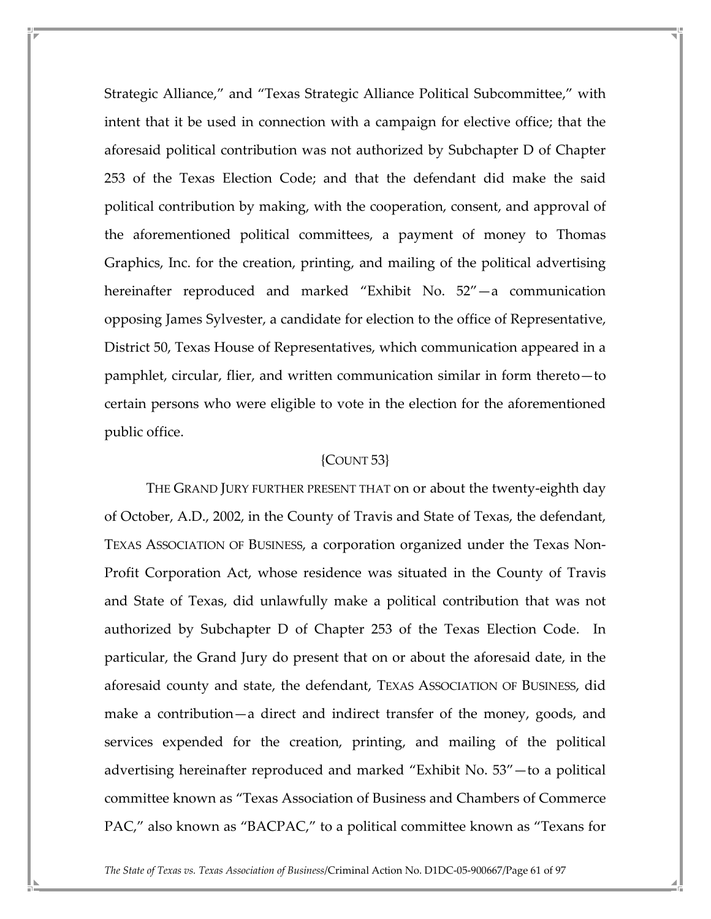Strategic Alliance," and "Texas Strategic Alliance Political Subcommittee," with intent that it be used in connection with a campaign for elective office; that the aforesaid political contribution was not authorized by Subchapter D of Chapter 253 of the Texas Election Code; and that the defendant did make the said political contribution by making, with the cooperation, consent, and approval of the aforementioned political committees, a payment of money to Thomas Graphics, Inc. for the creation, printing, and mailing of the political advertising hereinafter reproduced and marked "Exhibit No. 52"—a communication opposing James Sylvester, a candidate for election to the office of Representative, District 50, Texas House of Representatives, which communication appeared in a pamphlet, circular, flier, and written communication similar in form thereto—to certain persons who were eligible to vote in the election for the aforementioned public office.

{COUNT 53}

THE GRAND JURY FURTHER PRESENT THAT on or about the twenty-eighth day of October, A.D., 2002, in the County of Travis and State of Texas, the defendant, TEXAS ASSOCIATION OF BUSINESS, a corporation organized under the Texas Non-Profit Corporation Act, whose residence was situated in the County of Travis and State of Texas, did unlawfully make a political contribution that was not authorized by Subchapter D of Chapter 253 of the Texas Election Code. In particular, the Grand Jury do present that on or about the aforesaid date, in the aforesaid county and state, the defendant, TEXAS ASSOCIATION OF BUSINESS, did make a contribution—a direct and indirect transfer of the money, goods, and services expended for the creation, printing, and mailing of the political advertising hereinafter reproduced and marked "Exhibit No. 53"—to a political committee known as "Texas Association of Business and Chambers of Commerce PAC," also known as "BACPAC," to a political committee known as "Texans for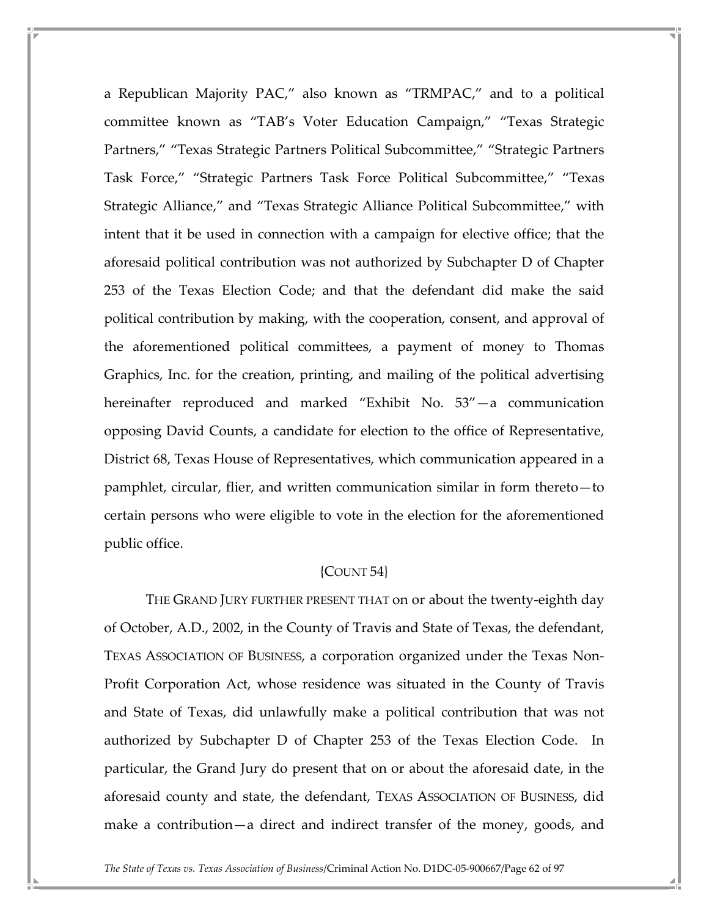a Republican Majority PAC," also known as "TRMPAC," and to a political committee known as "TAB's Voter Education Campaign," "Texas Strategic Partners," "Texas Strategic Partners Political Subcommittee," "Strategic Partners Task Force," "Strategic Partners Task Force Political Subcommittee," "Texas Strategic Alliance," and "Texas Strategic Alliance Political Subcommittee," with intent that it be used in connection with a campaign for elective office; that the aforesaid political contribution was not authorized by Subchapter D of Chapter 253 of the Texas Election Code; and that the defendant did make the said political contribution by making, with the cooperation, consent, and approval of the aforementioned political committees, a payment of money to Thomas Graphics, Inc. for the creation, printing, and mailing of the political advertising hereinafter reproduced and marked "Exhibit No. 53"—a communication opposing David Counts, a candidate for election to the office of Representative, District 68, Texas House of Representatives, which communication appeared in a pamphlet, circular, flier, and written communication similar in form thereto—to certain persons who were eligible to vote in the election for the aforementioned public office.

{COUNT 54}

THE GRAND JURY FURTHER PRESENT THAT on or about the twenty-eighth day of October, A.D., 2002, in the County of Travis and State of Texas, the defendant, TEXAS ASSOCIATION OF BUSINESS, a corporation organized under the Texas Non-Profit Corporation Act, whose residence was situated in the County of Travis and State of Texas, did unlawfully make a political contribution that was not authorized by Subchapter D of Chapter 253 of the Texas Election Code. In particular, the Grand Jury do present that on or about the aforesaid date, in the aforesaid county and state, the defendant, TEXAS ASSOCIATION OF BUSINESS, did make a contribution—a direct and indirect transfer of the money, goods, and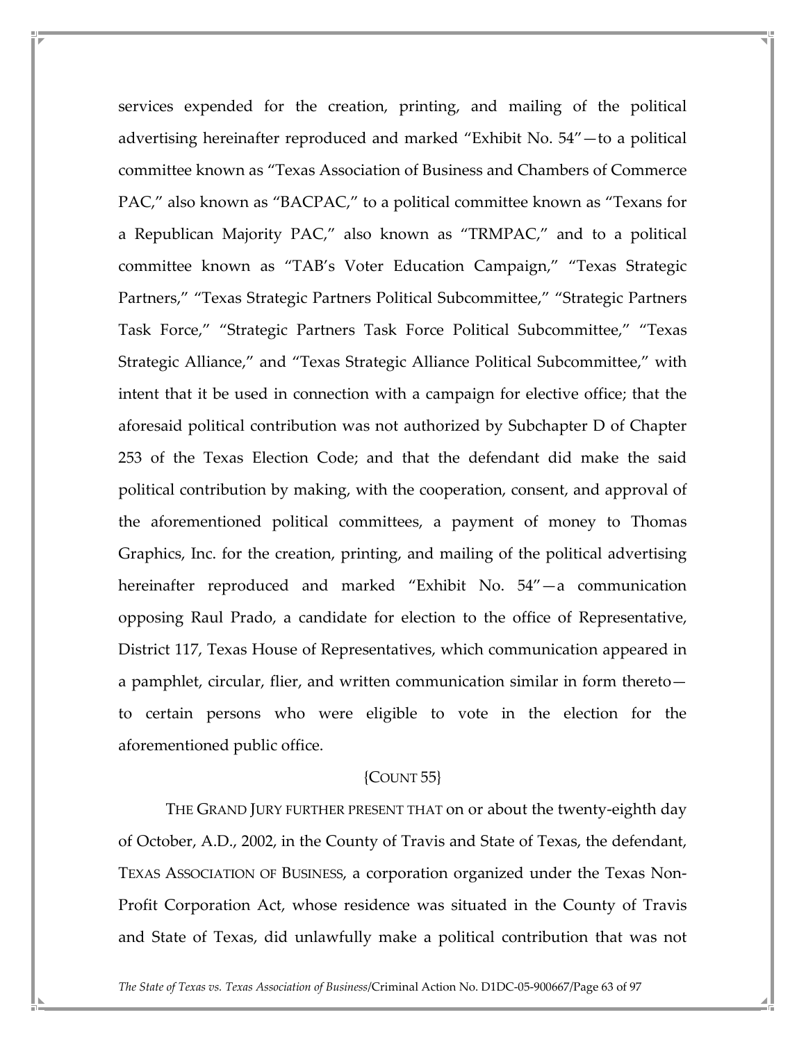services expended for the creation, printing, and mailing of the political advertising hereinafter reproduced and marked "Exhibit No. 54"—to a political committee known as "Texas Association of Business and Chambers of Commerce PAC," also known as "BACPAC," to a political committee known as "Texans for a Republican Majority PAC," also known as "TRMPAC," and to a political committee known as "TAB's Voter Education Campaign," "Texas Strategic Partners," "Texas Strategic Partners Political Subcommittee," "Strategic Partners Task Force," "Strategic Partners Task Force Political Subcommittee," "Texas Strategic Alliance," and "Texas Strategic Alliance Political Subcommittee," with intent that it be used in connection with a campaign for elective office; that the aforesaid political contribution was not authorized by Subchapter D of Chapter 253 of the Texas Election Code; and that the defendant did make the said political contribution by making, with the cooperation, consent, and approval of the aforementioned political committees, a payment of money to Thomas Graphics, Inc. for the creation, printing, and mailing of the political advertising hereinafter reproduced and marked "Exhibit No. 54"—a communication opposing Raul Prado, a candidate for election to the office of Representative, District 117, Texas House of Representatives, which communication appeared in a pamphlet, circular, flier, and written communication similar in form thereto—to certain persons who were eligible to vote in the election for the aforementioned public office.

{COUNT 55}

THE GRAND JURY FURTHER PRESENT THAT on or about the twenty-eighth day of October, A.D., 2002, in the County of Travis and State of Texas, the defendant, TEXAS ASSOCIATION OF BUSINESS, a corporation organized under the Texas Non-Profit Corporation Act, whose residence was situated in the County of Travis and State of Texas, did unlawfully make a political contribution that was not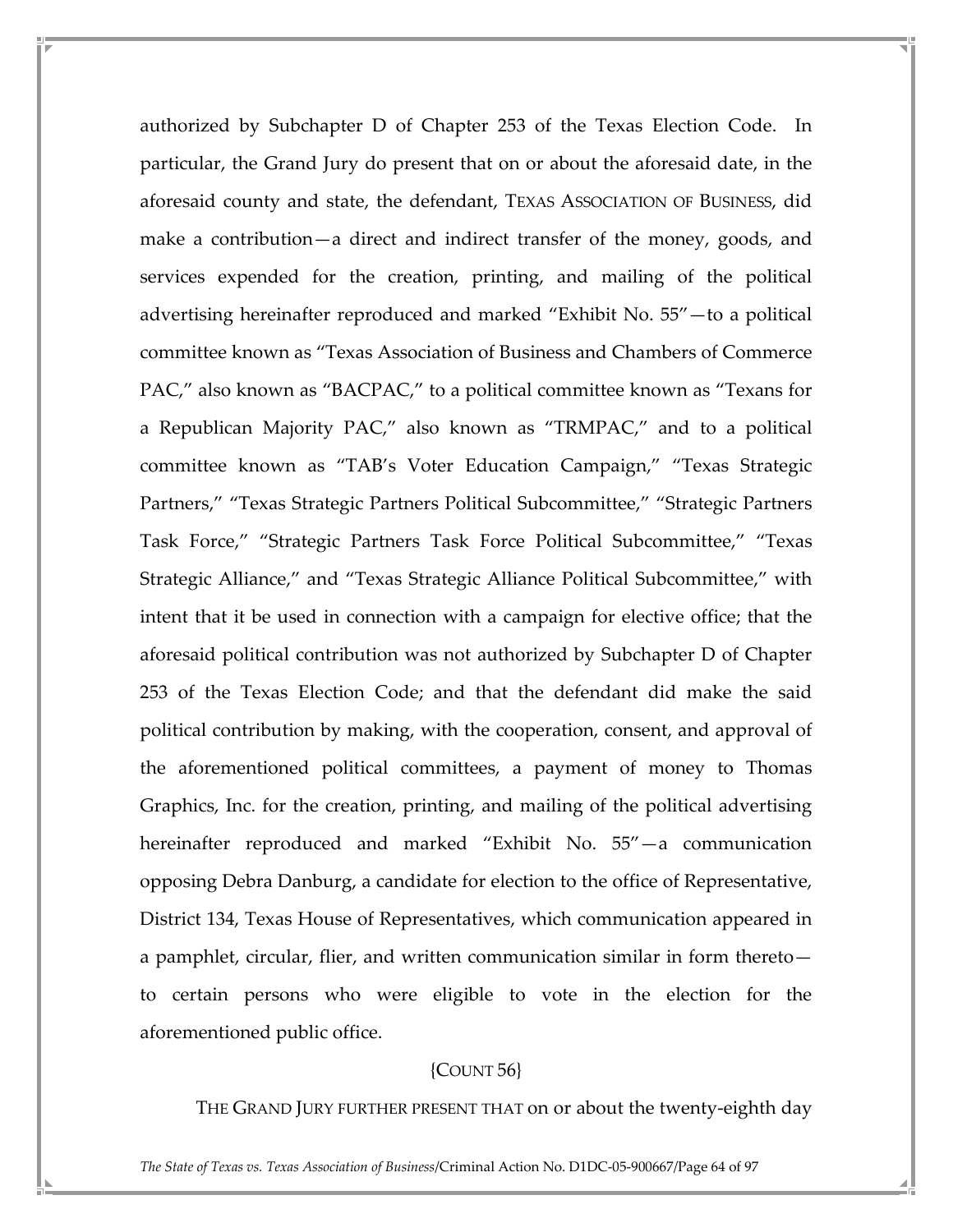authorized by Subchapter D of Chapter 253 of the Texas Election Code. In particular, the Grand Jury do present that on or about the aforesaid date, in the aforesaid county and state, the defendant, TEXAS ASSOCIATION OF BUSINESS, did make a contribution—a direct and indirect transfer of the money, goods, and services expended for the creation, printing, and mailing of the political advertising hereinafter reproduced and marked "Exhibit No. 55"—to a political committee known as "Texas Association of Business and Chambers of Commerce PAC," also known as "BACPAC," to a political committee known as "Texans for a Republican Majority PAC," also known as "TRMPAC," and to a political committee known as "TAB's Voter Education Campaign," "Texas Strategic Partners," "Texas Strategic Partners Political Subcommittee," "Strategic Partners Task Force," "Strategic Partners Task Force Political Subcommittee," "Texas Strategic Alliance," and "Texas Strategic Alliance Political Subcommittee," with intent that it be used in connection with a campaign for elective office; that the aforesaid political contribution was not authorized by Subchapter D of Chapter 253 of the Texas Election Code; and that the defendant did make the said political contribution by making, with the cooperation, consent, and approval of the aforementioned political committees, a payment of money to Thomas Graphics, Inc. for the creation, printing, and mailing of the political advertising hereinafter reproduced and marked "Exhibit No. 55"—a communication opposing Debra Danburg, a candidate for election to the office of Representative, District 134, Texas House of Representatives, which communication appeared in a pamphlet, circular, flier, and written communication similar in form thereto—to certain persons who were eligible to vote in the election for the aforementioned public office.

{COUNT 56}

THE GRAND JURY FURTHER PRESENT THAT on or about the twenty-eighth day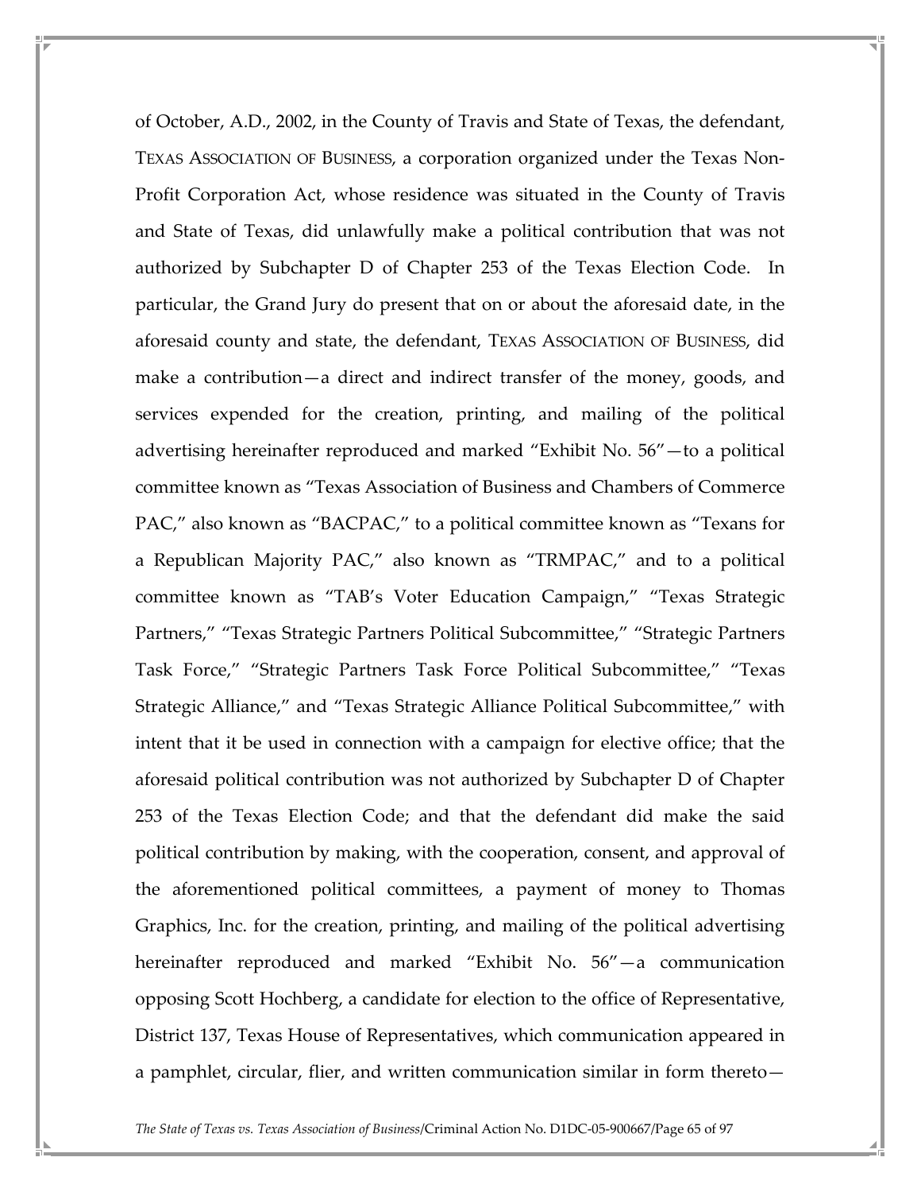of October, A.D., 2002, in the County of Travis and State of Texas, the defendant, TEXAS ASSOCIATION OF BUSINESS, a corporation organized under the Texas Non-Profit Corporation Act, whose residence was situated in the County of Travis and State of Texas, did unlawfully make a political contribution that was not authorized by Subchapter D of Chapter 253 of the Texas Election Code. In particular, the Grand Jury do present that on or about the aforesaid date, in the aforesaid county and state, the defendant, TEXAS ASSOCIATION OF BUSINESS, did make a contribution—a direct and indirect transfer of the money, goods, and services expended for the creation, printing, and mailing of the political advertising hereinafter reproduced and marked "Exhibit No. 56"—to a political committee known as "Texas Association of Business and Chambers of Commerce PAC," also known as "BACPAC," to a political committee known as "Texans for a Republican Majority PAC," also known as "TRMPAC," and to a political committee known as "TAB's Voter Education Campaign," "Texas Strategic Partners," "Texas Strategic Partners Political Subcommittee," "Strategic Partners Task Force," "Strategic Partners Task Force Political Subcommittee," "Texas Strategic Alliance," and "Texas Strategic Alliance Political Subcommittee," with intent that it be used in connection with a campaign for elective office; that the aforesaid political contribution was not authorized by Subchapter D of Chapter 253 of the Texas Election Code; and that the defendant did make the said political contribution by making, with the cooperation, consent, and approval of the aforementioned political committees, a payment of money to Thomas Graphics, Inc. for the creation, printing, and mailing of the political advertising hereinafter reproduced and marked "Exhibit No. 56"—a communication opposing Scott Hochberg, a candidate for election to the office of Representative, District 137, Texas House of Representatives, which communication appeared in a pamphlet, circular, flier, and written communication similar in form thereto—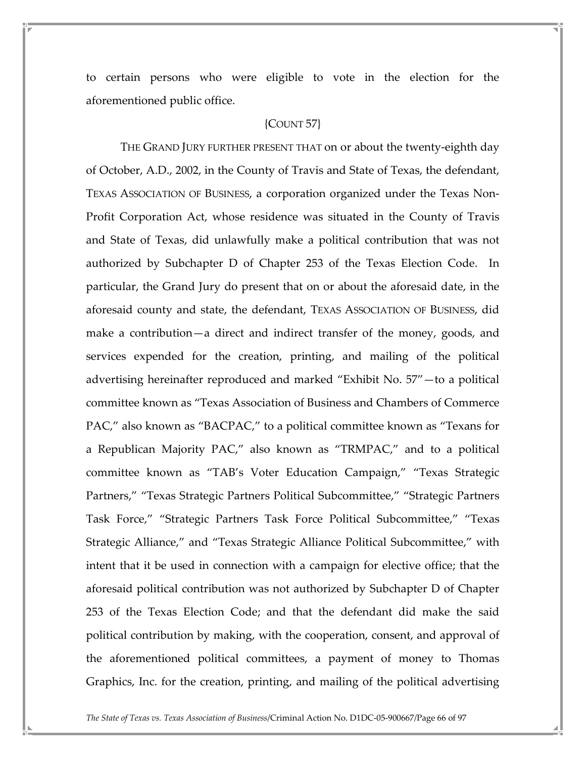to certain persons who were eligible to vote in the election for the aforementioned public office.

{COUNT 57}

THE GRAND JURY FURTHER PRESENT THAT on or about the twenty-eighth day of October, A.D., 2002, in the County of Travis and State of Texas, the defendant, TEXAS ASSOCIATION OF BUSINESS, a corporation organized under the Texas Non-Profit Corporation Act, whose residence was situated in the County of Travis and State of Texas, did unlawfully make a political contribution that was not authorized by Subchapter D of Chapter 253 of the Texas Election Code. In particular, the Grand Jury do present that on or about the aforesaid date, in the aforesaid county and state, the defendant, TEXAS ASSOCIATION OF BUSINESS, did make a contribution—a direct and indirect transfer of the money, goods, and services expended for the creation, printing, and mailing of the political advertising hereinafter reproduced and marked "Exhibit No. 57"—to a political committee known as "Texas Association of Business and Chambers of Commerce PAC," also known as "BACPAC," to a political committee known as "Texans for a Republican Majority PAC," also known as "TRMPAC," and to a political committee known as "TAB's Voter Education Campaign," "Texas Strategic Partners," "Texas Strategic Partners Political Subcommittee," "Strategic Partners Task Force," "Strategic Partners Task Force Political Subcommittee," "Texas Strategic Alliance," and "Texas Strategic Alliance Political Subcommittee," with intent that it be used in connection with a campaign for elective office; that the aforesaid political contribution was not authorized by Subchapter D of Chapter 253 of the Texas Election Code; and that the defendant did make the said political contribution by making, with the cooperation, consent, and approval of the aforementioned political committees, a payment of money to Thomas Graphics, Inc. for the creation, printing, and mailing of the political advertising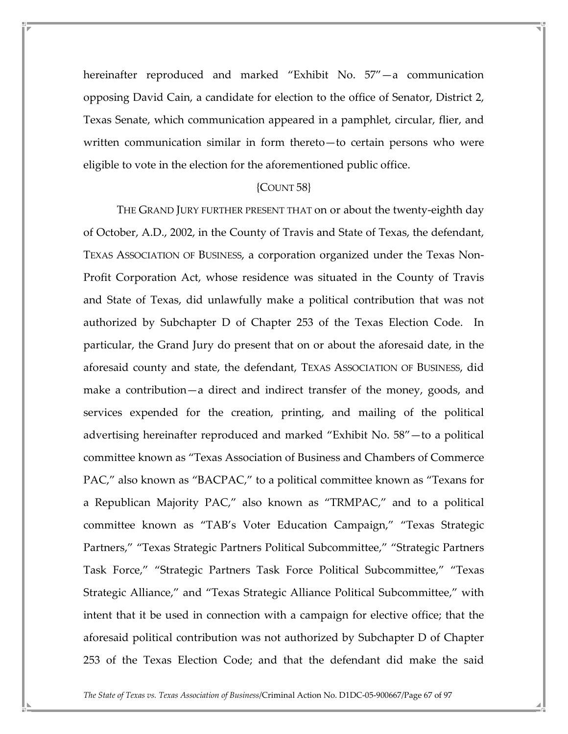hereinafter reproduced and marked "Exhibit No. 57"—a communication opposing David Cain, a candidate for election to the office of Senator, District 2, Texas Senate, which communication appeared in a pamphlet, circular, flier, and written communication similar in form thereto—to certain persons who were eligible to vote in the election for the aforementioned public office.

{COUNT 58}

THE GRAND JURY FURTHER PRESENT THAT on or about the twenty-eighth day of October, A.D., 2002, in the County of Travis and State of Texas, the defendant, TEXAS ASSOCIATION OF BUSINESS, a corporation organized under the Texas Non-Profit Corporation Act, whose residence was situated in the County of Travis and State of Texas, did unlawfully make a political contribution that was not authorized by Subchapter D of Chapter 253 of the Texas Election Code. In particular, the Grand Jury do present that on or about the aforesaid date, in the aforesaid county and state, the defendant, TEXAS ASSOCIATION OF BUSINESS, did make a contribution—a direct and indirect transfer of the money, goods, and services expended for the creation, printing, and mailing of the political advertising hereinafter reproduced and marked "Exhibit No. 58"—to a political committee known as "Texas Association of Business and Chambers of Commerce PAC," also known as "BACPAC," to a political committee known as "Texans for a Republican Majority PAC," also known as "TRMPAC," and to a political committee known as "TAB's Voter Education Campaign," "Texas Strategic Partners," "Texas Strategic Partners Political Subcommittee," "Strategic Partners Task Force," "Strategic Partners Task Force Political Subcommittee," "Texas Strategic Alliance," and "Texas Strategic Alliance Political Subcommittee," with intent that it be used in connection with a campaign for elective office; that the aforesaid political contribution was not authorized by Subchapter D of Chapter 253 of the Texas Election Code; and that the defendant did make the said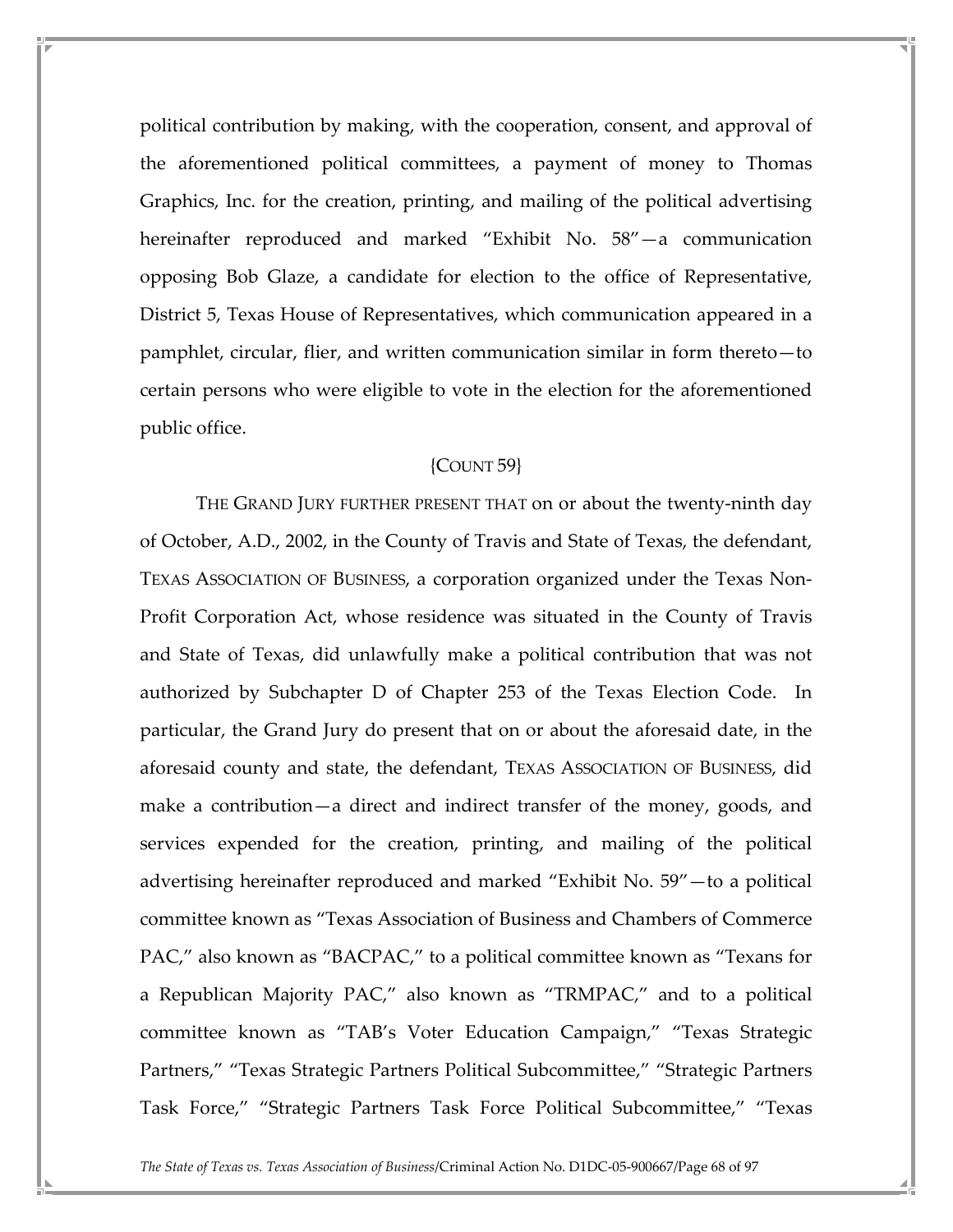political contribution by making, with the cooperation, consent, and approval of the aforementioned political committees, a payment of money to Thomas Graphics, Inc. for the creation, printing, and mailing of the political advertising hereinafter reproduced and marked "Exhibit No. 58"—a communication opposing Bob Glaze, a candidate for election to the office of Representative, District 5, Texas House of Representatives, which communication appeared in a pamphlet, circular, flier, and written communication similar in form thereto—to certain persons who were eligible to vote in the election for the aforementioned public office.

{COUNT 59}

THE GRAND JURY FURTHER PRESENT THAT on or about the twenty-ninth day of October, A.D., 2002, in the County of Travis and State of Texas, the defendant, TEXAS ASSOCIATION OF BUSINESS, a corporation organized under the Texas Non-Profit Corporation Act, whose residence was situated in the County of Travis and State of Texas, did unlawfully make a political contribution that was not authorized by Subchapter D of Chapter 253 of the Texas Election Code. In particular, the Grand Jury do present that on or about the aforesaid date, in the aforesaid county and state, the defendant, TEXAS ASSOCIATION OF BUSINESS, did make a contribution—a direct and indirect transfer of the money, goods, and services expended for the creation, printing, and mailing of the political advertising hereinafter reproduced and marked "Exhibit No. 59"—to a political committee known as "Texas Association of Business and Chambers of Commerce PAC," also known as "BACPAC," to a political committee known as "Texans for a Republican Majority PAC," also known as "TRMPAC," and to a political committee known as "TAB's Voter Education Campaign," "Texas Strategic Partners," "Texas Strategic Partners Political Subcommittee," "Strategic Partners Task Force," "Strategic Partners Task Force Political Subcommittee," "Texas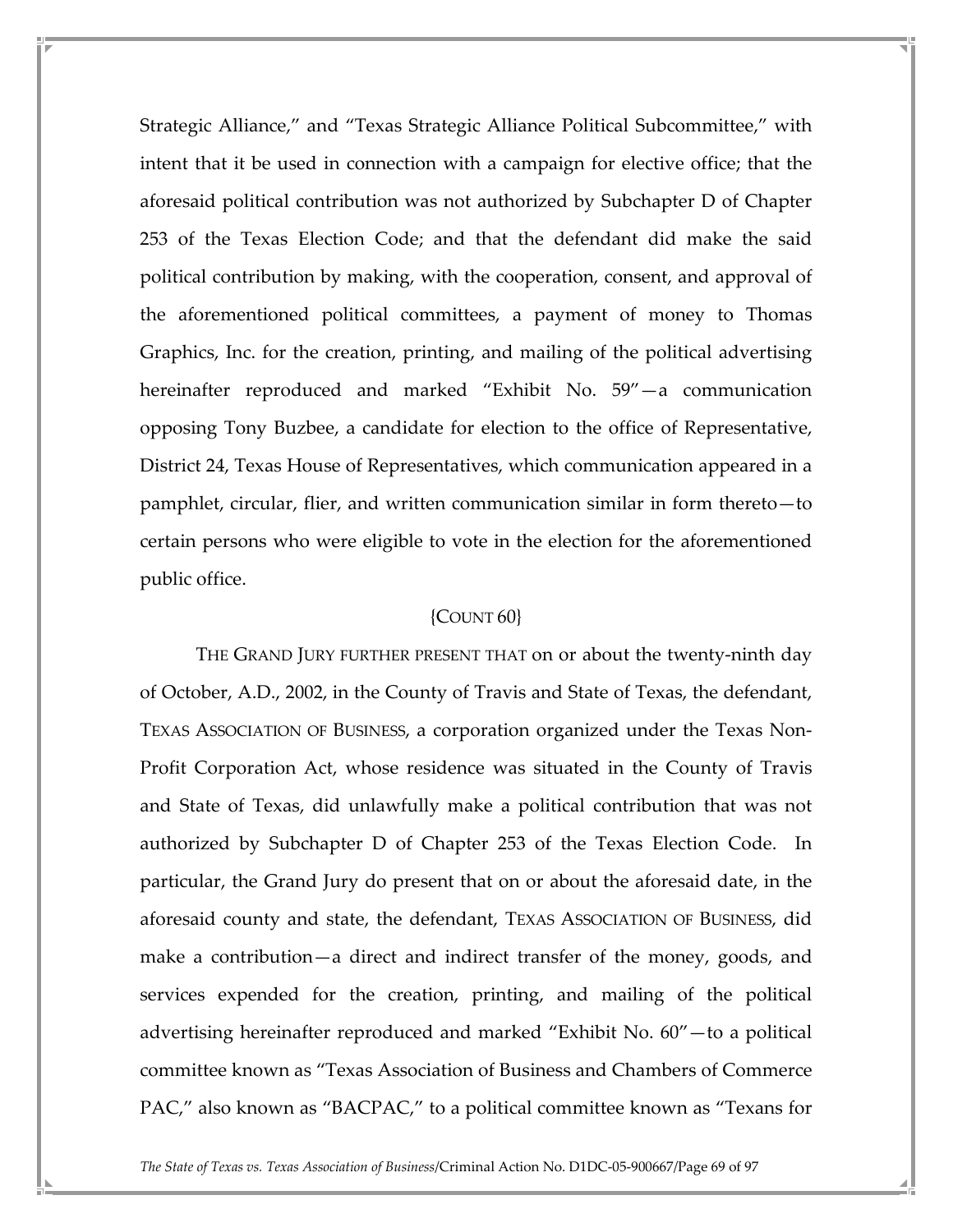Strategic Alliance," and "Texas Strategic Alliance Political Subcommittee," with intent that it be used in connection with a campaign for elective office; that the aforesaid political contribution was not authorized by Subchapter D of Chapter 253 of the Texas Election Code; and that the defendant did make the said political contribution by making, with the cooperation, consent, and approval of the aforementioned political committees, a payment of money to Thomas Graphics, Inc. for the creation, printing, and mailing of the political advertising hereinafter reproduced and marked "Exhibit No. 59"—a communication opposing Tony Buzbee, a candidate for election to the office of Representative, District 24, Texas House of Representatives, which communication appeared in a pamphlet, circular, flier, and written communication similar in form thereto—to certain persons who were eligible to vote in the election for the aforementioned public office.

{COUNT 60}

THE GRAND JURY FURTHER PRESENT THAT on or about the twenty-ninth day of October, A.D., 2002, in the County of Travis and State of Texas, the defendant, TEXAS ASSOCIATION OF BUSINESS, a corporation organized under the Texas Non-Profit Corporation Act, whose residence was situated in the County of Travis and State of Texas, did unlawfully make a political contribution that was not authorized by Subchapter D of Chapter 253 of the Texas Election Code. In particular, the Grand Jury do present that on or about the aforesaid date, in the aforesaid county and state, the defendant, TEXAS ASSOCIATION OF BUSINESS, did make a contribution—a direct and indirect transfer of the money, goods, and services expended for the creation, printing, and mailing of the political advertising hereinafter reproduced and marked "Exhibit No. 60"—to a political committee known as "Texas Association of Business and Chambers of Commerce PAC," also known as "BACPAC," to a political committee known as "Texans for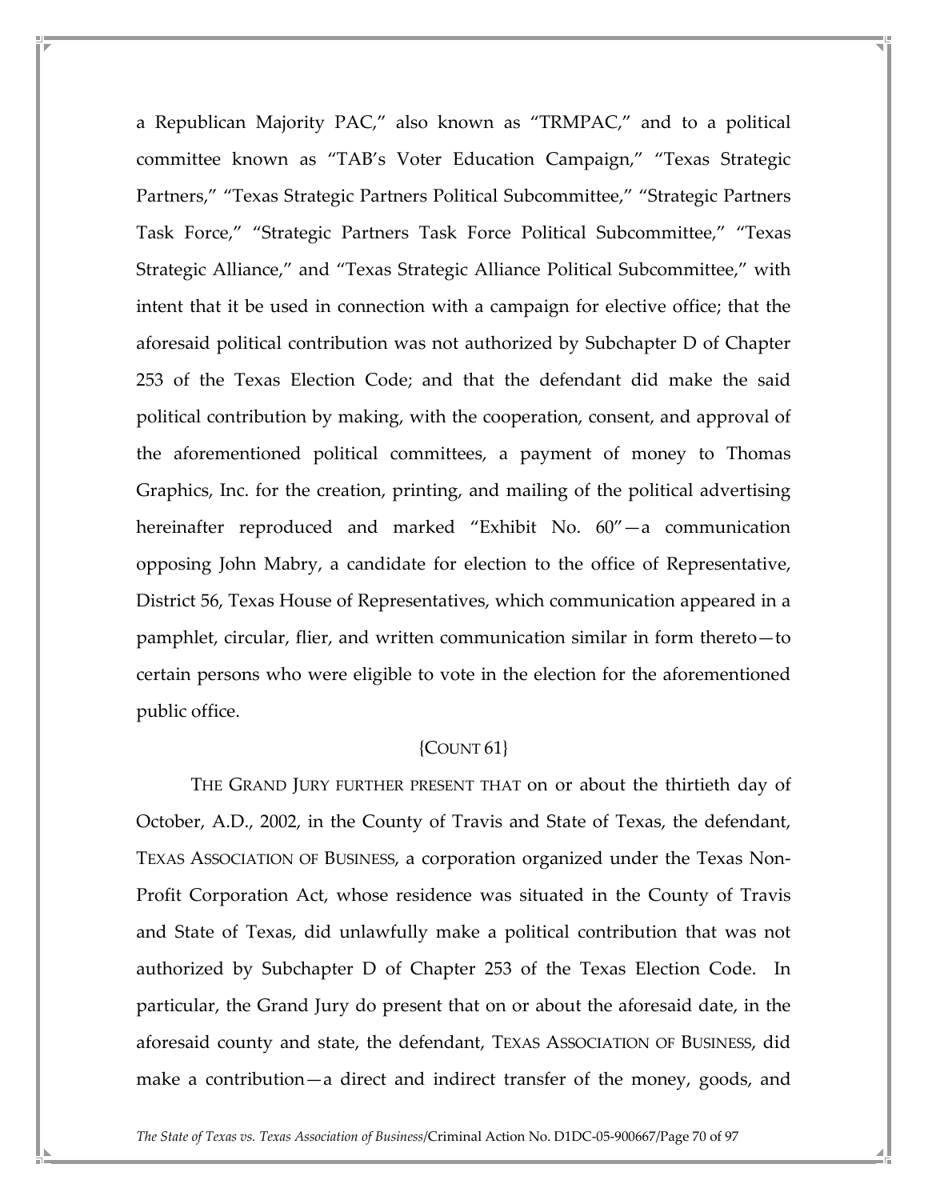a Republican Majority PAC," also known as "TRMPAC," and to a political committee known as "TAB's Voter Education Campaign," "Texas Strategic Partners," "Texas Strategic Partners Political Subcommittee," "Strategic Partners Task Force," "Strategic Partners Task Force Political Subcommittee," "Texas Strategic Alliance," and "Texas Strategic Alliance Political Subcommittee," with intent that it be used in connection with a campaign for elective office; that the aforesaid political contribution was not authorized by Subchapter D of Chapter 253 of the Texas Election Code; and that the defendant did make the said political contribution by making, with the cooperation, consent, and approval of the aforementioned political committees, a payment of money to Thomas Graphics, Inc. for the creation, printing, and mailing of the political advertising hereinafter reproduced and marked "Exhibit No. 60"—a communication opposing John Mabry, a candidate for election to the office of Representative, District 56, Texas House of Representatives, which communication appeared in a pamphlet, circular, flier, and written communication similar in form thereto—to certain persons who were eligible to vote in the election for the aforementioned public office.

{COUNT 61}

THE GRAND JURY FURTHER PRESENT THAT on or about the thirtieth day of October, A.D., 2002, in the County of Travis and State of Texas, the defendant, TEXAS ASSOCIATION OF BUSINESS, a corporation organized under the Texas Non-Profit Corporation Act, whose residence was situated in the County of Travis and State of Texas, did unlawfully make a political contribution that was not authorized by Subchapter D of Chapter 253 of the Texas Election Code. In particular, the Grand Jury do present that on or about the aforesaid date, in the aforesaid county and state, the defendant, TEXAS ASSOCIATION OF BUSINESS, did make a contribution—a direct and indirect transfer of the money, goods, and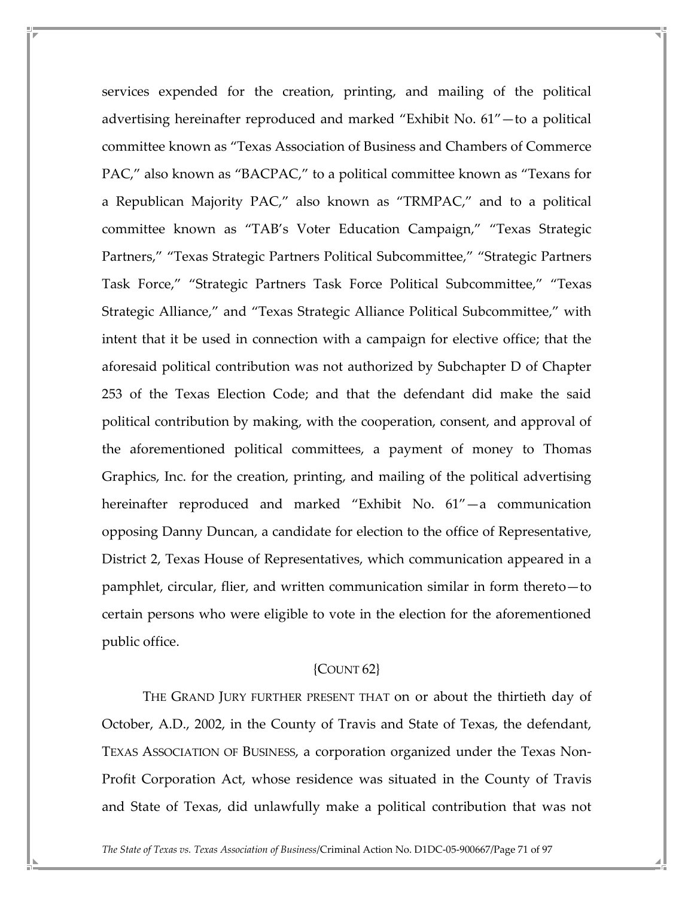services expended for the creation, printing, and mailing of the political advertising hereinafter reproduced and marked "Exhibit No. 61"—to a political committee known as "Texas Association of Business and Chambers of Commerce PAC," also known as "BACPAC," to a political committee known as "Texans for a Republican Majority PAC," also known as "TRMPAC," and to a political committee known as "TAB's Voter Education Campaign," "Texas Strategic Partners," "Texas Strategic Partners Political Subcommittee," "Strategic Partners Task Force," "Strategic Partners Task Force Political Subcommittee," "Texas Strategic Alliance," and "Texas Strategic Alliance Political Subcommittee," with intent that it be used in connection with a campaign for elective office; that the aforesaid political contribution was not authorized by Subchapter D of Chapter 253 of the Texas Election Code; and that the defendant did make the said political contribution by making, with the cooperation, consent, and approval of the aforementioned political committees, a payment of money to Thomas Graphics, Inc. for the creation, printing, and mailing of the political advertising hereinafter reproduced and marked "Exhibit No. 61"—a communication opposing Danny Duncan, a candidate for election to the office of Representative, District 2, Texas House of Representatives, which communication appeared in a pamphlet, circular, flier, and written communication similar in form thereto—to certain persons who were eligible to vote in the election for the aforementioned public office.

{COUNT 62}

THE GRAND JURY FURTHER PRESENT THAT on or about the thirtieth day of October, A.D., 2002, in the County of Travis and State of Texas, the defendant, TEXAS ASSOCIATION OF BUSINESS, a corporation organized under the Texas Non-Profit Corporation Act, whose residence was situated in the County of Travis and State of Texas, did unlawfully make a political contribution that was not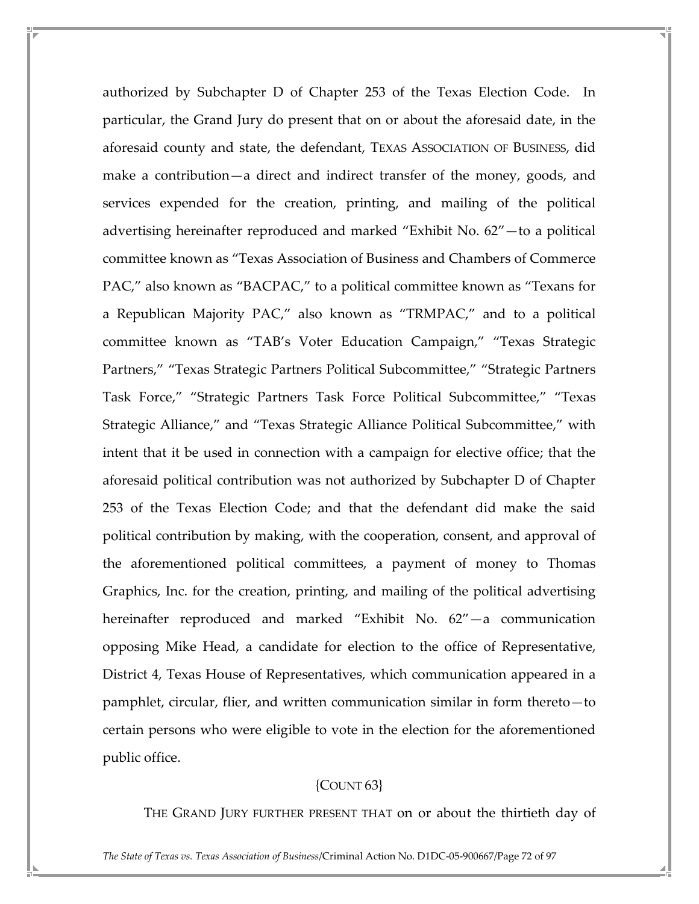authorized by Subchapter D of Chapter 253 of the Texas Election Code. In particular, the Grand Jury do present that on or about the aforesaid date, in the aforesaid county and state, the defendant, TEXAS ASSOCIATION OF BUSINESS, did make a contribution—a direct and indirect transfer of the money, goods, and services expended for the creation, printing, and mailing of the political advertising hereinafter reproduced and marked "Exhibit No. 62"—to a political committee known as "Texas Association of Business and Chambers of Commerce PAC," also known as "BACPAC," to a political committee known as "Texans for a Republican Majority PAC," also known as "TRMPAC," and to a political committee known as "TAB's Voter Education Campaign," "Texas Strategic Partners," "Texas Strategic Partners Political Subcommittee," "Strategic Partners Task Force," "Strategic Partners Task Force Political Subcommittee," "Texas Strategic Alliance," and "Texas Strategic Alliance Political Subcommittee," with intent that it be used in connection with a campaign for elective office; that the aforesaid political contribution was not authorized by Subchapter D of Chapter 253 of the Texas Election Code; and that the defendant did make the said political contribution by making, with the cooperation, consent, and approval of the aforementioned political committees, a payment of money to Thomas Graphics, Inc. for the creation, printing, and mailing of the political advertising hereinafter reproduced and marked "Exhibit No. 62"—a communication opposing Mike Head, a candidate for election to the office of Representative, District 4, Texas House of Representatives, which communication appeared in a pamphlet, circular, flier, and written communication similar in form thereto—to certain persons who were eligible to vote in the election for the aforementioned public office.

{COUNT 63}

THE GRAND JURY FURTHER PRESENT THAT on or about the thirtieth day of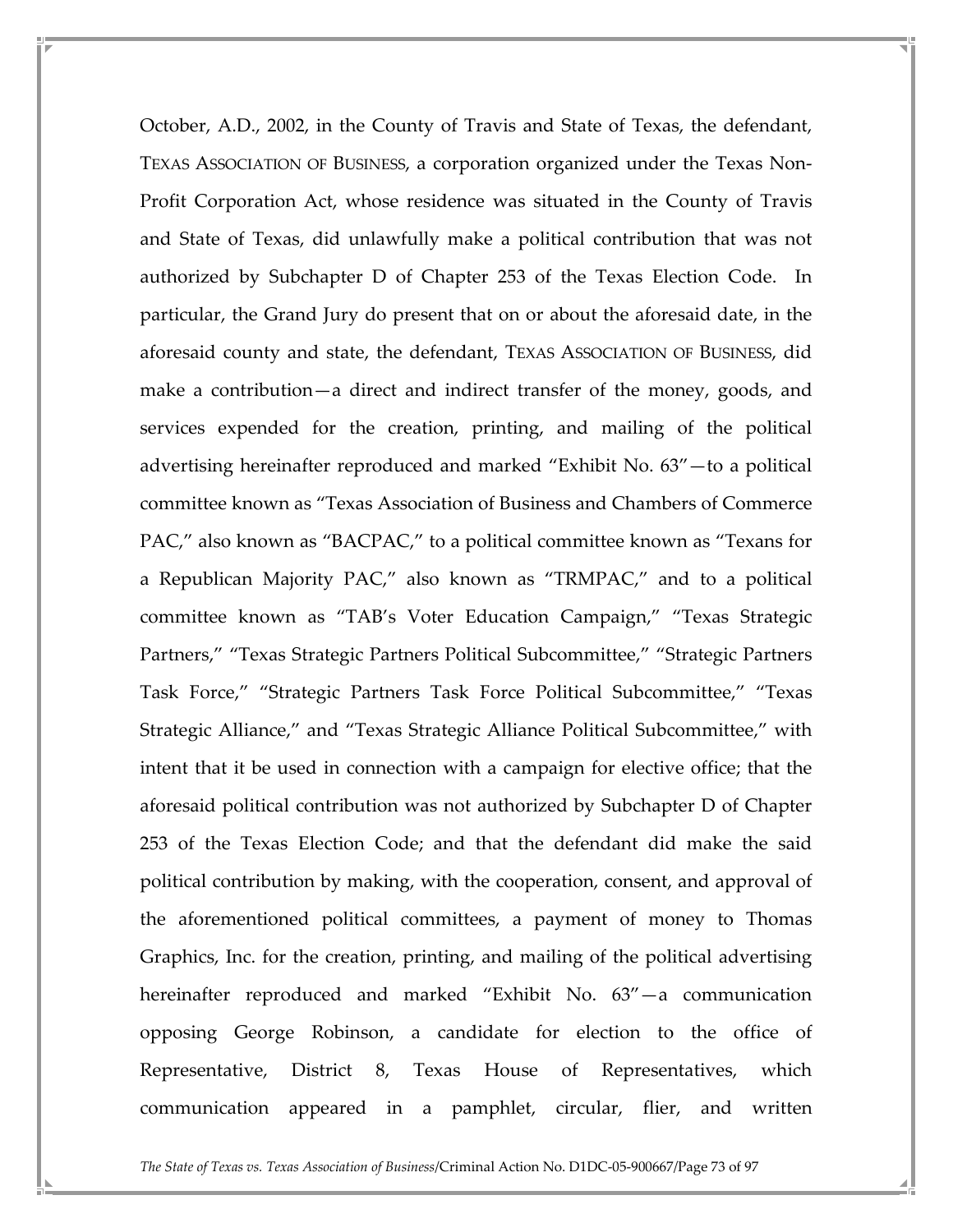October, A.D., 2002, in the County of Travis and State of Texas, the defendant, TEXAS ASSOCIATION OF BUSINESS, a corporation organized under the Texas Non-Profit Corporation Act, whose residence was situated in the County of Travis and State of Texas, did unlawfully make a political contribution that was not authorized by Subchapter D of Chapter 253 of the Texas Election Code. In particular, the Grand Jury do present that on or about the aforesaid date, in the aforesaid county and state, the defendant, TEXAS ASSOCIATION OF BUSINESS, did make a contribution—a direct and indirect transfer of the money, goods, and services expended for the creation, printing, and mailing of the political advertising hereinafter reproduced and marked "Exhibit No. 63"—to a political committee known as "Texas Association of Business and Chambers of Commerce PAC," also known as "BACPAC," to a political committee known as "Texans for a Republican Majority PAC," also known as "TRMPAC," and to a political committee known as "TAB's Voter Education Campaign," "Texas Strategic Partners," "Texas Strategic Partners Political Subcommittee," "Strategic Partners Task Force," "Strategic Partners Task Force Political Subcommittee," "Texas Strategic Alliance," and "Texas Strategic Alliance Political Subcommittee," with intent that it be used in connection with a campaign for elective office; that the aforesaid political contribution was not authorized by Subchapter D of Chapter 253 of the Texas Election Code; and that the defendant did make the said political contribution by making, with the cooperation, consent, and approval of the aforementioned political committees, a payment of money to Thomas Graphics, Inc. for the creation, printing, and mailing of the political advertising hereinafter reproduced and marked "Exhibit No. 63"—a communication opposing George Robinson, a candidate for election to the office of Representative, District 8, Texas House of Representatives, which communication appeared in a pamphlet, circular, flier, and written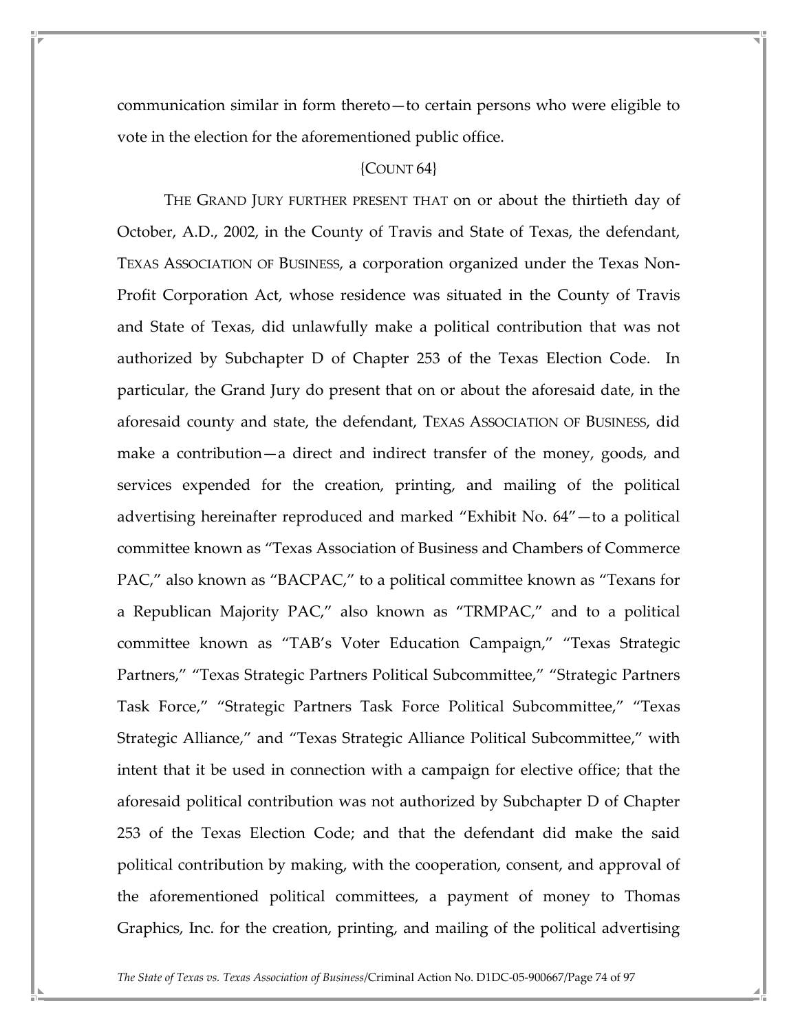communication similar in form thereto—to certain persons who were eligible to vote in the election for the aforementioned public office.

{COUNT 64}

THE GRAND JURY FURTHER PRESENT THAT on or about the thirtieth day of October, A.D., 2002, in the County of Travis and State of Texas, the defendant, TEXAS ASSOCIATION OF BUSINESS, a corporation organized under the Texas Non-Profit Corporation Act, whose residence was situated in the County of Travis and State of Texas, did unlawfully make a political contribution that was not authorized by Subchapter D of Chapter 253 of the Texas Election Code. In particular, the Grand Jury do present that on or about the aforesaid date, in the aforesaid county and state, the defendant, TEXAS ASSOCIATION OF BUSINESS, did make a contribution—a direct and indirect transfer of the money, goods, and services expended for the creation, printing, and mailing of the political advertising hereinafter reproduced and marked "Exhibit No. 64"—to a political committee known as "Texas Association of Business and Chambers of Commerce PAC," also known as "BACPAC," to a political committee known as "Texans for a Republican Majority PAC," also known as "TRMPAC," and to a political committee known as "TAB's Voter Education Campaign," "Texas Strategic Partners," "Texas Strategic Partners Political Subcommittee," "Strategic Partners Task Force," "Strategic Partners Task Force Political Subcommittee," "Texas Strategic Alliance," and "Texas Strategic Alliance Political Subcommittee," with intent that it be used in connection with a campaign for elective office; that the aforesaid political contribution was not authorized by Subchapter D of Chapter 253 of the Texas Election Code; and that the defendant did make the said political contribution by making, with the cooperation, consent, and approval of the aforementioned political committees, a payment of money to Thomas Graphics, Inc. for the creation, printing, and mailing of the political advertising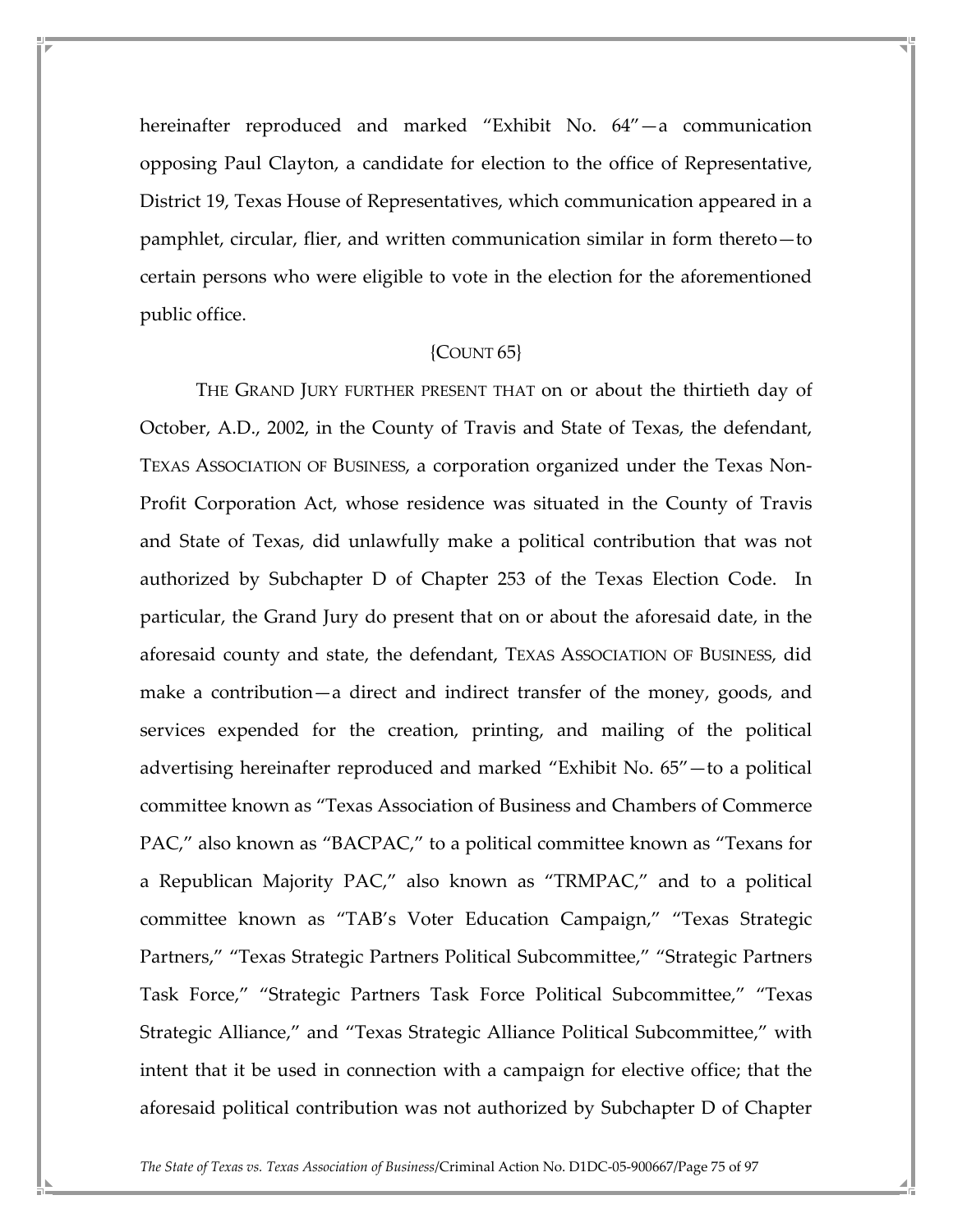hereinafter reproduced and marked "Exhibit No. 64"—a communication opposing Paul Clayton, a candidate for election to the office of Representative, District 19, Texas House of Representatives, which communication appeared in a pamphlet, circular, flier, and written communication similar in form thereto—to certain persons who were eligible to vote in the election for the aforementioned public office.

{COUNT 65}

THE GRAND JURY FURTHER PRESENT THAT on or about the thirtieth day of October, A.D., 2002, in the County of Travis and State of Texas, the defendant, TEXAS ASSOCIATION OF BUSINESS, a corporation organized under the Texas Non-Profit Corporation Act, whose residence was situated in the County of Travis and State of Texas, did unlawfully make a political contribution that was not authorized by Subchapter D of Chapter 253 of the Texas Election Code. In particular, the Grand Jury do present that on or about the aforesaid date, in the aforesaid county and state, the defendant, TEXAS ASSOCIATION OF BUSINESS, did make a contribution—a direct and indirect transfer of the money, goods, and services expended for the creation, printing, and mailing of the political advertising hereinafter reproduced and marked "Exhibit No. 65"—to a political committee known as "Texas Association of Business and Chambers of Commerce PAC," also known as "BACPAC," to a political committee known as "Texans for a Republican Majority PAC," also known as "TRMPAC," and to a political committee known as "TAB's Voter Education Campaign," "Texas Strategic Partners," "Texas Strategic Partners Political Subcommittee," "Strategic Partners Task Force," "Strategic Partners Task Force Political Subcommittee," "Texas Strategic Alliance," and "Texas Strategic Alliance Political Subcommittee," with intent that it be used in connection with a campaign for elective office; that the aforesaid political contribution was not authorized by Subchapter D of Chapter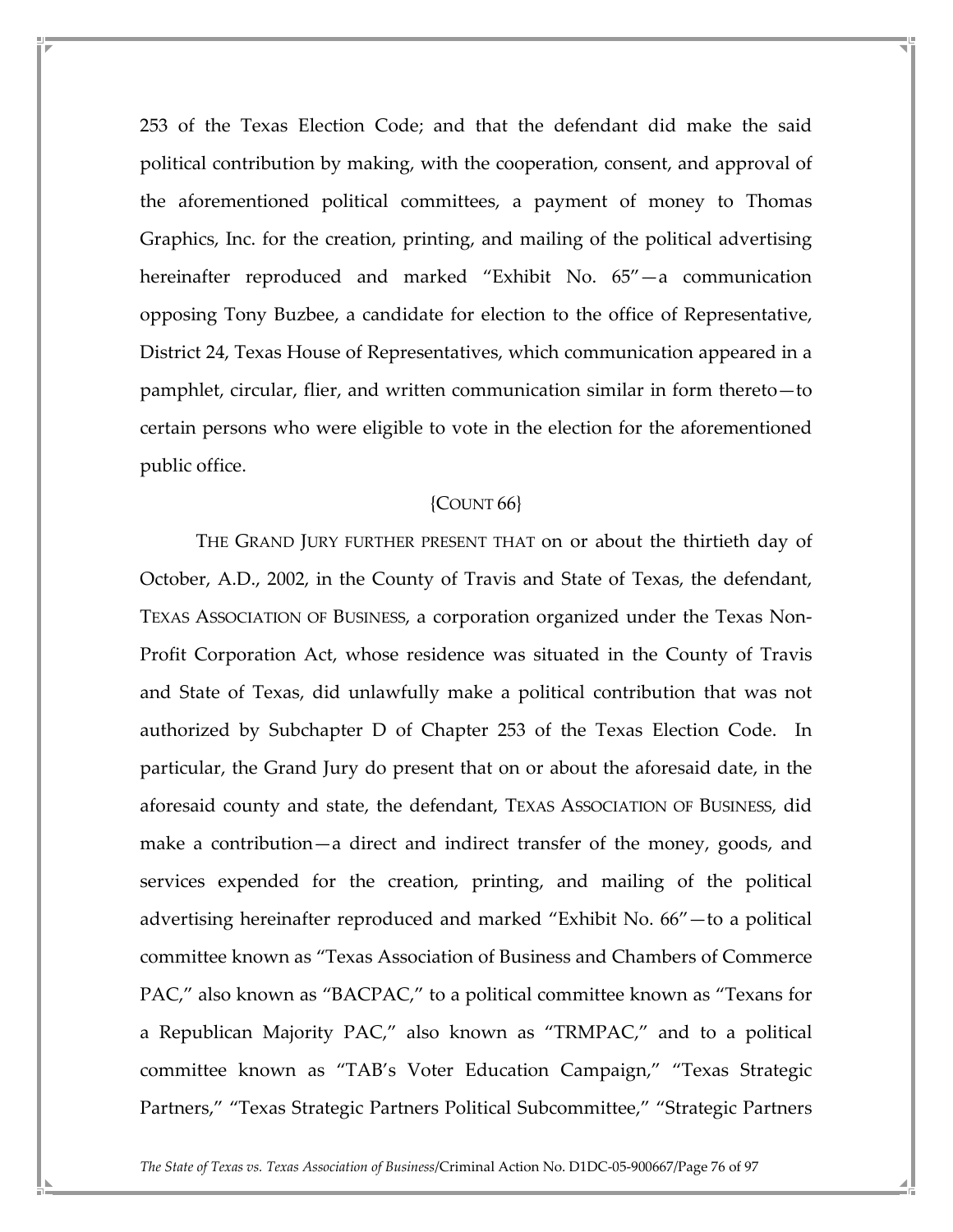253 of the Texas Election Code; and that the defendant did make the said political contribution by making, with the cooperation, consent, and approval of the aforementioned political committees, a payment of money to Thomas Graphics, Inc. for the creation, printing, and mailing of the political advertising hereinafter reproduced and marked "Exhibit No. 65"—a communication opposing Tony Buzbee, a candidate for election to the office of Representative, District 24, Texas House of Representatives, which communication appeared in a pamphlet, circular, flier, and written communication similar in form thereto—to certain persons who were eligible to vote in the election for the aforementioned public office.

{COUNT 66}

THE GRAND JURY FURTHER PRESENT THAT on or about the thirtieth day of October, A.D., 2002, in the County of Travis and State of Texas, the defendant, TEXAS ASSOCIATION OF BUSINESS, a corporation organized under the Texas Non-Profit Corporation Act, whose residence was situated in the County of Travis and State of Texas, did unlawfully make a political contribution that was not authorized by Subchapter D of Chapter 253 of the Texas Election Code. In particular, the Grand Jury do present that on or about the aforesaid date, in the aforesaid county and state, the defendant, TEXAS ASSOCIATION OF BUSINESS, did make a contribution—a direct and indirect transfer of the money, goods, and services expended for the creation, printing, and mailing of the political advertising hereinafter reproduced and marked "Exhibit No. 66"—to a political committee known as "Texas Association of Business and Chambers of Commerce PAC," also known as "BACPAC," to a political committee known as "Texans for a Republican Majority PAC," also known as "TRMPAC," and to a political committee known as "TAB's Voter Education Campaign," "Texas Strategic Partners," "Texas Strategic Partners Political Subcommittee," "Strategic Partners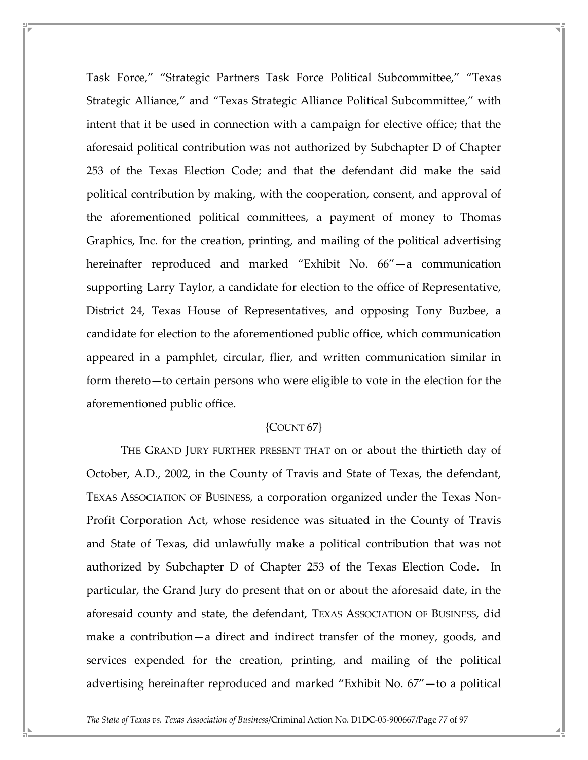Task Force," "Strategic Partners Task Force Political Subcommittee," "Texas Strategic Alliance," and "Texas Strategic Alliance Political Subcommittee," with intent that it be used in connection with a campaign for elective office; that the aforesaid political contribution was not authorized by Subchapter D of Chapter 253 of the Texas Election Code; and that the defendant did make the said political contribution by making, with the cooperation, consent, and approval of the aforementioned political committees, a payment of money to Thomas Graphics, Inc. for the creation, printing, and mailing of the political advertising hereinafter reproduced and marked "Exhibit No. 66"—a communication supporting Larry Taylor, a candidate for election to the office of Representative, District 24, Texas House of Representatives, and opposing Tony Buzbee, a candidate for election to the aforementioned public office, which communication appeared in a pamphlet, circular, flier, and written communication similar in form thereto—to certain persons who were eligible to vote in the election for the aforementioned public office.

{COUNT 67}

THE GRAND JURY FURTHER PRESENT THAT on or about the thirtieth day of October, A.D., 2002, in the County of Travis and State of Texas, the defendant, TEXAS ASSOCIATION OF BUSINESS, a corporation organized under the Texas Non-Profit Corporation Act, whose residence was situated in the County of Travis and State of Texas, did unlawfully make a political contribution that was not authorized by Subchapter D of Chapter 253 of the Texas Election Code. In particular, the Grand Jury do present that on or about the aforesaid date, in the aforesaid county and state, the defendant, TEXAS ASSOCIATION OF BUSINESS, did make a contribution—a direct and indirect transfer of the money, goods, and services expended for the creation, printing, and mailing of the political advertising hereinafter reproduced and marked "Exhibit No. 67"—to a political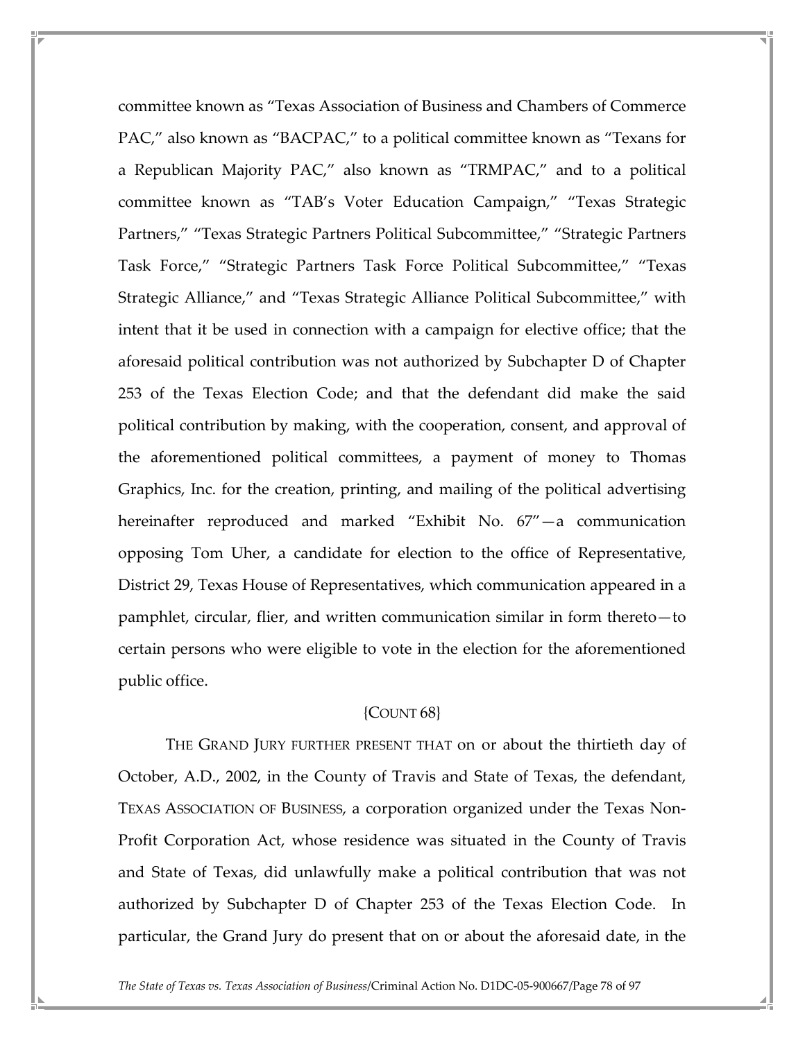committee known as "Texas Association of Business and Chambers of Commerce PAC," also known as "BACPAC," to a political committee known as "Texans for a Republican Majority PAC," also known as "TRMPAC," and to a political committee known as "TAB's Voter Education Campaign," "Texas Strategic Partners," "Texas Strategic Partners Political Subcommittee," "Strategic Partners Task Force," "Strategic Partners Task Force Political Subcommittee," "Texas Strategic Alliance," and "Texas Strategic Alliance Political Subcommittee," with intent that it be used in connection with a campaign for elective office; that the aforesaid political contribution was not authorized by Subchapter D of Chapter 253 of the Texas Election Code; and that the defendant did make the said political contribution by making, with the cooperation, consent, and approval of the aforementioned political committees, a payment of money to Thomas Graphics, Inc. for the creation, printing, and mailing of the political advertising hereinafter reproduced and marked "Exhibit No. 67"—a communication opposing Tom Uher, a candidate for election to the office of Representative, District 29, Texas House of Representatives, which communication appeared in a pamphlet, circular, flier, and written communication similar in form thereto—to certain persons who were eligible to vote in the election for the aforementioned public office.

{COUNT 68}

THE GRAND JURY FURTHER PRESENT THAT on or about the thirtieth day of October, A.D., 2002, in the County of Travis and State of Texas, the defendant, TEXAS ASSOCIATION OF BUSINESS, a corporation organized under the Texas Non-Profit Corporation Act, whose residence was situated in the County of Travis and State of Texas, did unlawfully make a political contribution that was not authorized by Subchapter D of Chapter 253 of the Texas Election Code. In particular, the Grand Jury do present that on or about the aforesaid date, in the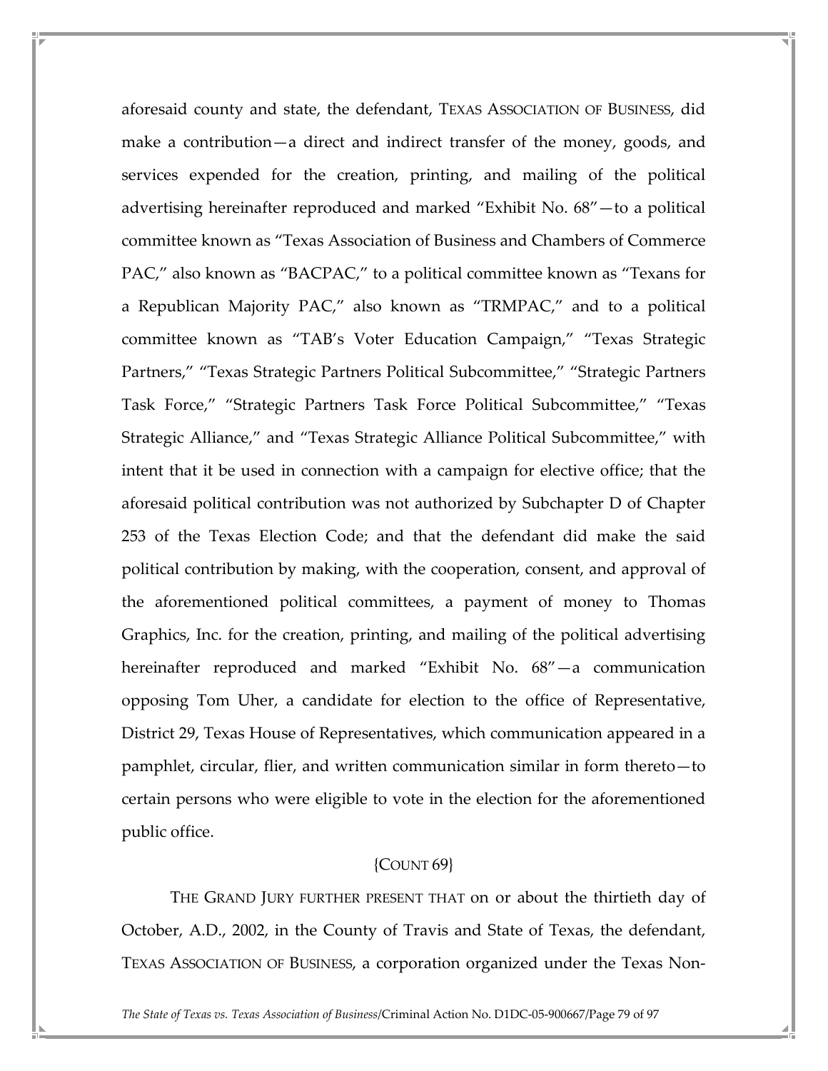aforesaid county and state, the defendant, TEXAS ASSOCIATION OF BUSINESS, did make a contribution—a direct and indirect transfer of the money, goods, and services expended for the creation, printing, and mailing of the political advertising hereinafter reproduced and marked "Exhibit No. 68"—to a political committee known as "Texas Association of Business and Chambers of Commerce PAC," also known as "BACPAC," to a political committee known as "Texans for a Republican Majority PAC," also known as "TRMPAC," and to a political committee known as "TAB's Voter Education Campaign," "Texas Strategic Partners," "Texas Strategic Partners Political Subcommittee," "Strategic Partners Task Force," "Strategic Partners Task Force Political Subcommittee," "Texas Strategic Alliance," and "Texas Strategic Alliance Political Subcommittee," with intent that it be used in connection with a campaign for elective office; that the aforesaid political contribution was not authorized by Subchapter D of Chapter 253 of the Texas Election Code; and that the defendant did make the said political contribution by making, with the cooperation, consent, and approval of the aforementioned political committees, a payment of money to Thomas Graphics, Inc. for the creation, printing, and mailing of the political advertising hereinafter reproduced and marked "Exhibit No. 68"—a communication opposing Tom Uher, a candidate for election to the office of Representative, District 29, Texas House of Representatives, which communication appeared in a pamphlet, circular, flier, and written communication similar in form thereto—to certain persons who were eligible to vote in the election for the aforementioned public office.

{COUNT 69}

THE GRAND JURY FURTHER PRESENT THAT on or about the thirtieth day of October, A.D., 2002, in the County of Travis and State of Texas, the defendant, TEXAS ASSOCIATION OF BUSINESS, a corporation organized under the Texas Non-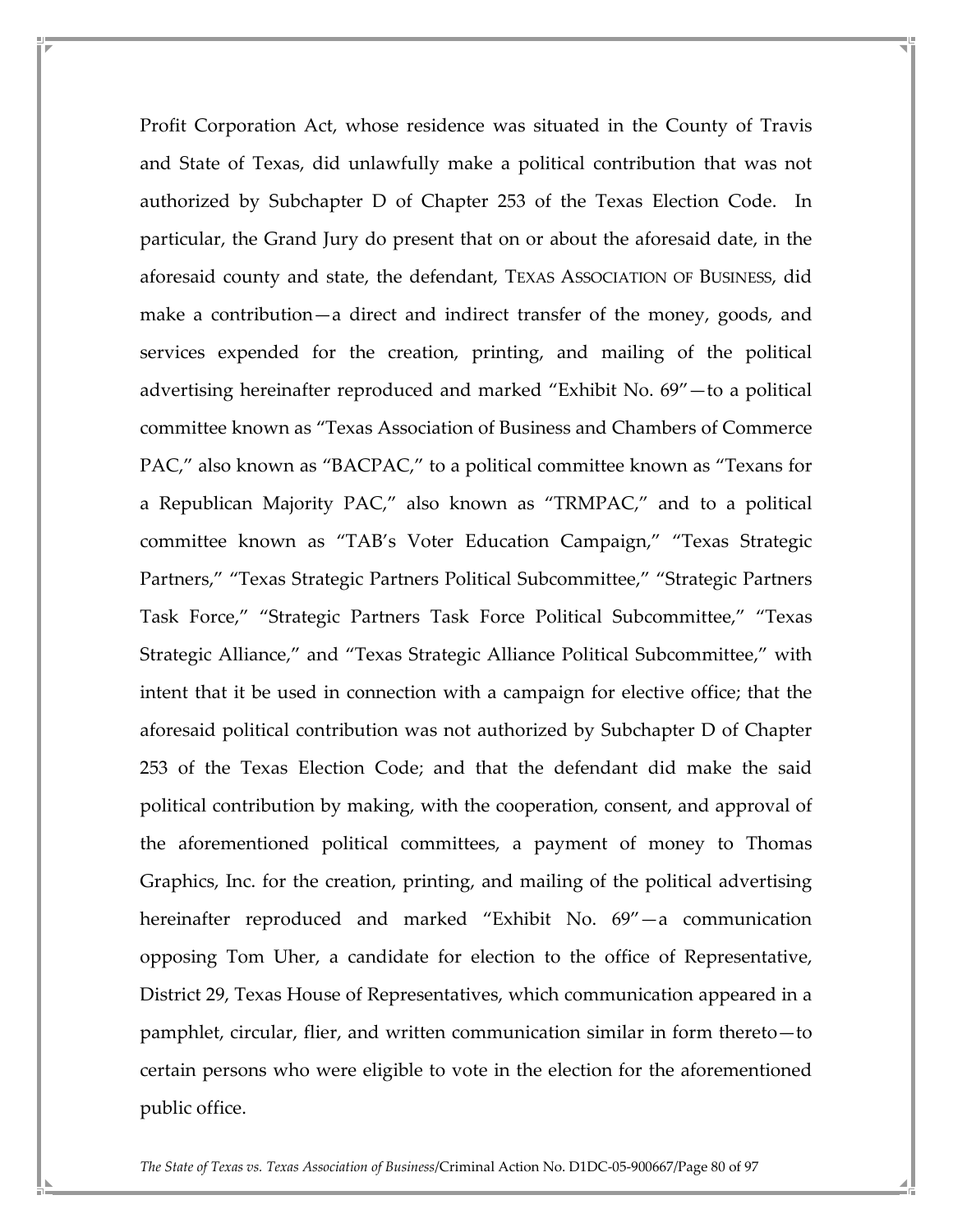Profit Corporation Act, whose residence was situated in the County of Travis and State of Texas, did unlawfully make a political contribution that was not authorized by Subchapter D of Chapter 253 of the Texas Election Code. In particular, the Grand Jury do present that on or about the aforesaid date, in the aforesaid county and state, the defendant, TEXAS ASSOCIATION OF BUSINESS, did make a contribution—a direct and indirect transfer of the money, goods, and services expended for the creation, printing, and mailing of the political advertising hereinafter reproduced and marked "Exhibit No. 69"—to a political committee known as "Texas Association of Business and Chambers of Commerce PAC," also known as "BACPAC," to a political committee known as "Texans for a Republican Majority PAC," also known as "TRMPAC," and to a political committee known as "TAB's Voter Education Campaign," "Texas Strategic Partners," "Texas Strategic Partners Political Subcommittee," "Strategic Partners Task Force," "Strategic Partners Task Force Political Subcommittee," "Texas Strategic Alliance," and "Texas Strategic Alliance Political Subcommittee," with intent that it be used in connection with a campaign for elective office; that the aforesaid political contribution was not authorized by Subchapter D of Chapter 253 of the Texas Election Code; and that the defendant did make the said political contribution by making, with the cooperation, consent, and approval of the aforementioned political committees, a payment of money to Thomas Graphics, Inc. for the creation, printing, and mailing of the political advertising hereinafter reproduced and marked "Exhibit No. 69"—a communication opposing Tom Uher, a candidate for election to the office of Representative, District 29, Texas House of Representatives, which communication appeared in a pamphlet, circular, flier, and written communication similar in form thereto—to certain persons who were eligible to vote in the election for the aforementioned public office.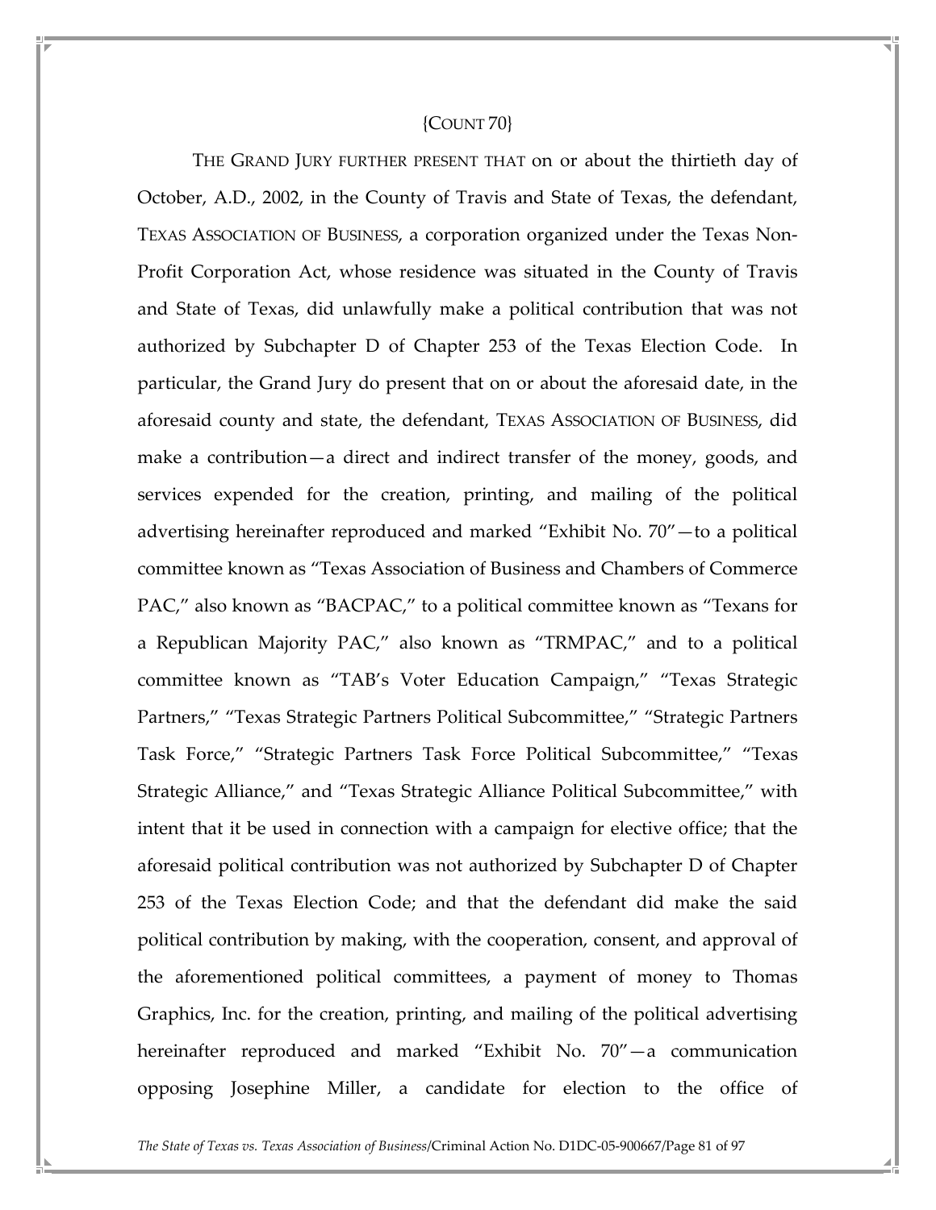{COUNT 70}

THE GRAND JURY FURTHER PRESENT THAT on or about the thirtieth day of October, A.D., 2002, in the County of Travis and State of Texas, the defendant, TEXAS ASSOCIATION OF BUSINESS, a corporation organized under the Texas Non-Profit Corporation Act, whose residence was situated in the County of Travis and State of Texas, did unlawfully make a political contribution that was not authorized by Subchapter D of Chapter 253 of the Texas Election Code. In particular, the Grand Jury do present that on or about the aforesaid date, in the aforesaid county and state, the defendant, TEXAS ASSOCIATION OF BUSINESS, did make a contribution—a direct and indirect transfer of the money, goods, and services expended for the creation, printing, and mailing of the political advertising hereinafter reproduced and marked "Exhibit No. 70"—to a political committee known as "Texas Association of Business and Chambers of Commerce PAC," also known as "BACPAC," to a political committee known as "Texans for a Republican Majority PAC," also known as "TRMPAC," and to a political committee known as "TAB's Voter Education Campaign," "Texas Strategic Partners," "Texas Strategic Partners Political Subcommittee," "Strategic Partners Task Force," "Strategic Partners Task Force Political Subcommittee," "Texas Strategic Alliance," and "Texas Strategic Alliance Political Subcommittee," with intent that it be used in connection with a campaign for elective office; that the aforesaid political contribution was not authorized by Subchapter D of Chapter 253 of the Texas Election Code; and that the defendant did make the said political contribution by making, with the cooperation, consent, and approval of the aforementioned political committees, a payment of money to Thomas Graphics, Inc. for the creation, printing, and mailing of the political advertising hereinafter reproduced and marked "Exhibit No. 70"—a communication opposing Josephine Miller, a candidate for election to the office of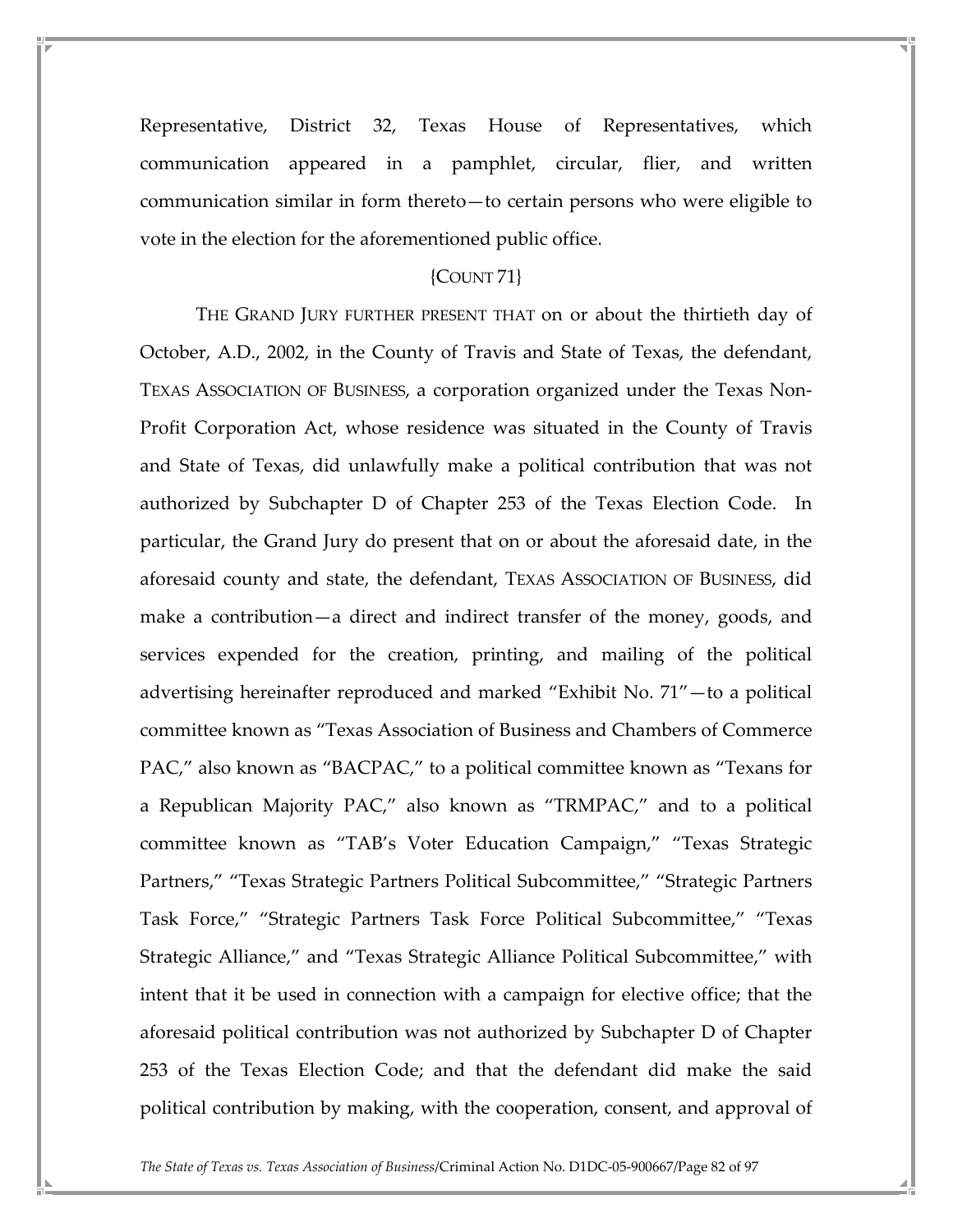Representative, District 32, Texas House of Representatives, which communication appeared in a pamphlet, circular, flier, and written communication similar in form thereto—to certain persons who were eligible to vote in the election for the aforementioned public office.

{COUNT 71}

THE GRAND JURY FURTHER PRESENT THAT on or about the thirtieth day of October, A.D., 2002, in the County of Travis and State of Texas, the defendant, TEXAS ASSOCIATION OF BUSINESS, a corporation organized under the Texas Non-Profit Corporation Act, whose residence was situated in the County of Travis and State of Texas, did unlawfully make a political contribution that was not authorized by Subchapter D of Chapter 253 of the Texas Election Code. In particular, the Grand Jury do present that on or about the aforesaid date, in the aforesaid county and state, the defendant, TEXAS ASSOCIATION OF BUSINESS, did make a contribution—a direct and indirect transfer of the money, goods, and services expended for the creation, printing, and mailing of the political advertising hereinafter reproduced and marked "Exhibit No. 71"—to a political committee known as "Texas Association of Business and Chambers of Commerce PAC," also known as "BACPAC," to a political committee known as "Texans for a Republican Majority PAC," also known as "TRMPAC," and to a political committee known as "TAB's Voter Education Campaign," "Texas Strategic Partners," "Texas Strategic Partners Political Subcommittee," "Strategic Partners Task Force," "Strategic Partners Task Force Political Subcommittee," "Texas Strategic Alliance," and "Texas Strategic Alliance Political Subcommittee," with intent that it be used in connection with a campaign for elective office; that the aforesaid political contribution was not authorized by Subchapter D of Chapter 253 of the Texas Election Code; and that the defendant did make the said political contribution by making, with the cooperation, consent, and approval of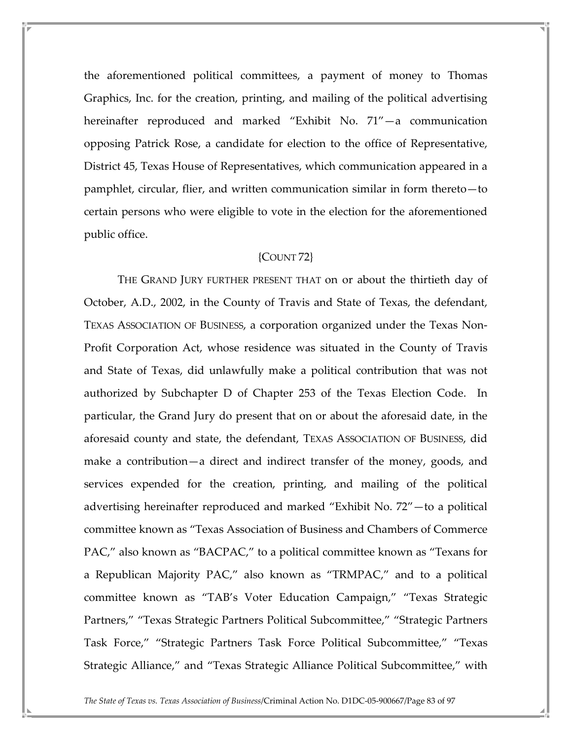the aforementioned political committees, a payment of money to Thomas Graphics, Inc. for the creation, printing, and mailing of the political advertising hereinafter reproduced and marked "Exhibit No. 71"—a communication opposing Patrick Rose, a candidate for election to the office of Representative, District 45, Texas House of Representatives, which communication appeared in a pamphlet, circular, flier, and written communication similar in form thereto—to certain persons who were eligible to vote in the election for the aforementioned public office.

{COUNT 72}

THE GRAND JURY FURTHER PRESENT THAT on or about the thirtieth day of October, A.D., 2002, in the County of Travis and State of Texas, the defendant, TEXAS ASSOCIATION OF BUSINESS, a corporation organized under the Texas Non-Profit Corporation Act, whose residence was situated in the County of Travis and State of Texas, did unlawfully make a political contribution that was not authorized by Subchapter D of Chapter 253 of the Texas Election Code. In particular, the Grand Jury do present that on or about the aforesaid date, in the aforesaid county and state, the defendant, TEXAS ASSOCIATION OF BUSINESS, did make a contribution—a direct and indirect transfer of the money, goods, and services expended for the creation, printing, and mailing of the political advertising hereinafter reproduced and marked "Exhibit No. 72"—to a political committee known as "Texas Association of Business and Chambers of Commerce PAC," also known as "BACPAC," to a political committee known as "Texans for a Republican Majority PAC," also known as "TRMPAC," and to a political committee known as "TAB's Voter Education Campaign," "Texas Strategic Partners," "Texas Strategic Partners Political Subcommittee," "Strategic Partners Task Force," "Strategic Partners Task Force Political Subcommittee," "Texas Strategic Alliance," and "Texas Strategic Alliance Political Subcommittee," with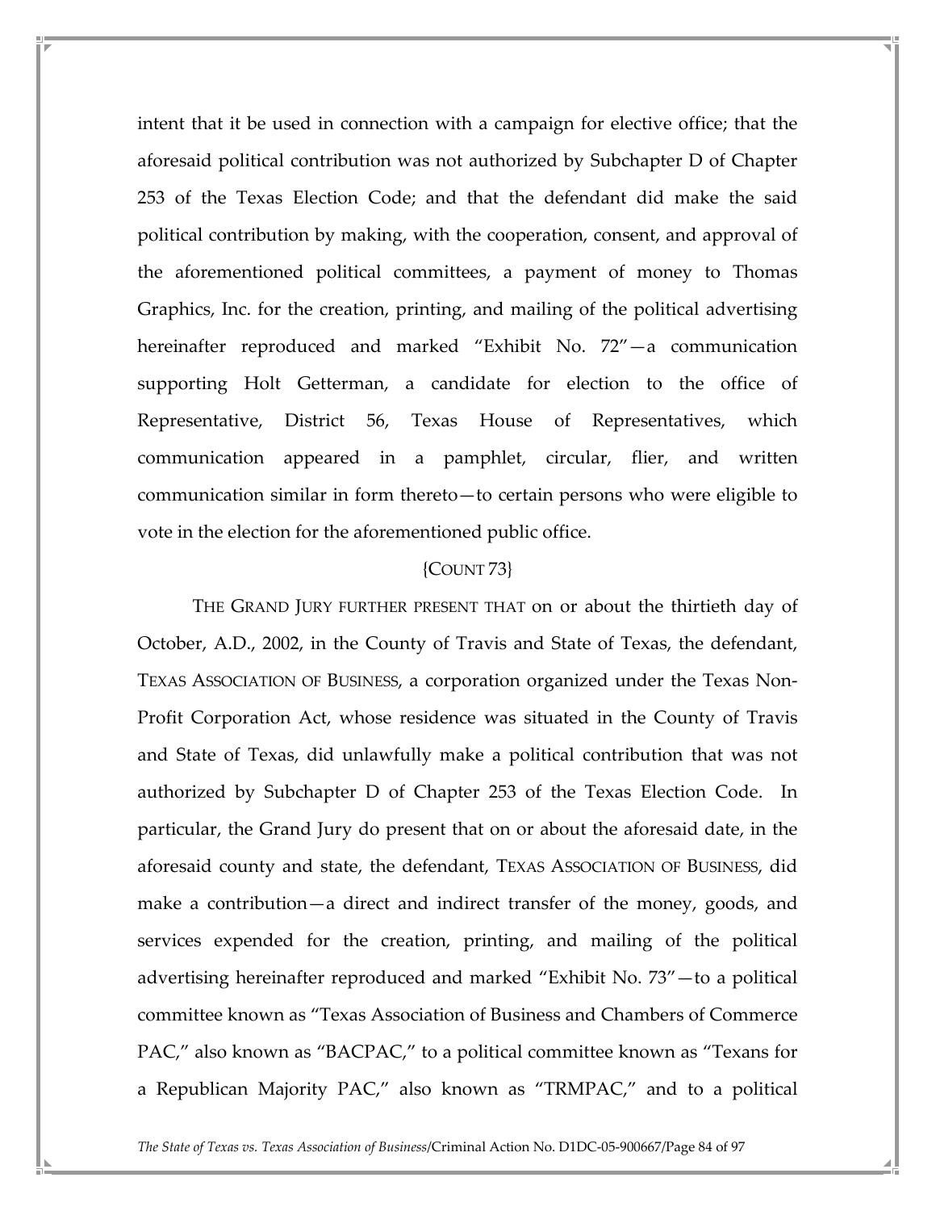intent that it be used in connection with a campaign for elective office; that the aforesaid political contribution was not authorized by Subchapter D of Chapter 253 of the Texas Election Code; and that the defendant did make the said political contribution by making, with the cooperation, consent, and approval of the aforementioned political committees, a payment of money to Thomas Graphics, Inc. for the creation, printing, and mailing of the political advertising hereinafter reproduced and marked "Exhibit No. 72"—a communication supporting Holt Getterman, a candidate for election to the office of Representative, District 56, Texas House of Representatives, which communication appeared in a pamphlet, circular, flier, and written communication similar in form thereto—to certain persons who were eligible to vote in the election for the aforementioned public office.

{COUNT 73}

THE GRAND JURY FURTHER PRESENT THAT on or about the thirtieth day of October, A.D., 2002, in the County of Travis and State of Texas, the defendant, TEXAS ASSOCIATION OF BUSINESS, a corporation organized under the Texas Non-Profit Corporation Act, whose residence was situated in the County of Travis and State of Texas, did unlawfully make a political contribution that was not authorized by Subchapter D of Chapter 253 of the Texas Election Code. In particular, the Grand Jury do present that on or about the aforesaid date, in the aforesaid county and state, the defendant, TEXAS ASSOCIATION OF BUSINESS, did make a contribution—a direct and indirect transfer of the money, goods, and services expended for the creation, printing, and mailing of the political advertising hereinafter reproduced and marked "Exhibit No. 73"—to a political committee known as "Texas Association of Business and Chambers of Commerce PAC," also known as "BACPAC," to a political committee known as "Texans for a Republican Majority PAC," also known as "TRMPAC," and to a political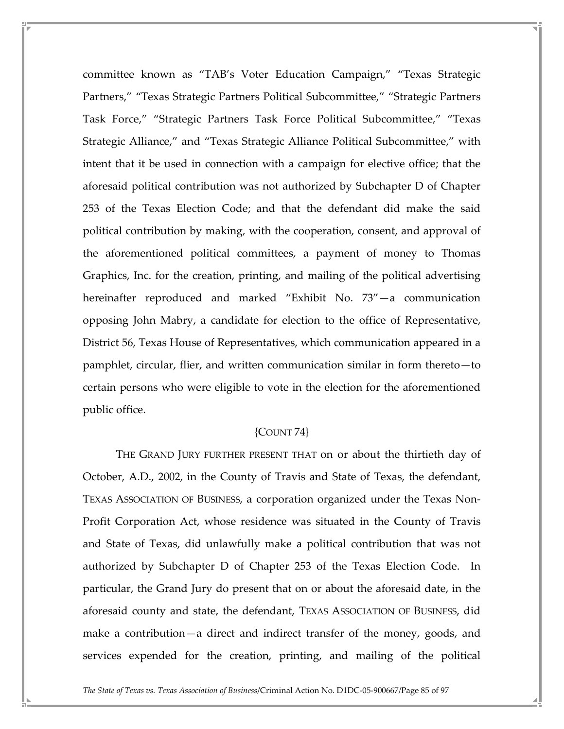committee known as "TAB's Voter Education Campaign," "Texas Strategic Partners," "Texas Strategic Partners Political Subcommittee," "Strategic Partners Task Force," "Strategic Partners Task Force Political Subcommittee," "Texas Strategic Alliance," and "Texas Strategic Alliance Political Subcommittee," with intent that it be used in connection with a campaign for elective office; that the aforesaid political contribution was not authorized by Subchapter D of Chapter 253 of the Texas Election Code; and that the defendant did make the said political contribution by making, with the cooperation, consent, and approval of the aforementioned political committees, a payment of money to Thomas Graphics, Inc. for the creation, printing, and mailing of the political advertising hereinafter reproduced and marked "Exhibit No. 73"—a communication opposing John Mabry, a candidate for election to the office of Representative, District 56, Texas House of Representatives, which communication appeared in a pamphlet, circular, flier, and written communication similar in form thereto—to certain persons who were eligible to vote in the election for the aforementioned public office.

{COUNT 74}

THE GRAND JURY FURTHER PRESENT THAT on or about the thirtieth day of October, A.D., 2002, in the County of Travis and State of Texas, the defendant, TEXAS ASSOCIATION OF BUSINESS, a corporation organized under the Texas Non-Profit Corporation Act, whose residence was situated in the County of Travis and State of Texas, did unlawfully make a political contribution that was not authorized by Subchapter D of Chapter 253 of the Texas Election Code. In particular, the Grand Jury do present that on or about the aforesaid date, in the aforesaid county and state, the defendant, TEXAS ASSOCIATION OF BUSINESS, did make a contribution—a direct and indirect transfer of the money, goods, and services expended for the creation, printing, and mailing of the political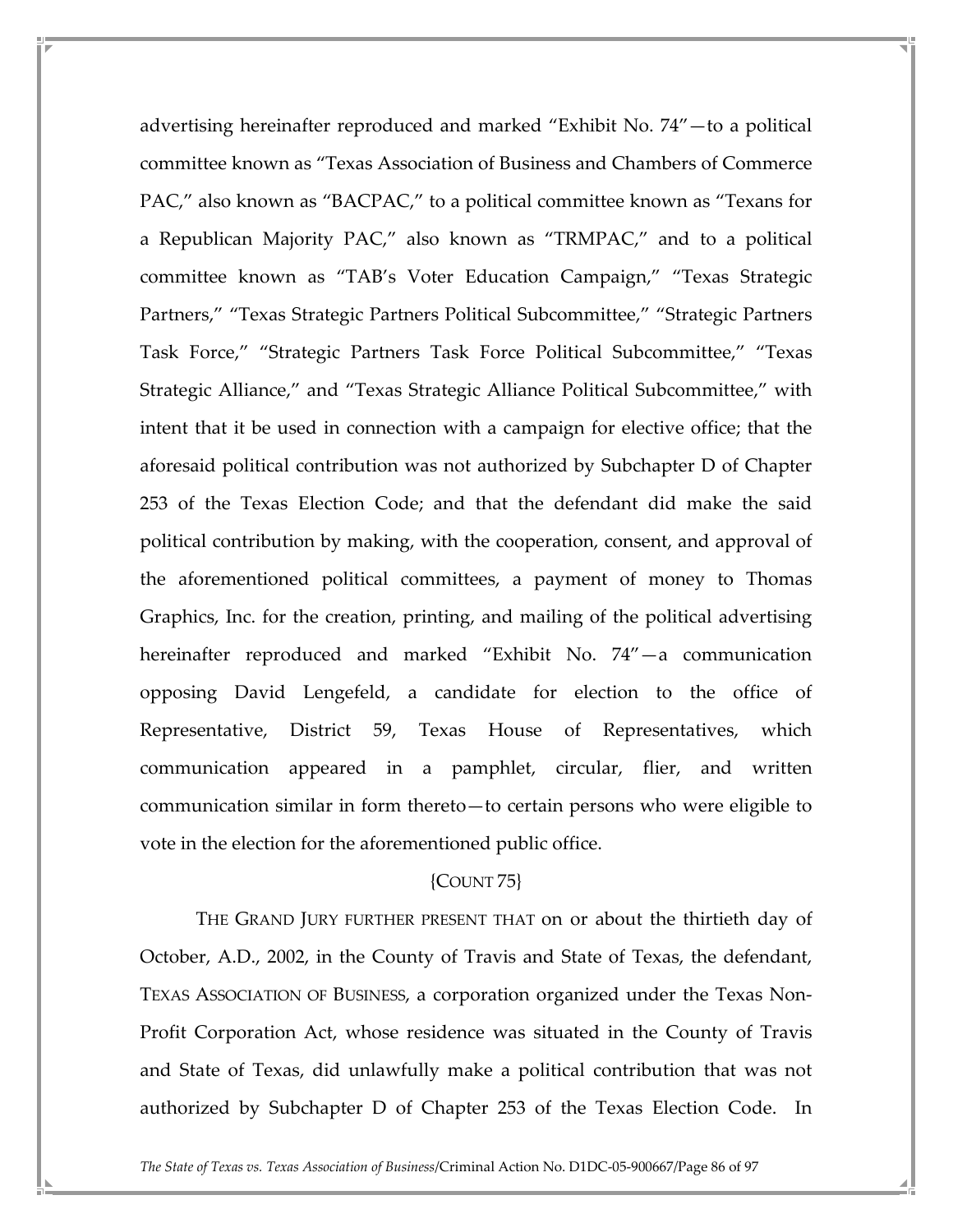advertising hereinafter reproduced and marked "Exhibit No. 74"—to a political committee known as "Texas Association of Business and Chambers of Commerce PAC," also known as "BACPAC," to a political committee known as "Texans for a Republican Majority PAC," also known as "TRMPAC," and to a political committee known as "TAB's Voter Education Campaign," "Texas Strategic Partners," "Texas Strategic Partners Political Subcommittee," "Strategic Partners Task Force," "Strategic Partners Task Force Political Subcommittee," "Texas Strategic Alliance," and "Texas Strategic Alliance Political Subcommittee," with intent that it be used in connection with a campaign for elective office; that the aforesaid political contribution was not authorized by Subchapter D of Chapter 253 of the Texas Election Code; and that the defendant did make the said political contribution by making, with the cooperation, consent, and approval of the aforementioned political committees, a payment of money to Thomas Graphics, Inc. for the creation, printing, and mailing of the political advertising hereinafter reproduced and marked "Exhibit No. 74"—a communication opposing David Lengefeld, a candidate for election to the office of Representative, District 59, Texas House of Representatives, which communication appeared in a pamphlet, circular, flier, and written communication similar in form thereto—to certain persons who were eligible to vote in the election for the aforementioned public office.

{COUNT 75}

THE GRAND JURY FURTHER PRESENT THAT on or about the thirtieth day of October, A.D., 2002, in the County of Travis and State of Texas, the defendant, TEXAS ASSOCIATION OF BUSINESS, a corporation organized under the Texas Non-Profit Corporation Act, whose residence was situated in the County of Travis and State of Texas, did unlawfully make a political contribution that was not authorized by Subchapter D of Chapter 253 of the Texas Election Code. In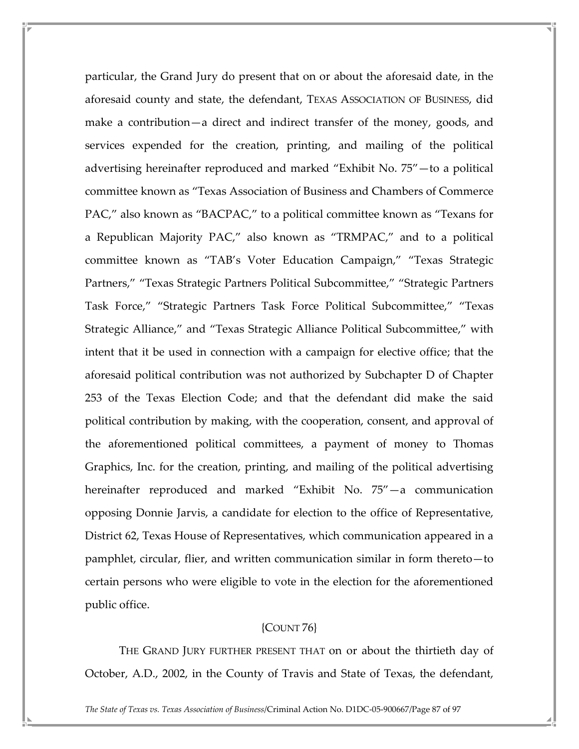particular, the Grand Jury do present that on or about the aforesaid date, in the aforesaid county and state, the defendant, TEXAS ASSOCIATION OF BUSINESS, did make a contribution—a direct and indirect transfer of the money, goods, and services expended for the creation, printing, and mailing of the political advertising hereinafter reproduced and marked "Exhibit No. 75"—to a political committee known as "Texas Association of Business and Chambers of Commerce PAC," also known as "BACPAC," to a political committee known as "Texans for a Republican Majority PAC," also known as "TRMPAC," and to a political committee known as "TAB's Voter Education Campaign," "Texas Strategic Partners," "Texas Strategic Partners Political Subcommittee," "Strategic Partners Task Force," "Strategic Partners Task Force Political Subcommittee," "Texas Strategic Alliance," and "Texas Strategic Alliance Political Subcommittee," with intent that it be used in connection with a campaign for elective office; that the aforesaid political contribution was not authorized by Subchapter D of Chapter 253 of the Texas Election Code; and that the defendant did make the said political contribution by making, with the cooperation, consent, and approval of the aforementioned political committees, a payment of money to Thomas Graphics, Inc. for the creation, printing, and mailing of the political advertising hereinafter reproduced and marked "Exhibit No. 75"—a communication opposing Donnie Jarvis, a candidate for election to the office of Representative, District 62, Texas House of Representatives, which communication appeared in a pamphlet, circular, flier, and written communication similar in form thereto—to certain persons who were eligible to vote in the election for the aforementioned public office.

{COUNT 76}

THE GRAND JURY FURTHER PRESENT THAT on or about the thirtieth day of October, A.D., 2002, in the County of Travis and State of Texas, the defendant,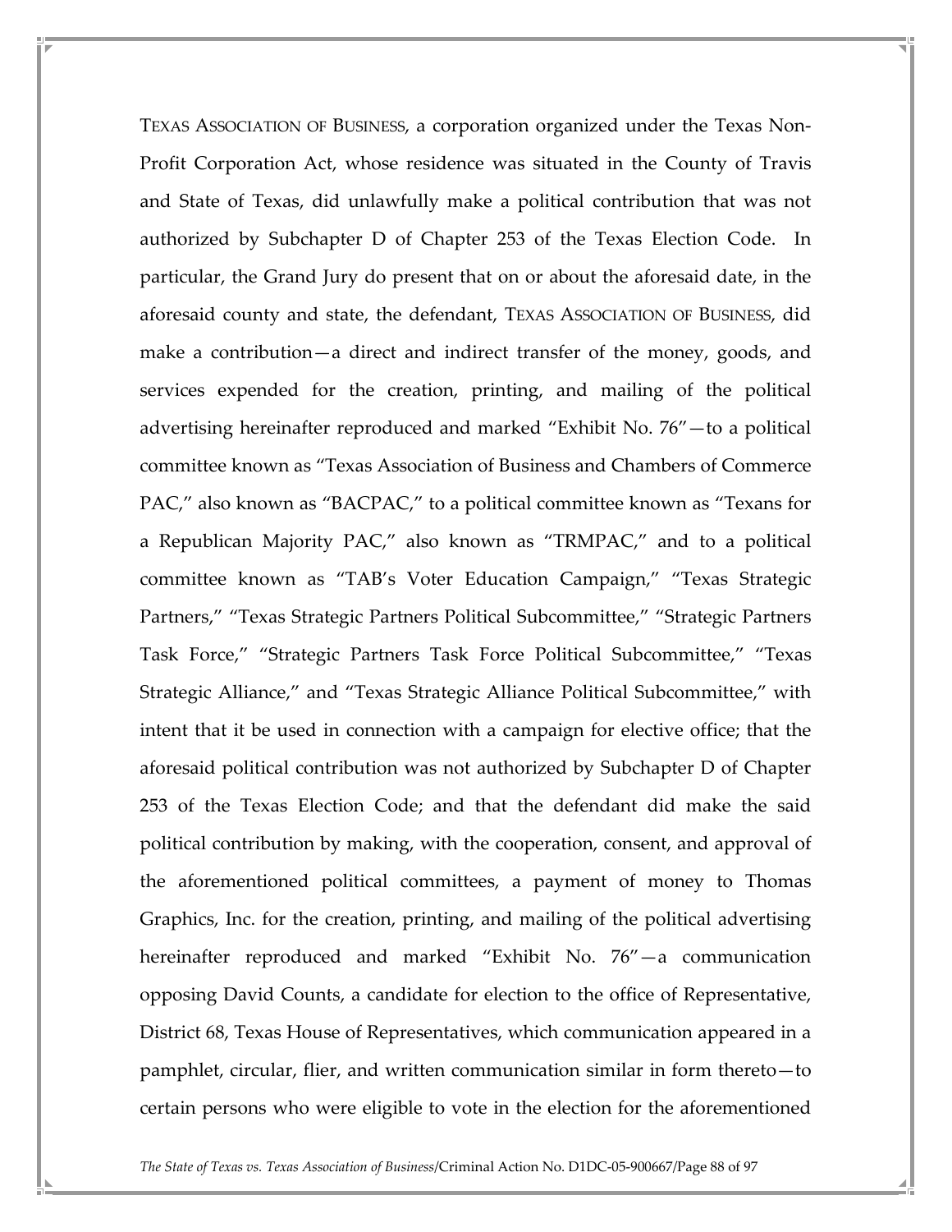TEXAS ASSOCIATION OF BUSINESS, a corporation organized under the Texas Non-Profit Corporation Act, whose residence was situated in the County of Travis and State of Texas, did unlawfully make a political contribution that was not authorized by Subchapter D of Chapter 253 of the Texas Election Code. In particular, the Grand Jury do present that on or about the aforesaid date, in the aforesaid county and state, the defendant, TEXAS ASSOCIATION OF BUSINESS, did make a contribution—a direct and indirect transfer of the money, goods, and services expended for the creation, printing, and mailing of the political advertising hereinafter reproduced and marked "Exhibit No. 76"—to a political committee known as "Texas Association of Business and Chambers of Commerce PAC," also known as "BACPAC," to a political committee known as "Texans for a Republican Majority PAC," also known as "TRMPAC," and to a political committee known as "TAB's Voter Education Campaign," "Texas Strategic Partners," "Texas Strategic Partners Political Subcommittee," "Strategic Partners Task Force," "Strategic Partners Task Force Political Subcommittee," "Texas Strategic Alliance," and "Texas Strategic Alliance Political Subcommittee," with intent that it be used in connection with a campaign for elective office; that the aforesaid political contribution was not authorized by Subchapter D of Chapter 253 of the Texas Election Code; and that the defendant did make the said political contribution by making, with the cooperation, consent, and approval of the aforementioned political committees, a payment of money to Thomas Graphics, Inc. for the creation, printing, and mailing of the political advertising hereinafter reproduced and marked "Exhibit No. 76"—a communication opposing David Counts, a candidate for election to the office of Representative, District 68, Texas House of Representatives, which communication appeared in a pamphlet, circular, flier, and written communication similar in form thereto—to certain persons who were eligible to vote in the election for the aforementioned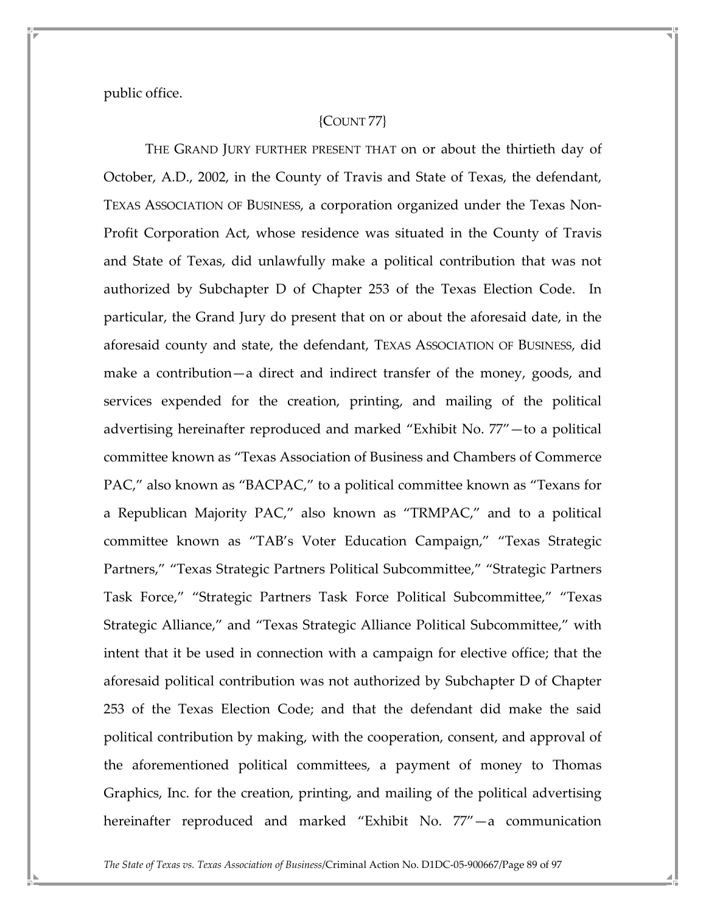public office.

{COUNT 77}

THE GRAND JURY FURTHER PRESENT THAT on or about the thirtieth day of October, A.D., 2002, in the County of Travis and State of Texas, the defendant, TEXAS ASSOCIATION OF BUSINESS, a corporation organized under the Texas Non-Profit Corporation Act, whose residence was situated in the County of Travis and State of Texas, did unlawfully make a political contribution that was not authorized by Subchapter D of Chapter 253 of the Texas Election Code. In particular, the Grand Jury do present that on or about the aforesaid date, in the aforesaid county and state, the defendant, TEXAS ASSOCIATION OF BUSINESS, did make a contribution—a direct and indirect transfer of the money, goods, and services expended for the creation, printing, and mailing of the political advertising hereinafter reproduced and marked "Exhibit No. 77"—to a political committee known as "Texas Association of Business and Chambers of Commerce PAC," also known as "BACPAC," to a political committee known as "Texans for a Republican Majority PAC," also known as "TRMPAC," and to a political committee known as "TAB's Voter Education Campaign," "Texas Strategic Partners," "Texas Strategic Partners Political Subcommittee," "Strategic Partners Task Force," "Strategic Partners Task Force Political Subcommittee," "Texas Strategic Alliance," and "Texas Strategic Alliance Political Subcommittee," with intent that it be used in connection with a campaign for elective office; that the aforesaid political contribution was not authorized by Subchapter D of Chapter 253 of the Texas Election Code; and that the defendant did make the said political contribution by making, with the cooperation, consent, and approval of the aforementioned political committees, a payment of money to Thomas Graphics, Inc. for the creation, printing, and mailing of the political advertising hereinafter reproduced and marked "Exhibit No. 77"—a communication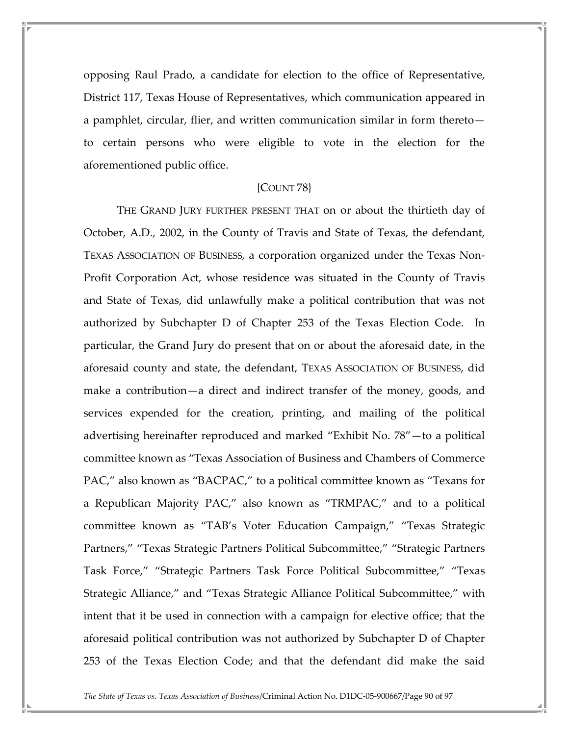opposing Raul Prado, a candidate for election to the office of Representative, District 117, Texas House of Representatives, which communication appeared in a pamphlet, circular, flier, and written communication similar in form thereto—to certain persons who were eligible to vote in the election for the aforementioned public office.

{COUNT 78}

THE GRAND JURY FURTHER PRESENT THAT on or about the thirtieth day of October, A.D., 2002, in the County of Travis and State of Texas, the defendant, TEXAS ASSOCIATION OF BUSINESS, a corporation organized under the Texas Non-Profit Corporation Act, whose residence was situated in the County of Travis and State of Texas, did unlawfully make a political contribution that was not authorized by Subchapter D of Chapter 253 of the Texas Election Code. In particular, the Grand Jury do present that on or about the aforesaid date, in the aforesaid county and state, the defendant, TEXAS ASSOCIATION OF BUSINESS, did make a contribution—a direct and indirect transfer of the money, goods, and services expended for the creation, printing, and mailing of the political advertising hereinafter reproduced and marked "Exhibit No. 78"—to a political committee known as "Texas Association of Business and Chambers of Commerce PAC," also known as "BACPAC," to a political committee known as "Texans for a Republican Majority PAC," also known as "TRMPAC," and to a political committee known as "TAB's Voter Education Campaign," "Texas Strategic Partners," "Texas Strategic Partners Political Subcommittee," "Strategic Partners Task Force," "Strategic Partners Task Force Political Subcommittee," "Texas Strategic Alliance," and "Texas Strategic Alliance Political Subcommittee," with intent that it be used in connection with a campaign for elective office; that the aforesaid political contribution was not authorized by Subchapter D of Chapter 253 of the Texas Election Code; and that the defendant did make the said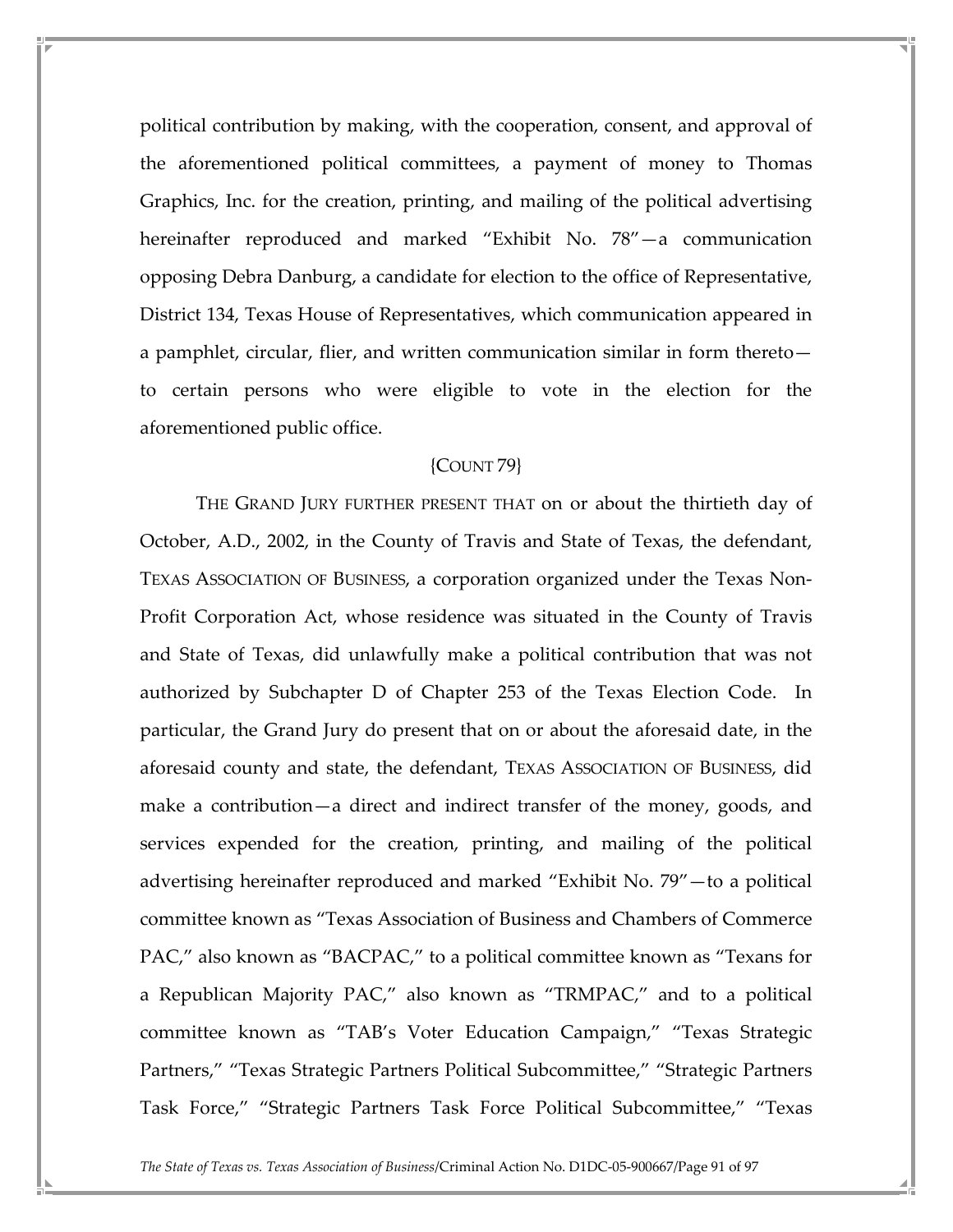political contribution by making, with the cooperation, consent, and approval of the aforementioned political committees, a payment of money to Thomas Graphics, Inc. for the creation, printing, and mailing of the political advertising hereinafter reproduced and marked "Exhibit No. 78"—a communication opposing Debra Danburg, a candidate for election to the office of Representative, District 134, Texas House of Representatives, which communication appeared in a pamphlet, circular, flier, and written communication similar in form thereto—to certain persons who were eligible to vote in the election for the aforementioned public office.

{COUNT 79}

THE GRAND JURY FURTHER PRESENT THAT on or about the thirtieth day of October, A.D., 2002, in the County of Travis and State of Texas, the defendant, TEXAS ASSOCIATION OF BUSINESS, a corporation organized under the Texas Non-Profit Corporation Act, whose residence was situated in the County of Travis and State of Texas, did unlawfully make a political contribution that was not authorized by Subchapter D of Chapter 253 of the Texas Election Code. In particular, the Grand Jury do present that on or about the aforesaid date, in the aforesaid county and state, the defendant, TEXAS ASSOCIATION OF BUSINESS, did make a contribution—a direct and indirect transfer of the money, goods, and services expended for the creation, printing, and mailing of the political advertising hereinafter reproduced and marked "Exhibit No. 79"—to a political committee known as "Texas Association of Business and Chambers of Commerce PAC," also known as "BACPAC," to a political committee known as "Texans for a Republican Majority PAC," also known as "TRMPAC," and to a political committee known as "TAB's Voter Education Campaign," "Texas Strategic Partners," "Texas Strategic Partners Political Subcommittee," "Strategic Partners Task Force," "Strategic Partners Task Force Political Subcommittee," "Texas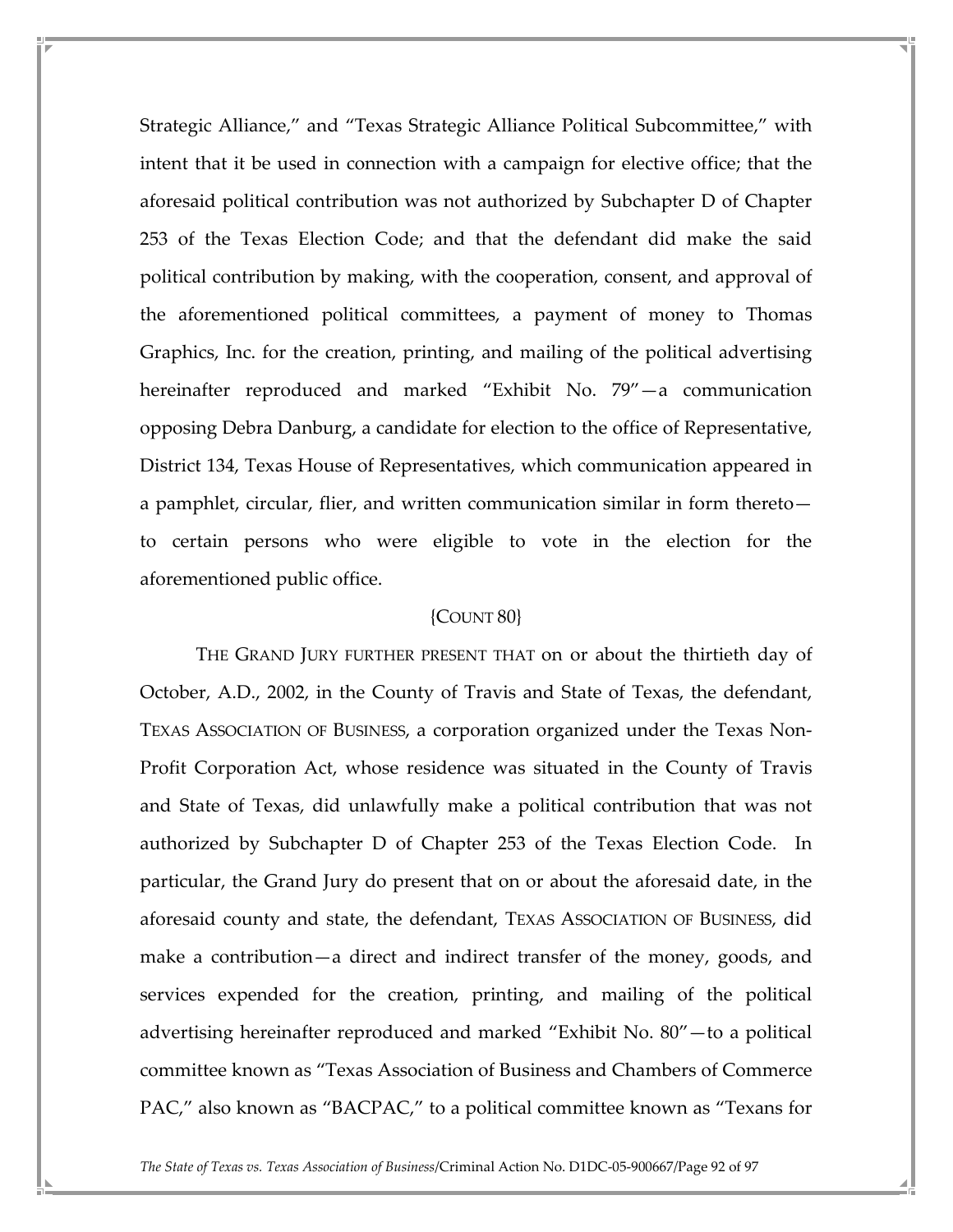Strategic Alliance," and "Texas Strategic Alliance Political Subcommittee," with intent that it be used in connection with a campaign for elective office; that the aforesaid political contribution was not authorized by Subchapter D of Chapter 253 of the Texas Election Code; and that the defendant did make the said political contribution by making, with the cooperation, consent, and approval of the aforementioned political committees, a payment of money to Thomas Graphics, Inc. for the creation, printing, and mailing of the political advertising hereinafter reproduced and marked "Exhibit No. 79"—a communication opposing Debra Danburg, a candidate for election to the office of Representative, District 134, Texas House of Representatives, which communication appeared in a pamphlet, circular, flier, and written communication similar in form thereto—to certain persons who were eligible to vote in the election for the aforementioned public office.

{COUNT 80}

THE GRAND JURY FURTHER PRESENT THAT on or about the thirtieth day of October, A.D., 2002, in the County of Travis and State of Texas, the defendant, TEXAS ASSOCIATION OF BUSINESS, a corporation organized under the Texas Non-Profit Corporation Act, whose residence was situated in the County of Travis and State of Texas, did unlawfully make a political contribution that was not authorized by Subchapter D of Chapter 253 of the Texas Election Code. In particular, the Grand Jury do present that on or about the aforesaid date, in the aforesaid county and state, the defendant, TEXAS ASSOCIATION OF BUSINESS, did make a contribution—a direct and indirect transfer of the money, goods, and services expended for the creation, printing, and mailing of the political advertising hereinafter reproduced and marked "Exhibit No. 80"—to a political committee known as "Texas Association of Business and Chambers of Commerce PAC," also known as "BACPAC," to a political committee known as "Texans for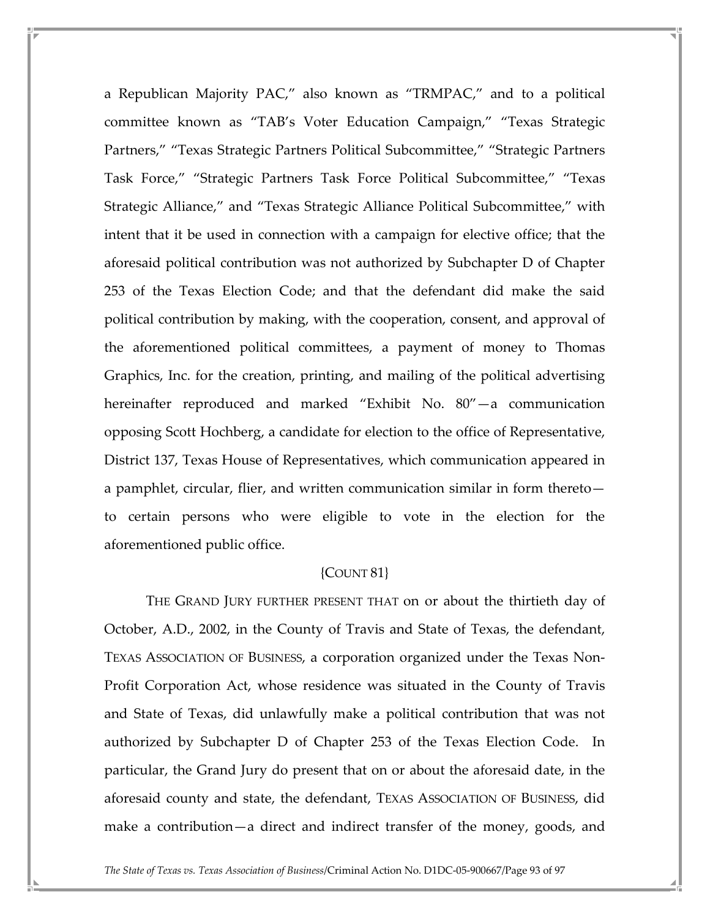a Republican Majority PAC," also known as "TRMPAC," and to a political committee known as "TAB's Voter Education Campaign," "Texas Strategic Partners," "Texas Strategic Partners Political Subcommittee," "Strategic Partners Task Force," "Strategic Partners Task Force Political Subcommittee," "Texas Strategic Alliance," and "Texas Strategic Alliance Political Subcommittee," with intent that it be used in connection with a campaign for elective office; that the aforesaid political contribution was not authorized by Subchapter D of Chapter 253 of the Texas Election Code; and that the defendant did make the said political contribution by making, with the cooperation, consent, and approval of the aforementioned political committees, a payment of money to Thomas Graphics, Inc. for the creation, printing, and mailing of the political advertising hereinafter reproduced and marked "Exhibit No. 80"—a communication opposing Scott Hochberg, a candidate for election to the office of Representative, District 137, Texas House of Representatives, which communication appeared in a pamphlet, circular, flier, and written communication similar in form thereto—to certain persons who were eligible to vote in the election for the aforementioned public office.

{COUNT 81}

THE GRAND JURY FURTHER PRESENT THAT on or about the thirtieth day of October, A.D., 2002, in the County of Travis and State of Texas, the defendant, TEXAS ASSOCIATION OF BUSINESS, a corporation organized under the Texas Non-Profit Corporation Act, whose residence was situated in the County of Travis and State of Texas, did unlawfully make a political contribution that was not authorized by Subchapter D of Chapter 253 of the Texas Election Code. In particular, the Grand Jury do present that on or about the aforesaid date, in the aforesaid county and state, the defendant, TEXAS ASSOCIATION OF BUSINESS, did make a contribution—a direct and indirect transfer of the money, goods, and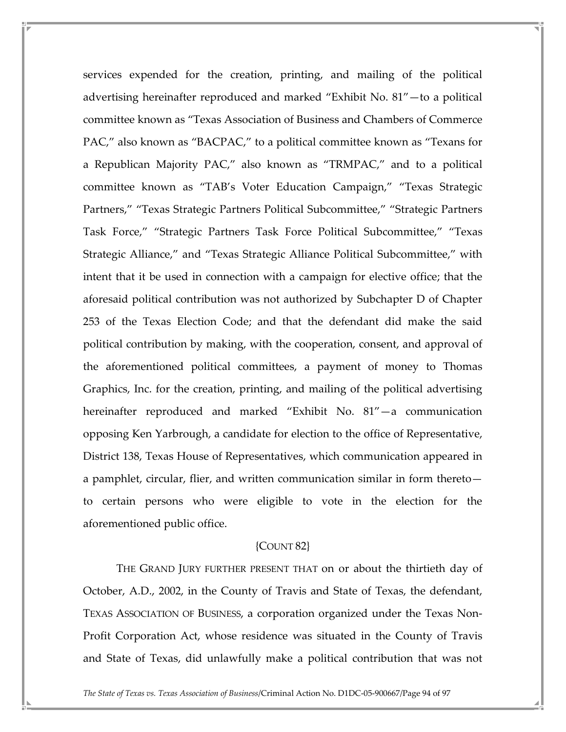services expended for the creation, printing, and mailing of the political advertising hereinafter reproduced and marked "Exhibit No. 81"—to a political committee known as "Texas Association of Business and Chambers of Commerce PAC," also known as "BACPAC," to a political committee known as "Texans for a Republican Majority PAC," also known as "TRMPAC," and to a political committee known as "TAB's Voter Education Campaign," "Texas Strategic Partners," "Texas Strategic Partners Political Subcommittee," "Strategic Partners Task Force," "Strategic Partners Task Force Political Subcommittee," "Texas Strategic Alliance," and "Texas Strategic Alliance Political Subcommittee," with intent that it be used in connection with a campaign for elective office; that the aforesaid political contribution was not authorized by Subchapter D of Chapter 253 of the Texas Election Code; and that the defendant did make the said political contribution by making, with the cooperation, consent, and approval of the aforementioned political committees, a payment of money to Thomas Graphics, Inc. for the creation, printing, and mailing of the political advertising hereinafter reproduced and marked "Exhibit No. 81"—a communication opposing Ken Yarbrough, a candidate for election to the office of Representative, District 138, Texas House of Representatives, which communication appeared in a pamphlet, circular, flier, and written communication similar in form thereto—to certain persons who were eligible to vote in the election for the aforementioned public office.

{COUNT 82}

THE GRAND JURY FURTHER PRESENT THAT on or about the thirtieth day of October, A.D., 2002, in the County of Travis and State of Texas, the defendant, TEXAS ASSOCIATION OF BUSINESS, a corporation organized under the Texas Non-Profit Corporation Act, whose residence was situated in the County of Travis and State of Texas, did unlawfully make a political contribution that was not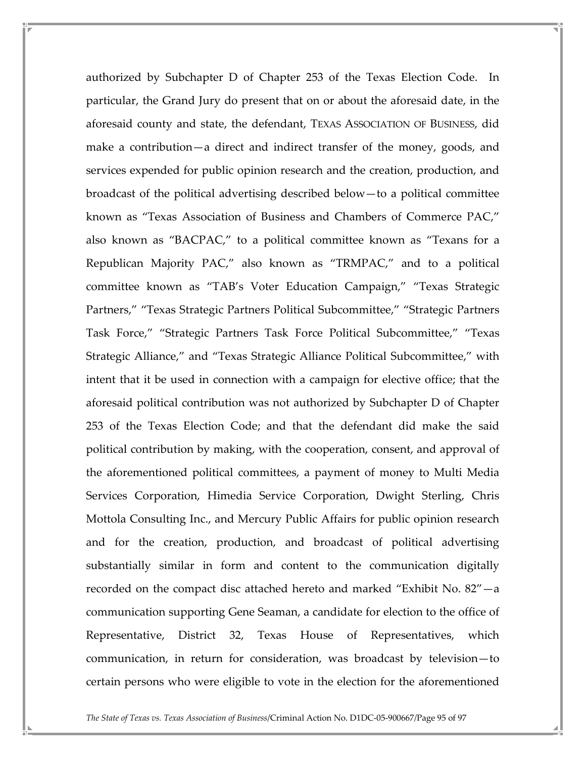authorized by Subchapter D of Chapter 253 of the Texas Election Code. In particular, the Grand Jury do present that on or about the aforesaid date, in the aforesaid county and state, the defendant, TEXAS ASSOCIATION OF BUSINESS, did make a contribution—a direct and indirect transfer of the money, goods, and services expended for public opinion research and the creation, production, and broadcast of the political advertising described below—to a political committee known as "Texas Association of Business and Chambers of Commerce PAC," also known as "BACPAC," to a political committee known as "Texans for a Republican Majority PAC," also known as "TRMPAC," and to a political committee known as "TAB's Voter Education Campaign," "Texas Strategic Partners," "Texas Strategic Partners Political Subcommittee," "Strategic Partners Task Force," "Strategic Partners Task Force Political Subcommittee," "Texas Strategic Alliance," and "Texas Strategic Alliance Political Subcommittee," with intent that it be used in connection with a campaign for elective office; that the aforesaid political contribution was not authorized by Subchapter D of Chapter 253 of the Texas Election Code; and that the defendant did make the said political contribution by making, with the cooperation, consent, and approval of the aforementioned political committees, a payment of money to Multi Media Services Corporation, Himedia Service Corporation, Dwight Sterling, Chris Mottola Consulting Inc., and Mercury Public Affairs for public opinion research and for the creation, production, and broadcast of political advertising substantially similar in form and content to the communication digitally recorded on the compact disc attached hereto and marked "Exhibit No. 82"—a communication supporting Gene Seaman, a candidate for election to the office of Representative, District 32, Texas House of Representatives, which communication, in return for consideration, was broadcast by television—to certain persons who were eligible to vote in the election for the aforementioned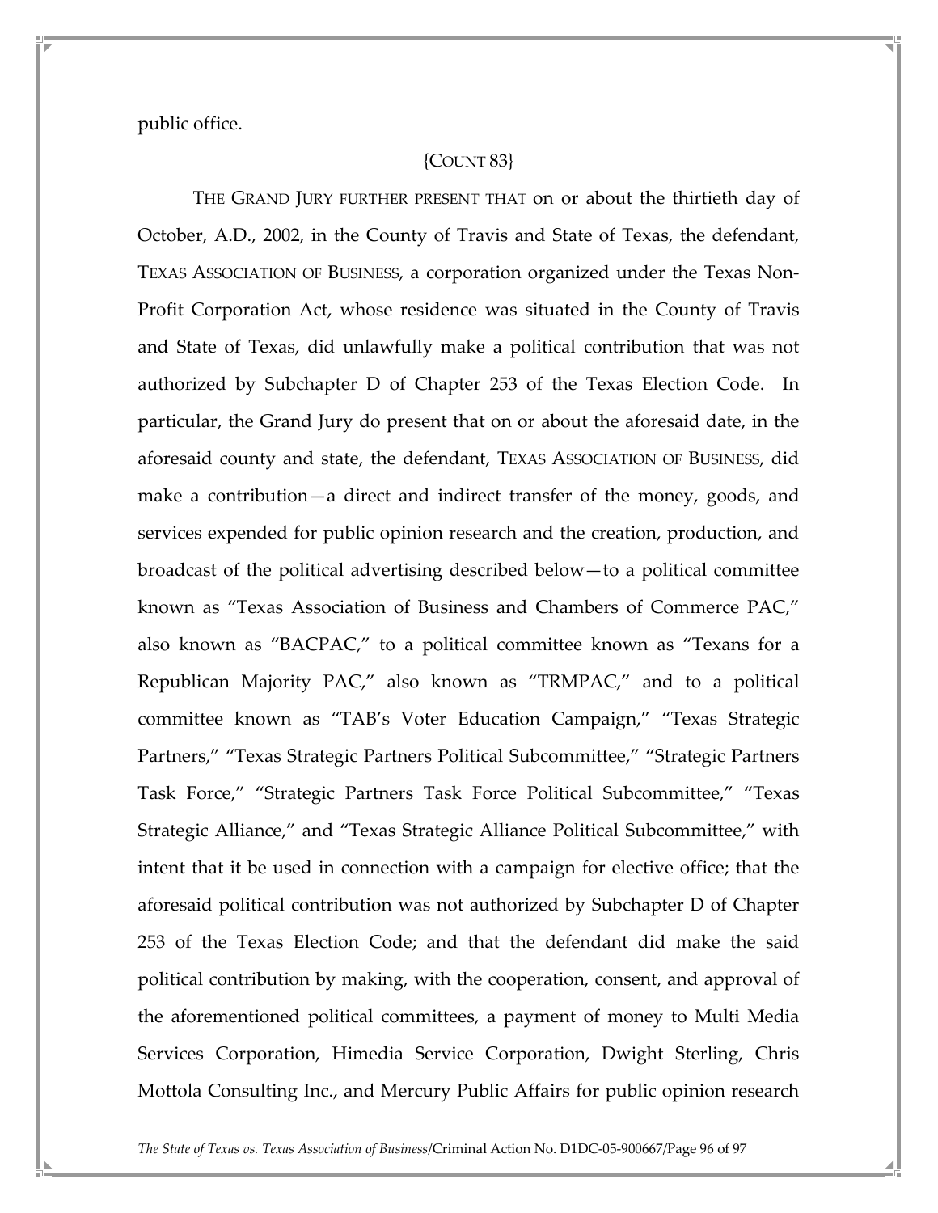public office.

{COUNT 83}

THE GRAND JURY FURTHER PRESENT THAT on or about the thirtieth day of October, A.D., 2002, in the County of Travis and State of Texas, the defendant, TEXAS ASSOCIATION OF BUSINESS, a corporation organized under the Texas Non-Profit Corporation Act, whose residence was situated in the County of Travis and State of Texas, did unlawfully make a political contribution that was not authorized by Subchapter D of Chapter 253 of the Texas Election Code. In particular, the Grand Jury do present that on or about the aforesaid date, in the aforesaid county and state, the defendant, TEXAS ASSOCIATION OF BUSINESS, did make a contribution—a direct and indirect transfer of the money, goods, and services expended for public opinion research and the creation, production, and broadcast of the political advertising described below—to a political committee known as "Texas Association of Business and Chambers of Commerce PAC," also known as "BACPAC," to a political committee known as "Texans for a Republican Majority PAC," also known as "TRMPAC," and to a political committee known as "TAB's Voter Education Campaign," "Texas Strategic Partners," "Texas Strategic Partners Political Subcommittee," "Strategic Partners Task Force," "Strategic Partners Task Force Political Subcommittee," "Texas Strategic Alliance," and "Texas Strategic Alliance Political Subcommittee," with intent that it be used in connection with a campaign for elective office; that the aforesaid political contribution was not authorized by Subchapter D of Chapter 253 of the Texas Election Code; and that the defendant did make the said political contribution by making, with the cooperation, consent, and approval of the aforementioned political committees, a payment of money to Multi Media Services Corporation, Himedia Service Corporation, Dwight Sterling, Chris Mottola Consulting Inc., and Mercury Public Affairs for public opinion research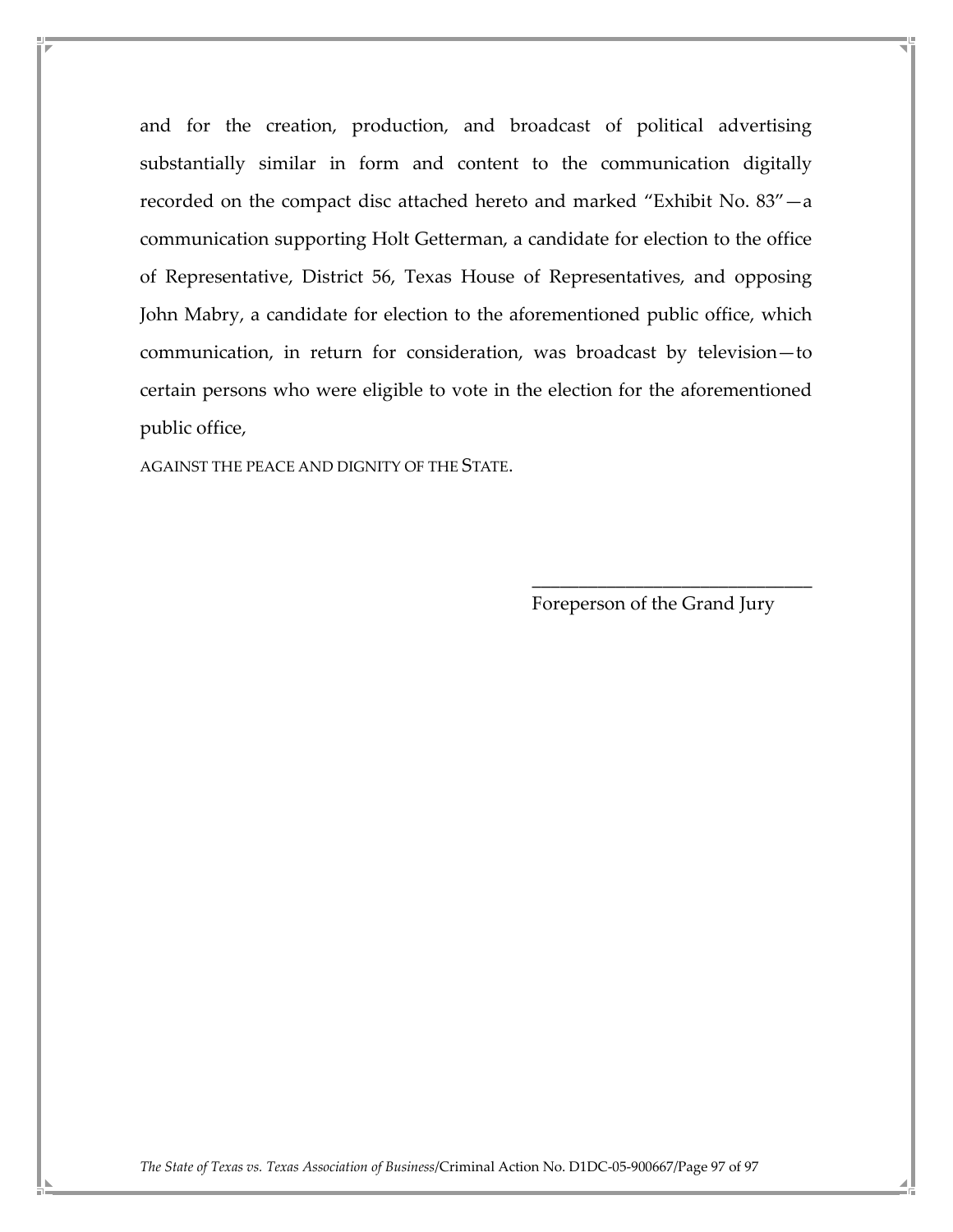and for the creation, production, and broadcast of political advertising substantially similar in form and content to the communication digitally recorded on the compact disc attached hereto and marked "Exhibit No. 83"—a communication supporting Holt Getterman, a candidate for election to the office of Representative, District 56, Texas House of Representatives, and opposing John Mabry, a candidate for election to the aforementioned public office, which communication, in return for consideration, was broadcast by television—to certain persons who were eligible to vote in the election for the aforementioned public office,

AGAINST THE PEACE AND DIGNITY OF THE STATE.

\_\_\_\_\_\_\_\_\_\_\_\_\_\_\_\_\_\_\_\_\_\_\_\_\_\_\_\_\_\_

Foreperson of the Grand Jury